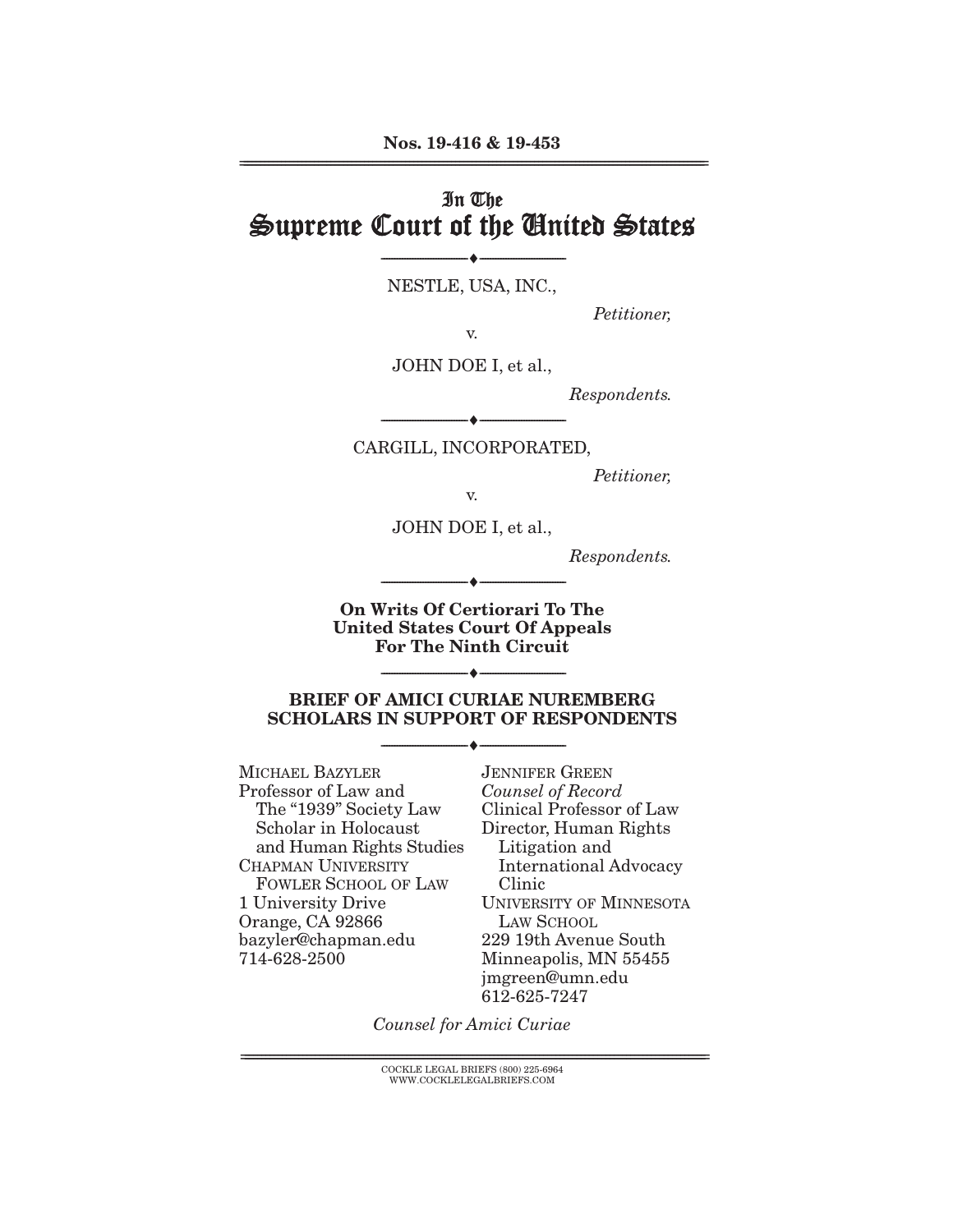Nos. 19-416 & 19-453

In The
# Supreme Court of the United States

---

NESTLE, USA, INC.,

*Petitioner,*

v.

JOHN DOE I, et al.,

*Respondents.*

---

CARGILL, INCORPORATED,

*Petitioner,*

v.

JOHN DOE I, et al.,

*Respondents.*

---

**On Writs Of Certiorari To The United States Court Of Appeals For The Ninth Circuit**

---

**BRIEF OF AMICI CURIAE NUREMBERG SCHOLARS IN SUPPORT OF RESPONDENTS**

---

MICHAEL BAZYLER
Professor of Law and
The "1939" Society Law
Scholar in Holocaust
and Human Rights Studies
CHAPMAN UNIVERSITY
FOWLER SCHOOL OF LAW
1 University Drive
Orange, CA 92866
bazyler@chapman.edu
714-628-2500

JENNIFER GREEN
*Counsel of Record*
Clinical Professor of Law
Director, Human Rights
Litigation and
International Advocacy
Clinic
UNIVERSITY OF MINNESOTA
LAW SCHOOL
229 19th Avenue South
Minneapolis, MN 55455
jmgreen@umn.edu
612-625-7247

*Counsel for Amici Curiae*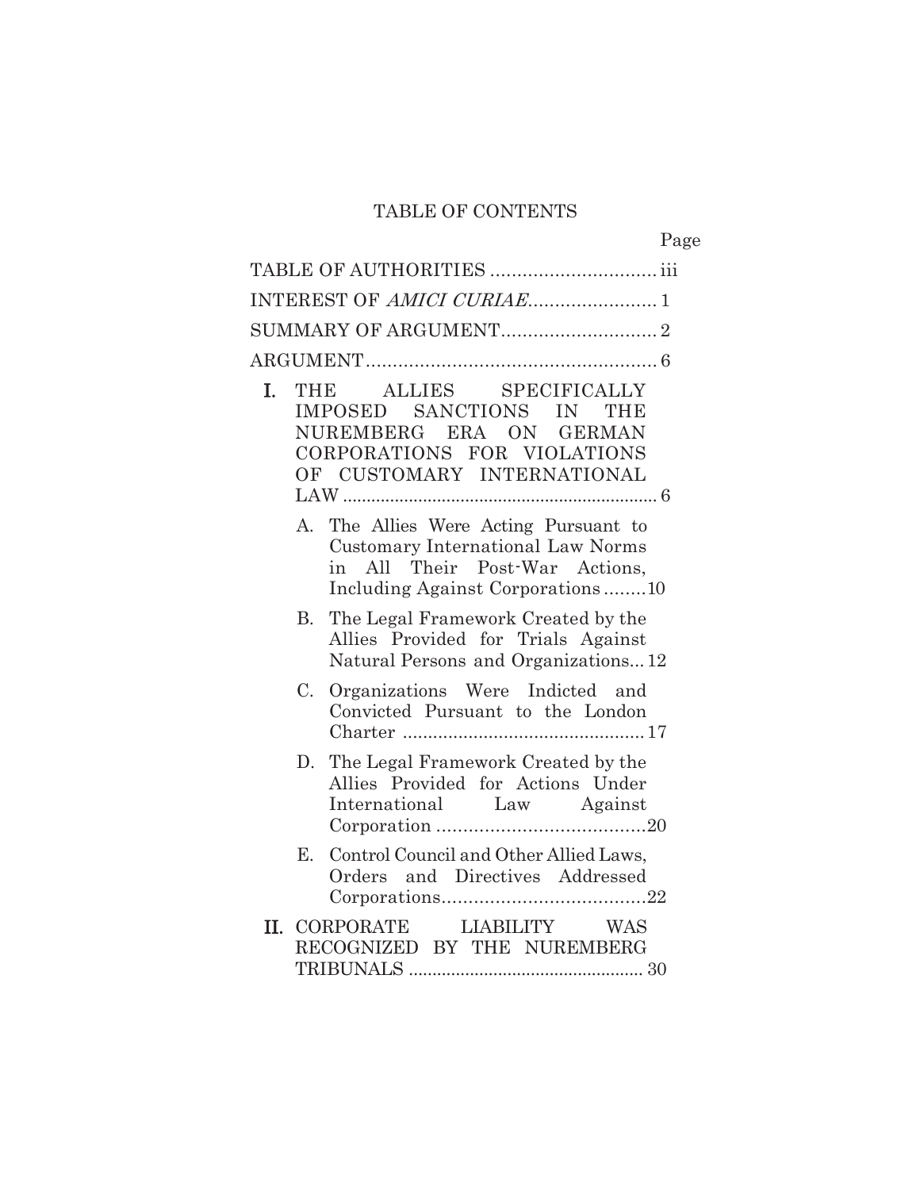# TABLE OF CONTENTS

Page

TABLE OF AUTHORITIES ............................... iii

INTEREST OF *AMICI CURIAE*........................ 1

SUMMARY OF ARGUMENT............................. 2

ARGUMENT...................................................... 6

I. THE ALLIES SPECIFICALLY IMPOSED SANCTIONS IN THE NUREMBERG ERA ON GERMAN CORPORATIONS FOR VIOLATIONS OF CUSTOMARY INTERNATIONAL LAW ................................................................... 6

   A. The Allies Were Acting Pursuant to Customary International Law Norms in All Their Post-War Actions, Including Against Corporations ........10

   B. The Legal Framework Created by the Allies Provided for Trials Against Natural Persons and Organizations... 12

   C. Organizations Were Indicted and Convicted Pursuant to the London Charter ................................................ 17

   D. The Legal Framework Created by the Allies Provided for Actions Under International Law Against Corporation .......................................20

   E. Control Council and Other Allied Laws, Orders and Directives Addressed Corporations.......................................22

II. CORPORATE LIABILITY WAS RECOGNIZED BY THE NUREMBERG TRIBUNALS .................................................. 30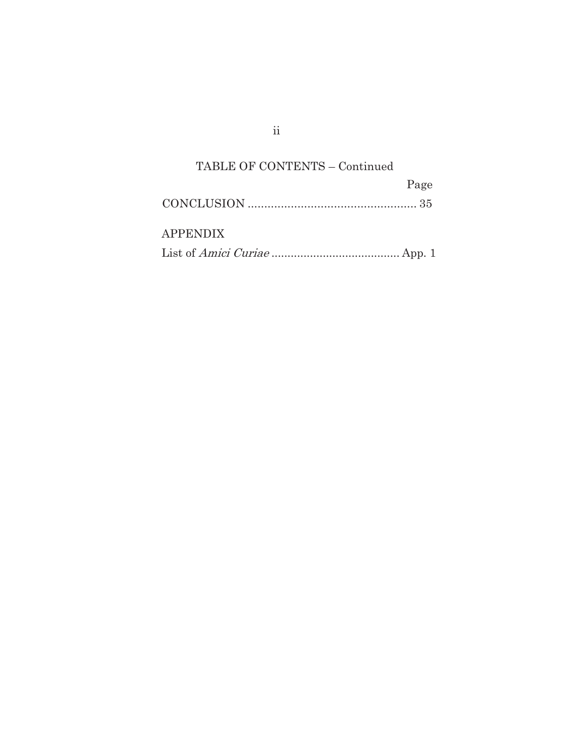TABLE OF CONTENTS – Continued

| | Page |
|---|---|
| CONCLUSION | 35 |
| APPENDIX | |
| List of *Amici Curiae* | App. 1 |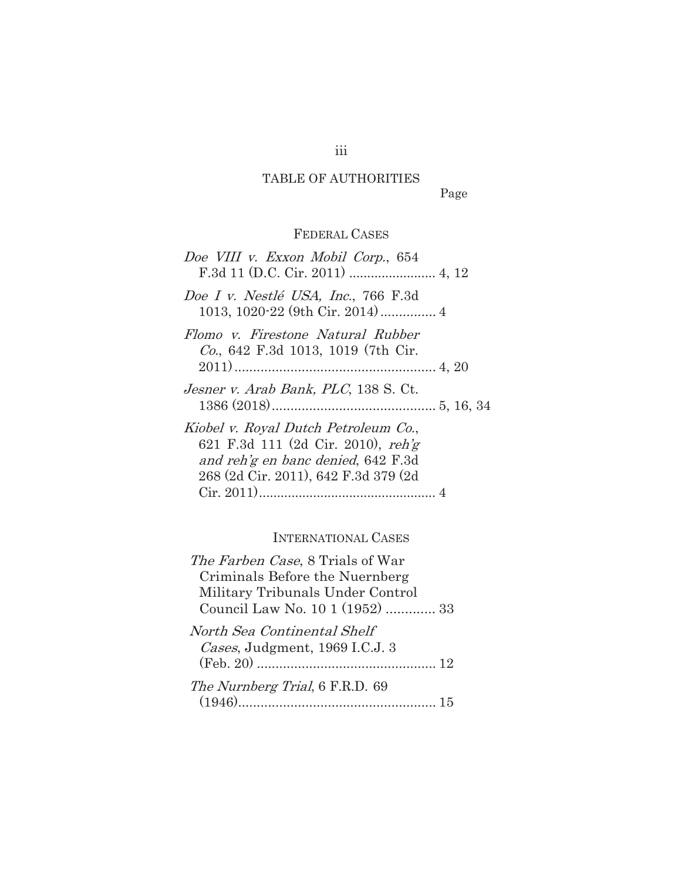# TABLE OF AUTHORITIES

Page

## FEDERAL CASES

*Doe VIII v. Exxon Mobil Corp.*, 654 F.3d 11 (D.C. Cir. 2011) ........................ 4, 12

*Doe I v. Nestlé USA, Inc.*, 766 F.3d 1013, 1020-22 (9th Cir. 2014) .............. 4

*Flomo v. Firestone Natural Rubber Co.*, 642 F.3d 1013, 1019 (7th Cir. 2011) ...................................................... 4, 20

*Jesner v. Arab Bank, PLC*, 138 S. Ct. 1386 (2018) ............................................ 5, 16, 34

*Kiobel v. Royal Dutch Petroleum Co.*, 621 F.3d 111 (2d Cir. 2010), *reh'g and reh'g en banc denied*, 642 F.3d 268 (2d Cir. 2011), 642 F.3d 379 (2d Cir. 2011) ................................................ 4

## INTERNATIONAL CASES

*The Farben Case*, 8 Trials of War Criminals Before the Nuernberg Military Tribunals Under Control Council Law No. 10 1 (1952) ............. 33

*North Sea Continental Shelf Cases*, Judgment, 1969 I.C.J. 3 (Feb. 20) ................................................ 12

*The Nurnberg Trial*, 6 F.R.D. 69 (1946) .................................................... 15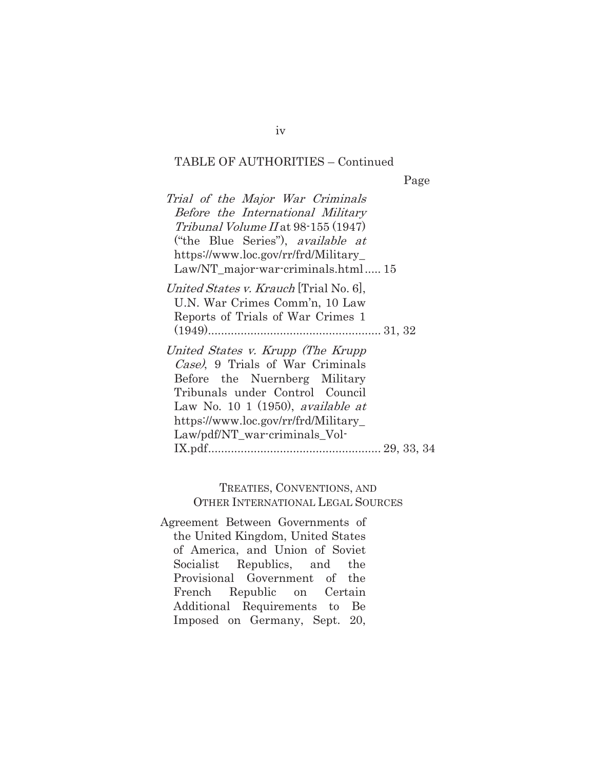TABLE OF AUTHORITIES – Continued

Page

*Trial of the Major War Criminals Before the International Military Tribunal Volume II* at 98-155 (1947) ("the Blue Series"), *available at* https://www.loc.gov/rr/frd/Military_Law/NT_major-war-criminals.html..... 15

*United States v. Krauch* [Trial No. 6], U.N. War Crimes Comm'n, 10 Law Reports of Trials of War Crimes 1 (1949)..................................................... 31, 32

*United States v. Krupp (The Krupp Case)*, 9 Trials of War Criminals Before the Nuernberg Military Tribunals under Control Council Law No. 10 1 (1950), *available at* https://www.loc.gov/rr/frd/Military_Law/pdf/NT_war-criminals_Vol-IX.pdf..................................................... 29, 33, 34

TREATIES, CONVENTIONS, AND OTHER INTERNATIONAL LEGAL SOURCES

Agreement Between Governments of the United Kingdom, United States of America, and Union of Soviet Socialist Republics, and the Provisional Government of the French Republic on Certain Additional Requirements to Be Imposed on Germany, Sept. 20,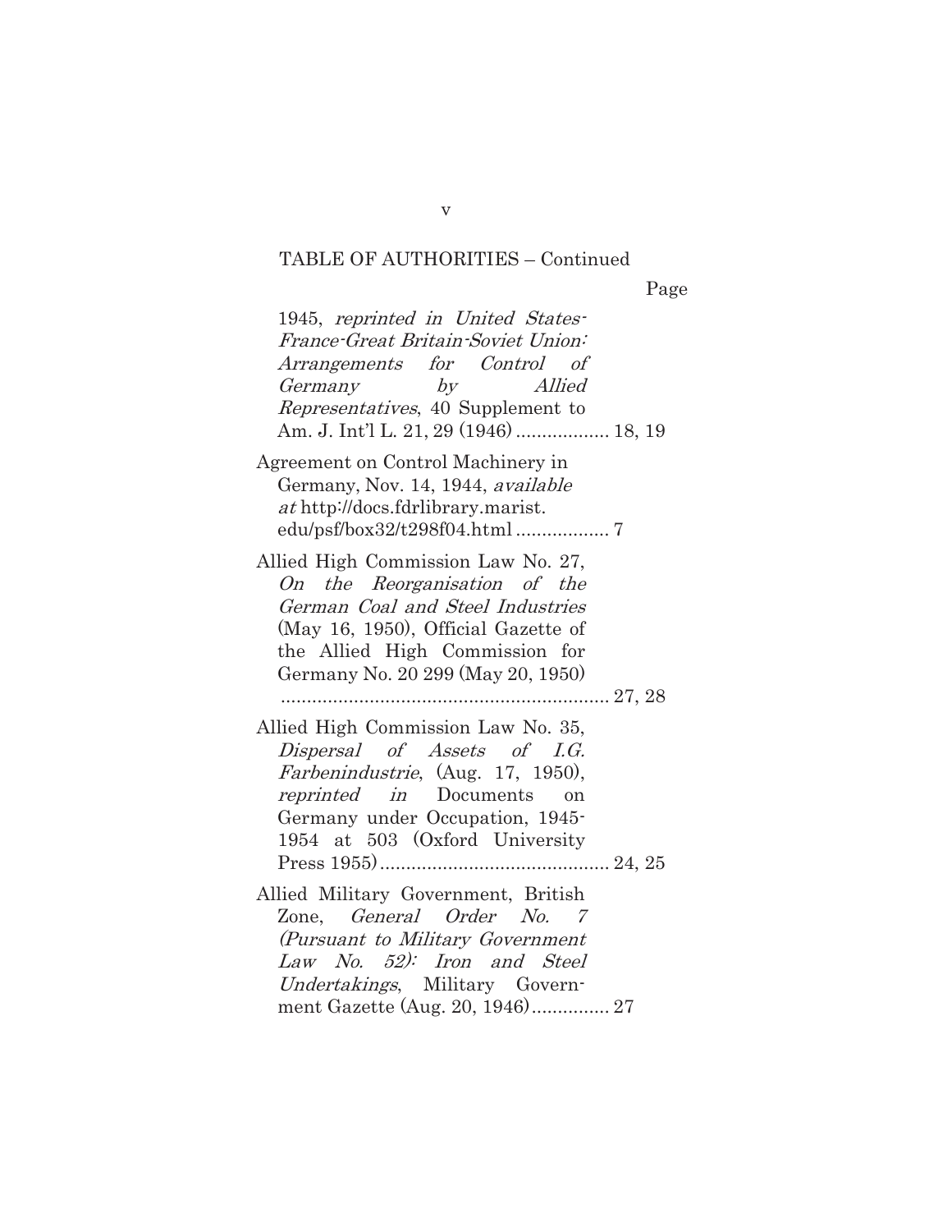TABLE OF AUTHORITIES – Continued

Page

1945, *reprinted in United States-France-Great Britain-Soviet Union: Arrangements for Control of Germany by Allied Representatives*, 40 Supplement to Am. J. Int'l L. 21, 29 (1946) .................. 18, 19

Agreement on Control Machinery in Germany, Nov. 14, 1944, *available at* http://docs.fdrlibrary.marist.edu/psf/box32/t298f04.html .................. 7

Allied High Commission Law No. 27, *On the Reorganisation of the German Coal and Steel Industries* (May 16, 1950), Official Gazette of the Allied High Commission for Germany No. 20 299 (May 20, 1950) ................................................................ 27, 28

Allied High Commission Law No. 35, *Dispersal of Assets of I.G. Farbenindustrie*, (Aug. 17, 1950), *reprinted in* Documents on Germany under Occupation, 1945-1954 at 503 (Oxford University Press 1955) ............................................ 24, 25

Allied Military Government, British Zone, *General Order No. 7 (Pursuant to Military Government Law No. 52): Iron and Steel Undertakings*, Military Government Gazette (Aug. 20, 1946) ............... 27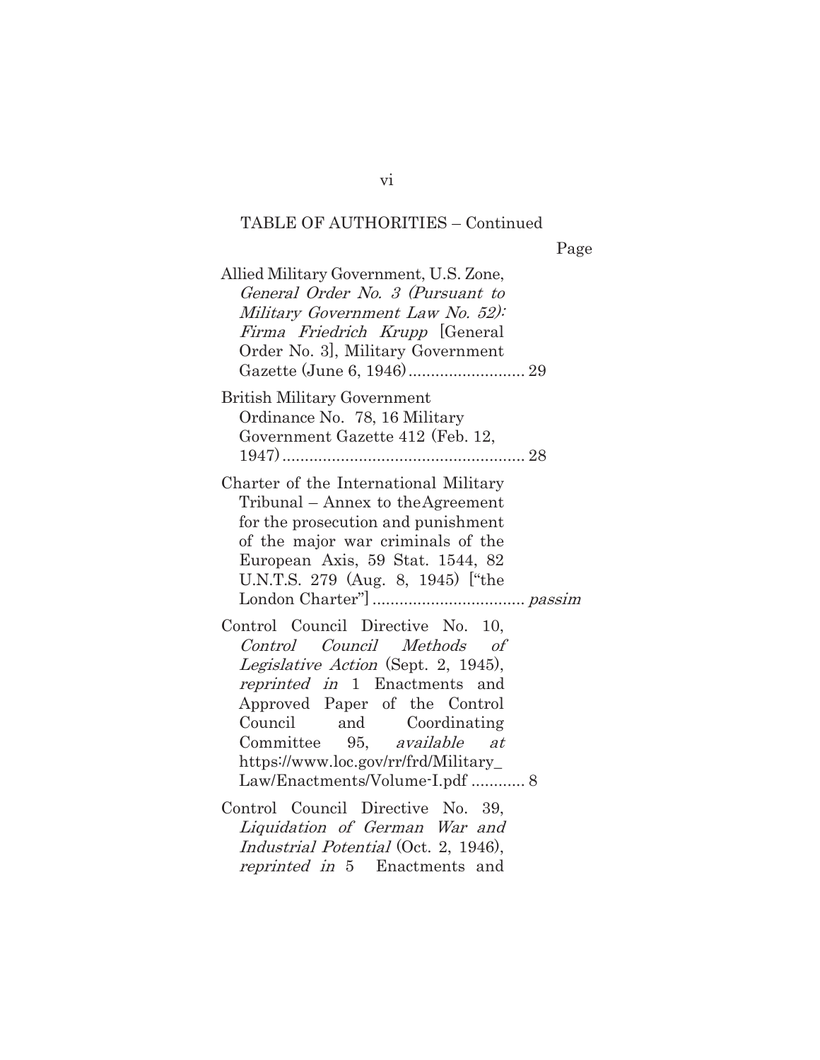TABLE OF AUTHORITIES – Continued

Page

Allied Military Government, U.S. Zone, *General Order No. 3 (Pursuant to Military Government Law No. 52): Firma Friedrich Krupp* [General Order No. 3], Military Government Gazette (June 6, 1946).......................... 29

British Military Government Ordinance No. 78, 16 Military Government Gazette 412 (Feb. 12, 1947)...................................................... 28

Charter of the International Military Tribunal – Annex to the Agreement for the prosecution and punishment of the major war criminals of the European Axis, 59 Stat. 1544, 82 U.N.T.S. 279 (Aug. 8, 1945) ["the London Charter"].................................. *passim*

Control Council Directive No. 10, *Control Council Methods of Legislative Action* (Sept. 2, 1945), *reprinted in* 1 Enactments and Approved Paper of the Control Council and Coordinating Committee 95, *available at* https://www.loc.gov/rr/frd/Military_Law/Enactments/Volume-I.pdf ............ 8

Control Council Directive No. 39, *Liquidation of German War and Industrial Potential* (Oct. 2, 1946), *reprinted in* 5 Enactments and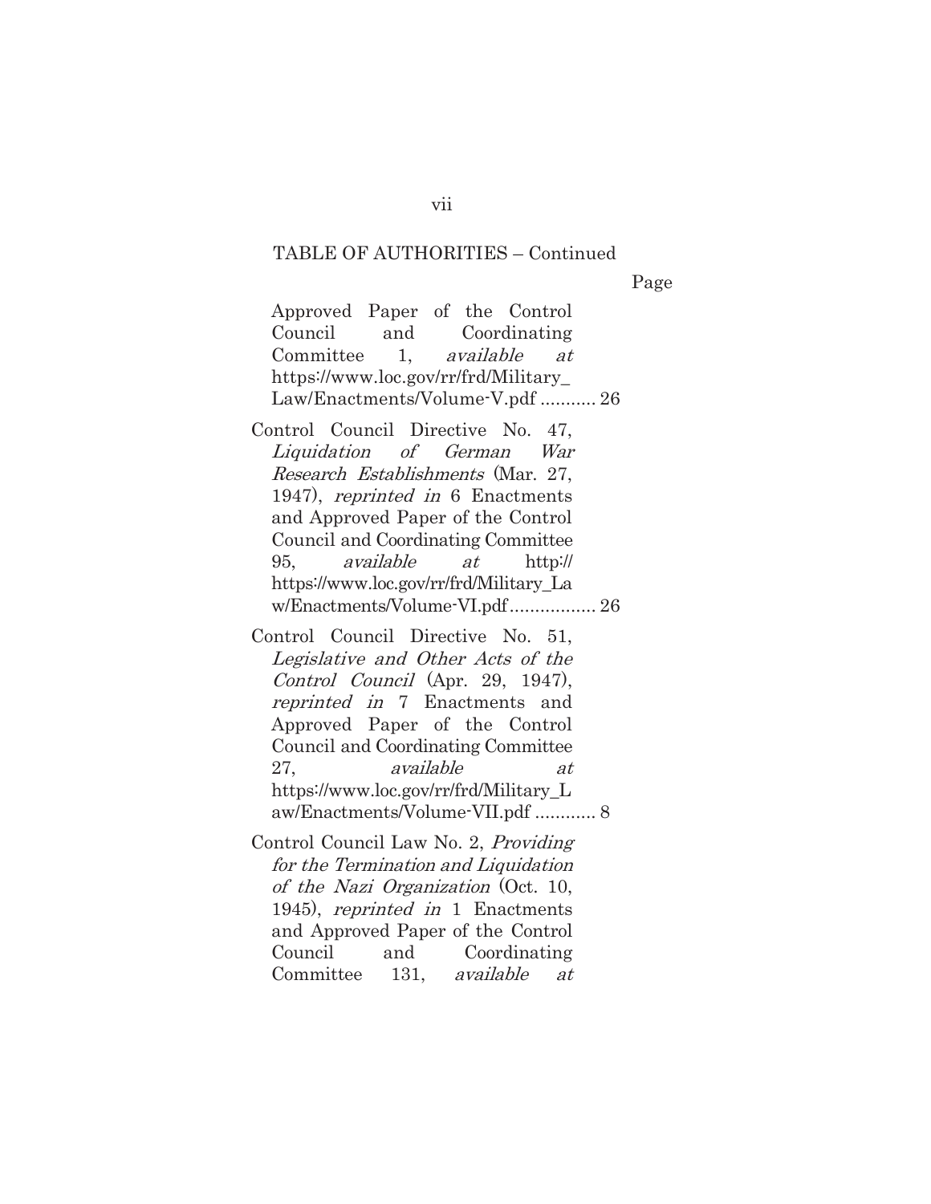TABLE OF AUTHORITIES – Continued

Page

Approved Paper of the Control Council and Coordinating Committee 1, *available at* https://www.loc.gov/rr/frd/Military_Law/Enactments/Volume-V.pdf ........... 26

Control Council Directive No. 47, *Liquidation of German War Research Establishments* (Mar. 27, 1947), *reprinted in* 6 Enactments and Approved Paper of the Control Council and Coordinating Committee 95, *available at* http:// https://www.loc.gov/rr/frd/Military_Law/Enactments/Volume-VI.pdf ................. 26

Control Council Directive No. 51, *Legislative and Other Acts of the Control Council* (Apr. 29, 1947), *reprinted in* 7 Enactments and Approved Paper of the Control Council and Coordinating Committee 27, *available at* https://www.loc.gov/rr/frd/Military_Law/Enactments/Volume-VII.pdf ............ 8

Control Council Law No. 2, *Providing for the Termination and Liquidation of the Nazi Organization* (Oct. 10, 1945), *reprinted in* 1 Enactments and Approved Paper of the Control Council and Coordinating Committee 131, *available at*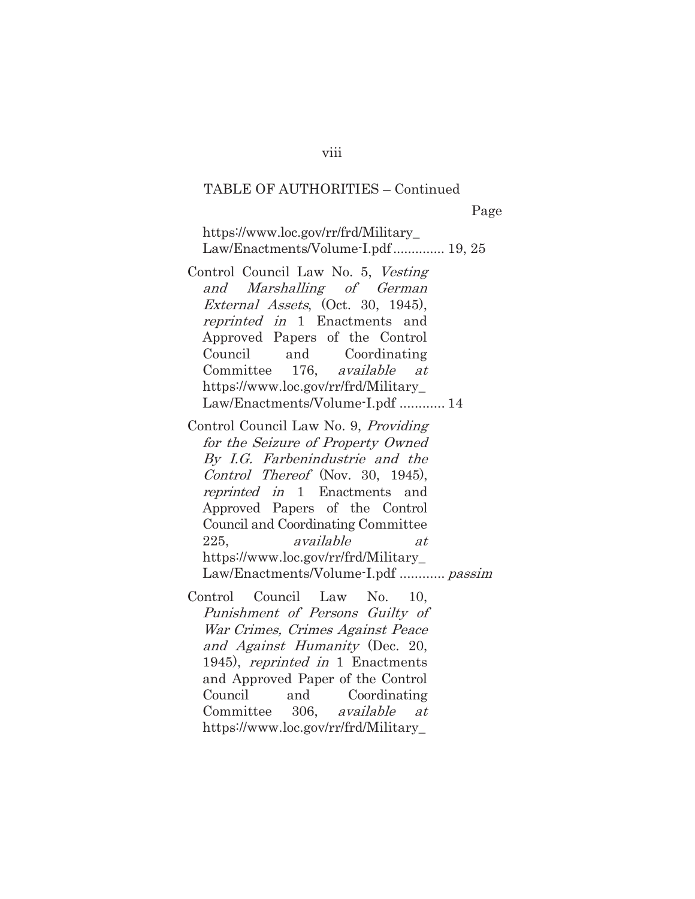TABLE OF AUTHORITIES – Continued

Page

https://www.loc.gov/rr/frd/Military_Law/Enactments/Volume-I.pdf .............. 19, 25

Control Council Law No. 5, *Vesting and Marshalling of German External Assets*, (Oct. 30, 1945), *reprinted in* 1 Enactments and Approved Papers of the Control Council and Coordinating Committee 176, *available at* https://www.loc.gov/rr/frd/Military_Law/Enactments/Volume-I.pdf ............ 14

Control Council Law No. 9, *Providing for the Seizure of Property Owned By I.G. Farbenindustrie and the Control Thereof* (Nov. 30, 1945), *reprinted in* 1 Enactments and Approved Papers of the Control Council and Coordinating Committee 225, *available at* https://www.loc.gov/rr/frd/Military_Law/Enactments/Volume-I.pdf ............ *passim*

Control Council Law No. 10, *Punishment of Persons Guilty of War Crimes, Crimes Against Peace and Against Humanity* (Dec. 20, 1945), *reprinted in* 1 Enactments and Approved Paper of the Control Council and Coordinating Committee 306, *available at* https://www.loc.gov/rr/frd/Military_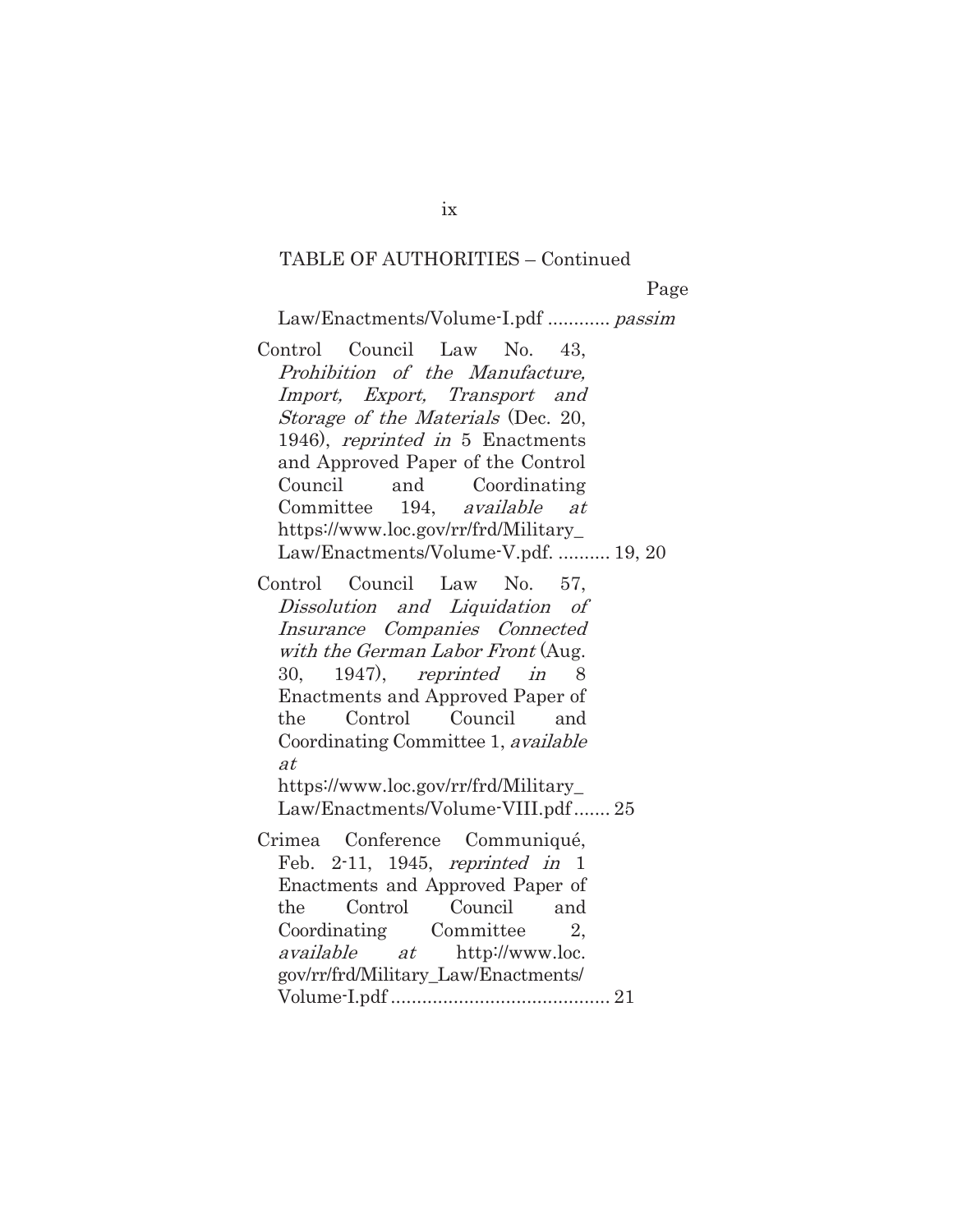TABLE OF AUTHORITIES – Continued

Page

Law/Enactments/Volume-I.pdf ............ *passim*

Control Council Law No. 43, *Prohibition of the Manufacture, Import, Export, Transport and Storage of the Materials* (Dec. 20, 1946), *reprinted in* 5 Enactments and Approved Paper of the Control Council and Coordinating Committee 194, *available at* https://www.loc.gov/rr/frd/Military_Law/Enactments/Volume-V.pdf. .......... 19, 20

Control Council Law No. 57, *Dissolution and Liquidation of Insurance Companies Connected with the German Labor Front* (Aug. 30, 1947), *reprinted in* 8 Enactments and Approved Paper of the Control Council and Coordinating Committee 1, *available at* https://www.loc.gov/rr/frd/Military_Law/Enactments/Volume-VIII.pdf ....... 25

Crimea Conference Communiqué, Feb. 2-11, 1945, *reprinted in* 1 Enactments and Approved Paper of the Control Council and Coordinating Committee 2, *available at* http://www.loc.gov/rr/frd/Military_Law/Enactments/Volume-I.pdf .......................................... 21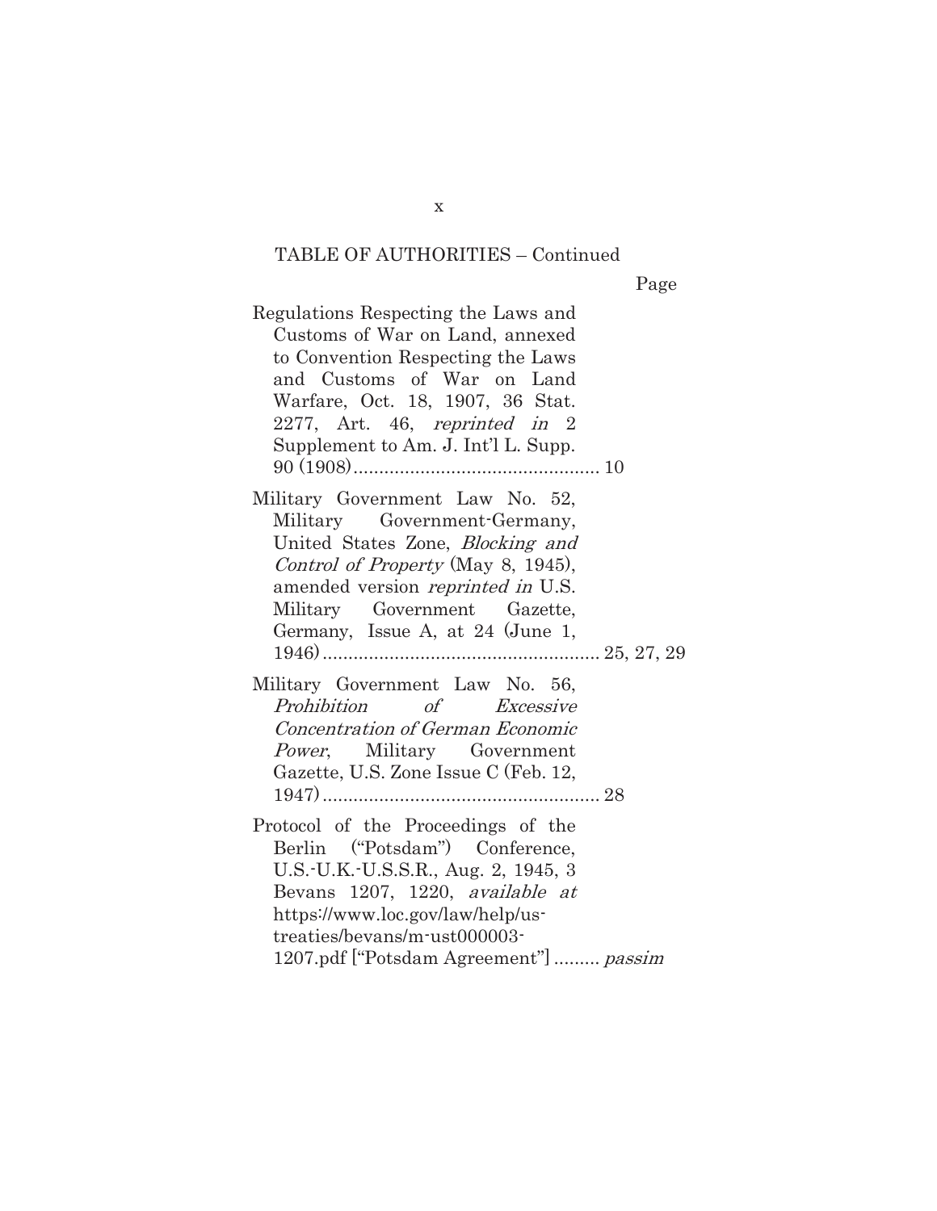TABLE OF AUTHORITIES – Continued

Page

Regulations Respecting the Laws and Customs of War on Land, annexed to Convention Respecting the Laws and Customs of War on Land Warfare, Oct. 18, 1907, 36 Stat. 2277, Art. 46, *reprinted in* 2 Supplement to Am. J. Int'l L. Supp. 90 (1908) ................................................ 10

Military Government Law No. 52, Military Government-Germany, United States Zone, *Blocking and Control of Property* (May 8, 1945), amended version *reprinted in* U.S. Military Government Gazette, Germany, Issue A, at 24 (June 1, 1946) ...................................................... 25, 27, 29

Military Government Law No. 56, *Prohibition of Excessive Concentration of German Economic Power*, Military Government Gazette, U.S. Zone Issue C (Feb. 12, 1947) ...................................................... 28

Protocol of the Proceedings of the Berlin ("Potsdam") Conference, U.S.-U.K.-U.S.S.R., Aug. 2, 1945, 3 Bevans 1207, 1220, *available at* https://www.loc.gov/law/help/us-treaties/bevans/m-ust000003-1207.pdf ["Potsdam Agreement"] ......... *passim*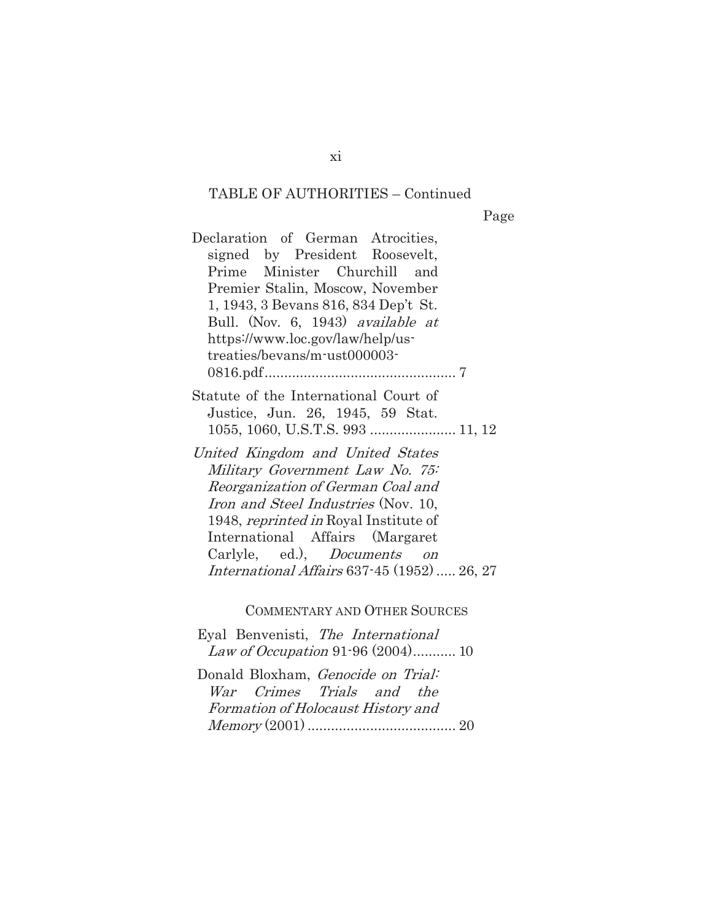TABLE OF AUTHORITIES – Continued

Page

Declaration of German Atrocities, signed by President Roosevelt, Prime Minister Churchill and Premier Stalin, Moscow, November 1, 1943, 3 Bevans 816, 834 Dep't St. Bull. (Nov. 6, 1943) *available at* https://www.loc.gov/law/help/us-treaties/bevans/m-ust000003-0816.pdf................................................ 7

Statute of the International Court of Justice, Jun. 26, 1945, 59 Stat. 1055, 1060, U.S.T.S. 993 ..................... 11, 12

*United Kingdom and United States Military Government Law No. 75: Reorganization of German Coal and Iron and Steel Industries* (Nov. 10, 1948, *reprinted in* Royal Institute of International Affairs (Margaret Carlyle, ed.), *Documents on International Affairs* 637-45 (1952) ..... 26, 27

COMMENTARY AND OTHER SOURCES

Eyal Benvenisti, *The International Law of Occupation* 91-96 (2004)........... 10

Donald Bloxham, *Genocide on Trial: War Crimes Trials and the Formation of Holocaust History and Memory* (2001) ...................................... 20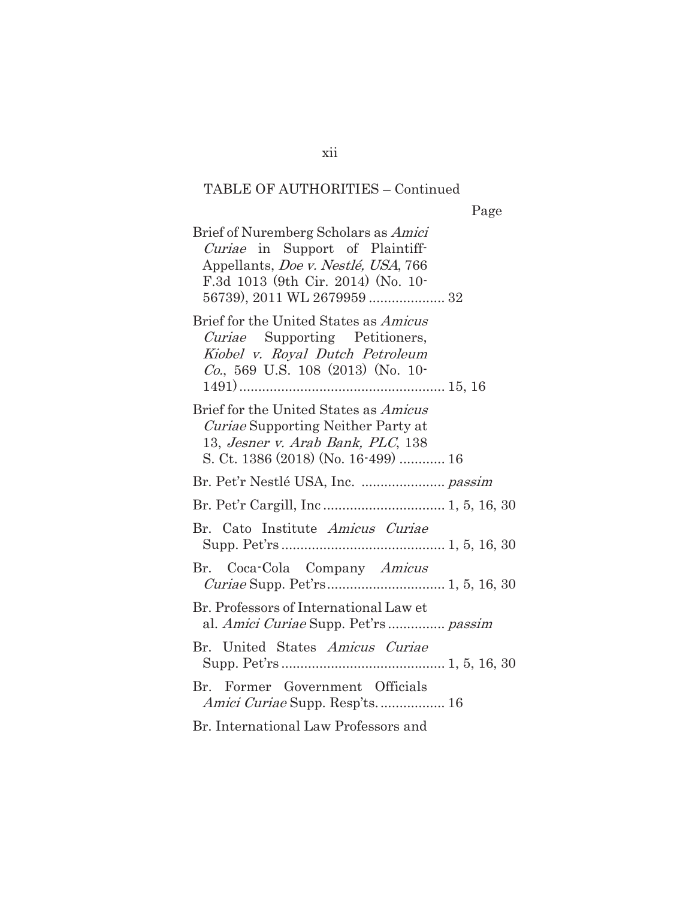TABLE OF AUTHORITIES – Continued

Page

Brief of Nuremberg Scholars as *Amici Curiae* in Support of Plaintiff-Appellants, *Doe v. Nestlé, USA*, 766 F.3d 1013 (9th Cir. 2014) (No. 10-56739), 2011 WL 2679959 .................... 32

Brief for the United States as *Amicus Curiae* Supporting Petitioners, *Kiobel v. Royal Dutch Petroleum Co.*, 569 U.S. 108 (2013) (No. 10-1491) ...................................................... 15, 16

Brief for the United States as *Amicus Curiae* Supporting Neither Party at 13, *Jesner v. Arab Bank, PLC*, 138 S. Ct. 1386 (2018) (No. 16-499) ............ 16

Br. Pet'r Nestlé USA, Inc. ...................... *passim*

Br. Pet'r Cargill, Inc ................................ 1, 5, 16, 30

Br. Cato Institute *Amicus Curiae* Supp. Pet'rs ........................................... 1, 5, 16, 30

Br. Coca-Cola Company *Amicus Curiae* Supp. Pet'rs ............................... 1, 5, 16, 30

Br. Professors of International Law et al. *Amici Curiae* Supp. Pet'rs ............... *passim*

Br. United States *Amicus Curiae* Supp. Pet'rs ........................................... 1, 5, 16, 30

Br. Former Government Officials *Amici Curiae* Supp. Resp'ts. ................. 16

Br. International Law Professors and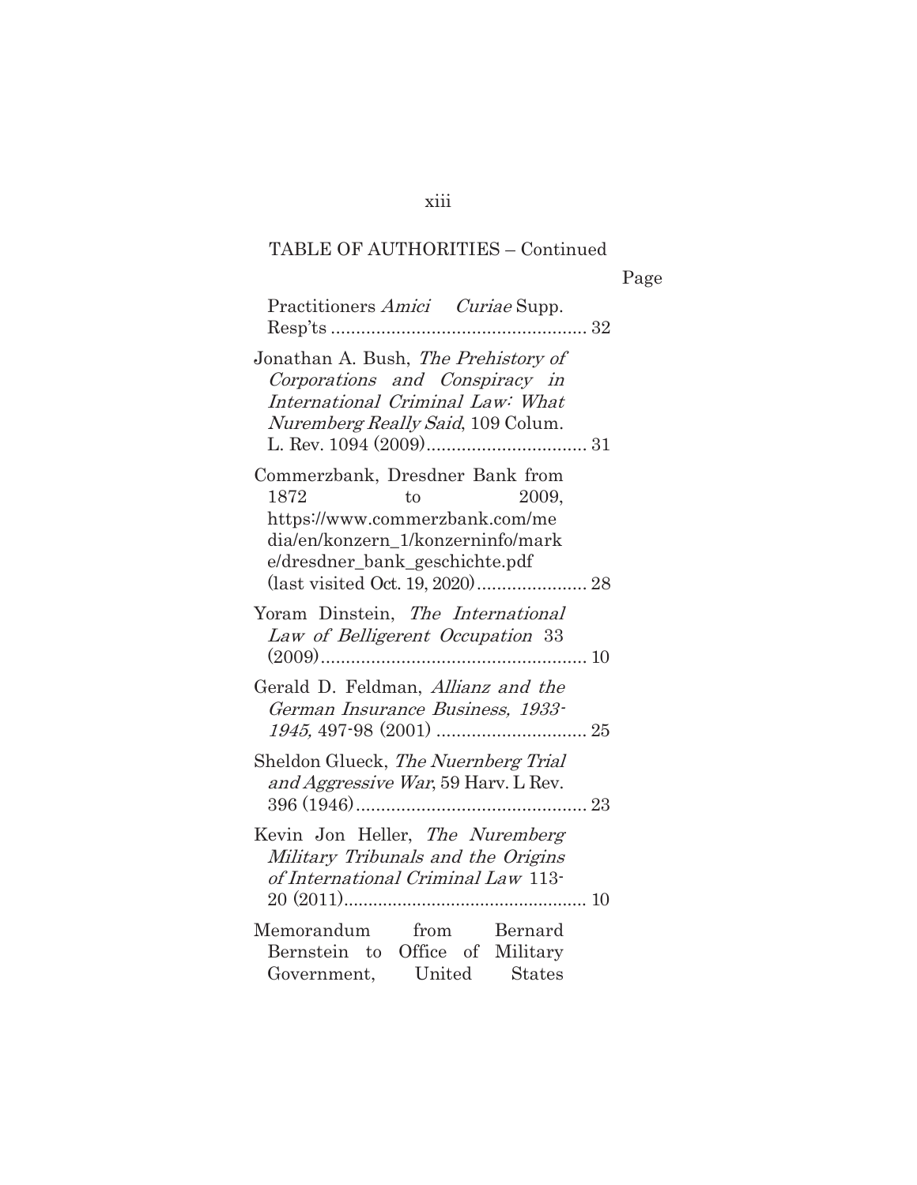TABLE OF AUTHORITIES – Continued

Page

Practitioners *Amici Curiae* Supp. Resp'ts .................................................. 32

Jonathan A. Bush, *The Prehistory of Corporations and Conspiracy in International Criminal Law: What Nuremberg Really Said*, 109 Colum. L. Rev. 1094 (2009)................................ 31

Commerzbank, Dresdner Bank from 1872 to 2009, https://www.commerzbank.com/media/en/konzern_1/konzerninfo/marke/dresdner_bank_geschichte.pdf (last visited Oct. 19, 2020)...................... 28

Yoram Dinstein, *The International Law of Belligerent Occupation* 33 (2009).................................................... 10

Gerald D. Feldman, *Allianz and the German Insurance Business, 1933-1945,* 497-98 (2001) .............................. 25

Sheldon Glueck, *The Nuernberg Trial and Aggressive War*, 59 Harv. L Rev. 396 (1946).............................................. 23

Kevin Jon Heller, *The Nuremberg Military Tribunals and the Origins of International Criminal Law* 113-20 (2011)................................................ 10

Memorandum from Bernard Bernstein to Office of Military Government, United States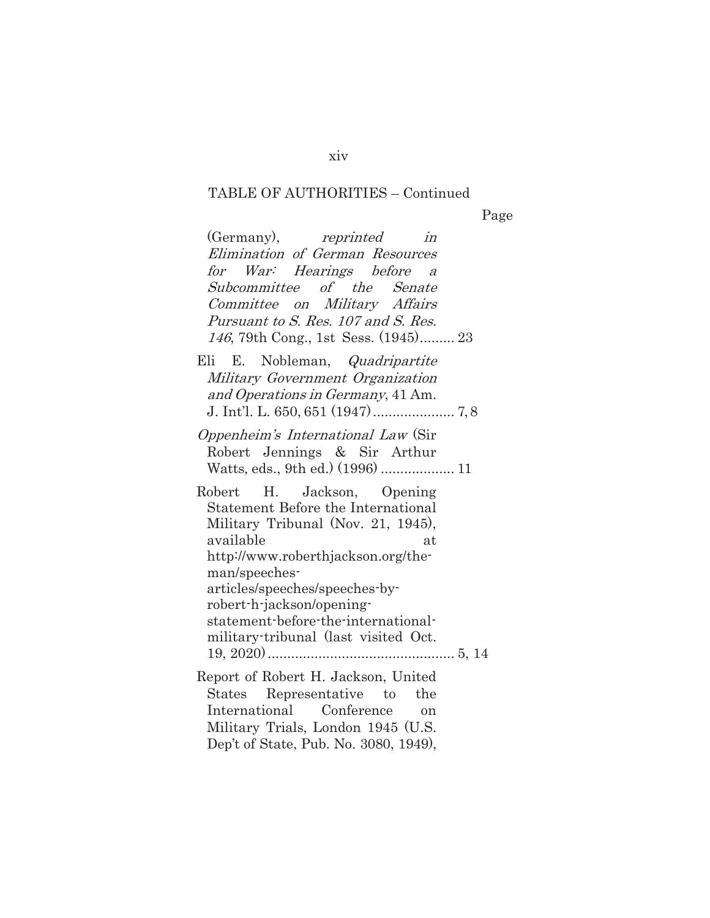TABLE OF AUTHORITIES – Continued

Page

(Germany), *reprinted in Elimination of German Resources for War: Hearings before a Subcommittee of the Senate Committee on Military Affairs Pursuant to S. Res. 107 and S. Res. 146*, 79th Cong., 1st Sess. (1945)......... 23

Eli E. Nobleman, *Quadripartite Military Government Organization and Operations in Germany*, 41 Am. J. Int'l. L. 650, 651 (1947)..................... 7, 8

*Oppenheim's International Law* (Sir Robert Jennings & Sir Arthur Watts, eds., 9th ed.) (1996) ................... 11

Robert H. Jackson, Opening Statement Before the International Military Tribunal (Nov. 21, 1945), available at http://www.roberthjackson.org/the-man/speeches-articles/speeches/speeches-by-robert-h-jackson/opening-statement-before-the-international-military-tribunal (last visited Oct. 19, 2020)................................................ 5, 14

Report of Robert H. Jackson, United States Representative to the International Conference on Military Trials, London 1945 (U.S. Dep't of State, Pub. No. 3080, 1949),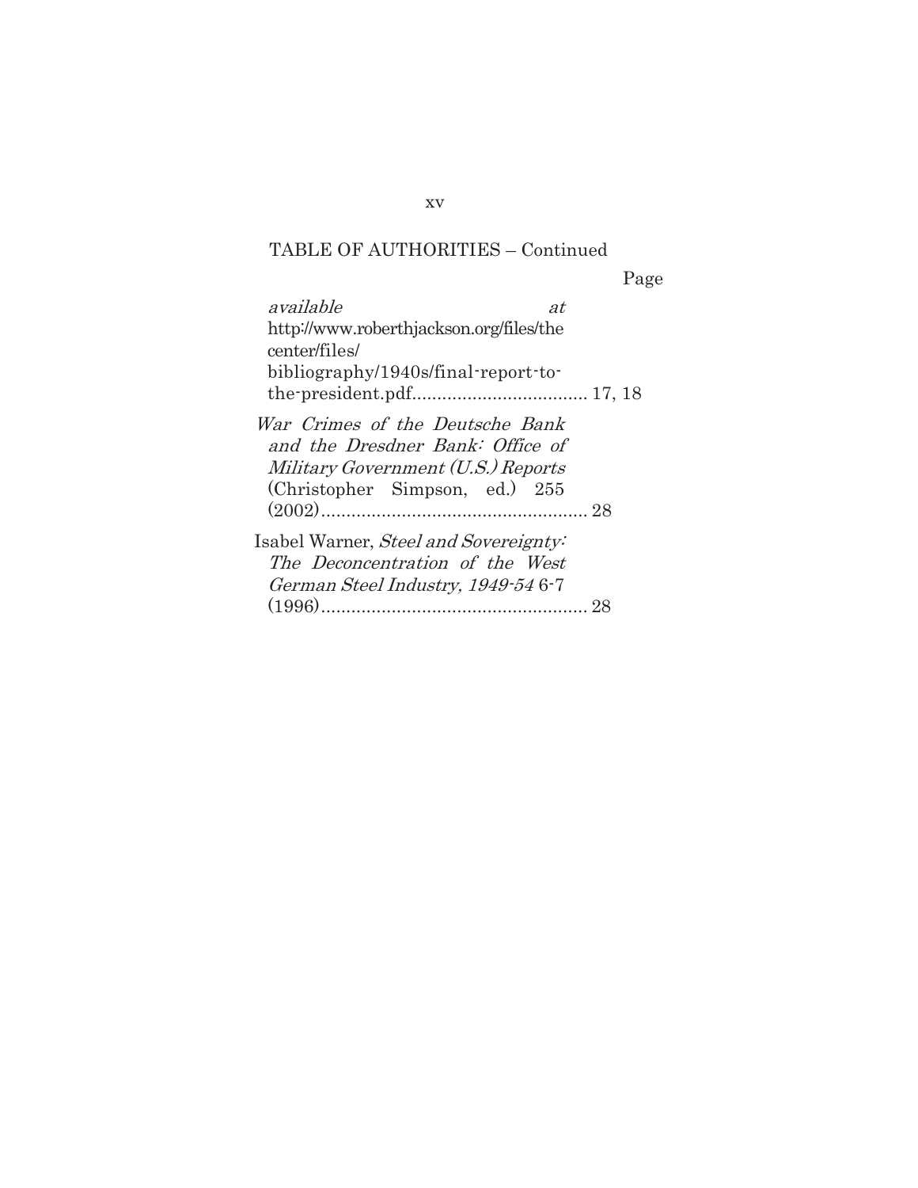TABLE OF AUTHORITIES – Continued

Page

*available at* http://www.roberthjackson.org/files/thecenter/files/bibliography/1940s/final-report-to-the-president.pdf.................................. 17, 18

*War Crimes of the Deutsche Bank and the Dresdner Bank: Office of Military Government (U.S.) Reports* (Christopher Simpson, ed.) 255 (2002)..................................................... 28

Isabel Warner, *Steel and Sovereignty: The Deconcentration of the West German Steel Industry, 1949-54* 6-7 (1996)..................................................... 28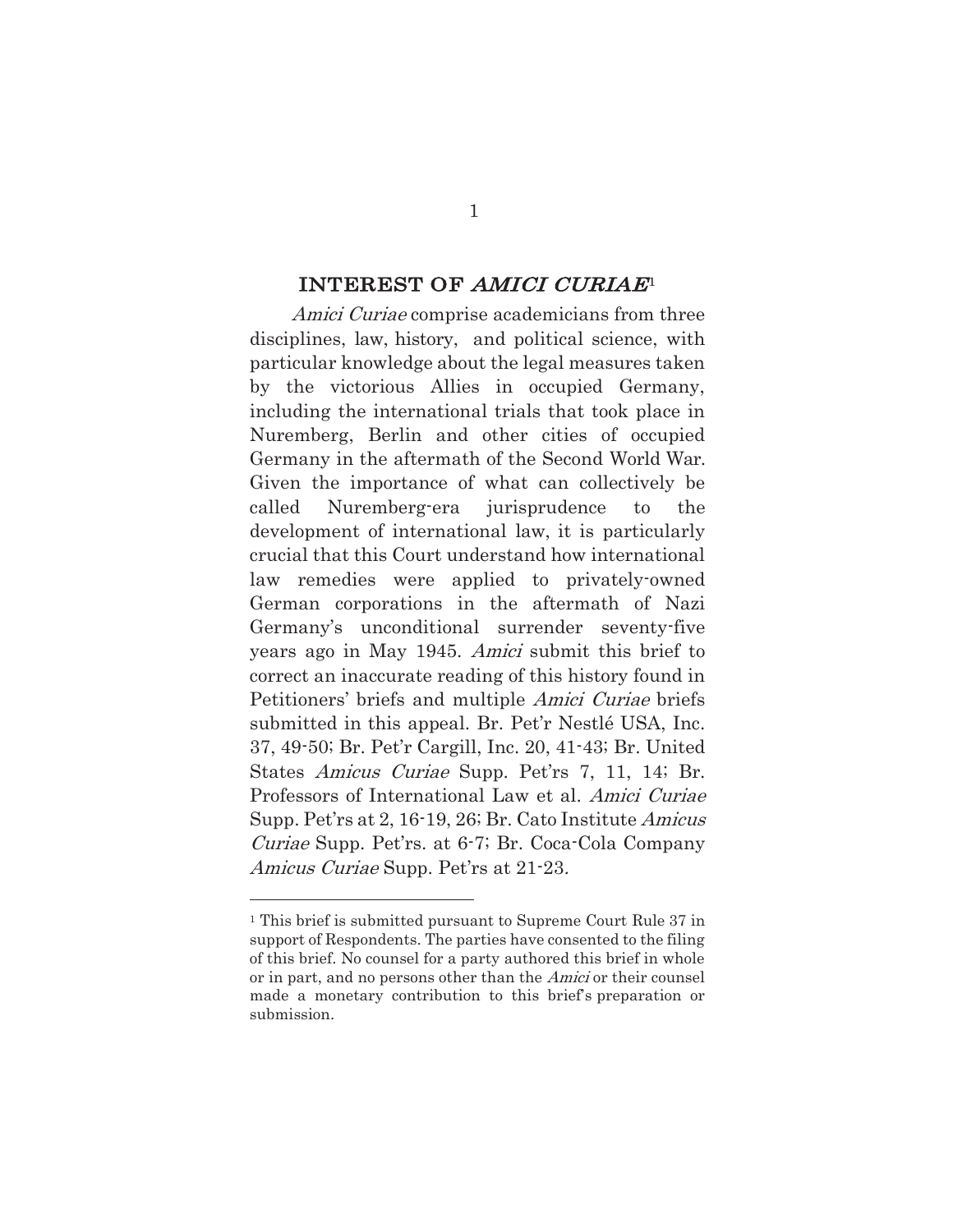## INTEREST OF *AMICI CURIAE*[1]

*Amici Curiae* comprise academicians from three disciplines, law, history, and political science, with particular knowledge about the legal measures taken by the victorious Allies in occupied Germany, including the international trials that took place in Nuremberg, Berlin and other cities of occupied Germany in the aftermath of the Second World War. Given the importance of what can collectively be called Nuremberg-era jurisprudence to the development of international law, it is particularly crucial that this Court understand how international law remedies were applied to privately-owned German corporations in the aftermath of Nazi Germany's unconditional surrender seventy-five years ago in May 1945. *Amici* submit this brief to correct an inaccurate reading of this history found in Petitioners' briefs and multiple *Amici Curiae* briefs submitted in this appeal. Br. Pet'r Nestlé USA, Inc. 37, 49-50; Br. Pet'r Cargill, Inc. 20, 41-43; Br. United States *Amicus Curiae* Supp. Pet'rs 7, 11, 14; Br. Professors of International Law et al. *Amici Curiae* Supp. Pet'rs at 2, 16-19, 26; Br. Cato Institute *Amicus Curiae* Supp. Pet'rs. at 6-7; Br. Coca-Cola Company *Amicus Curiae* Supp. Pet'rs at 21-23.

---

[1] This brief is submitted pursuant to Supreme Court Rule 37 in support of Respondents. The parties have consented to the filing of this brief. No counsel for a party authored this brief in whole or in part, and no persons other than the *Amici* or their counsel made a monetary contribution to this brief's preparation or submission.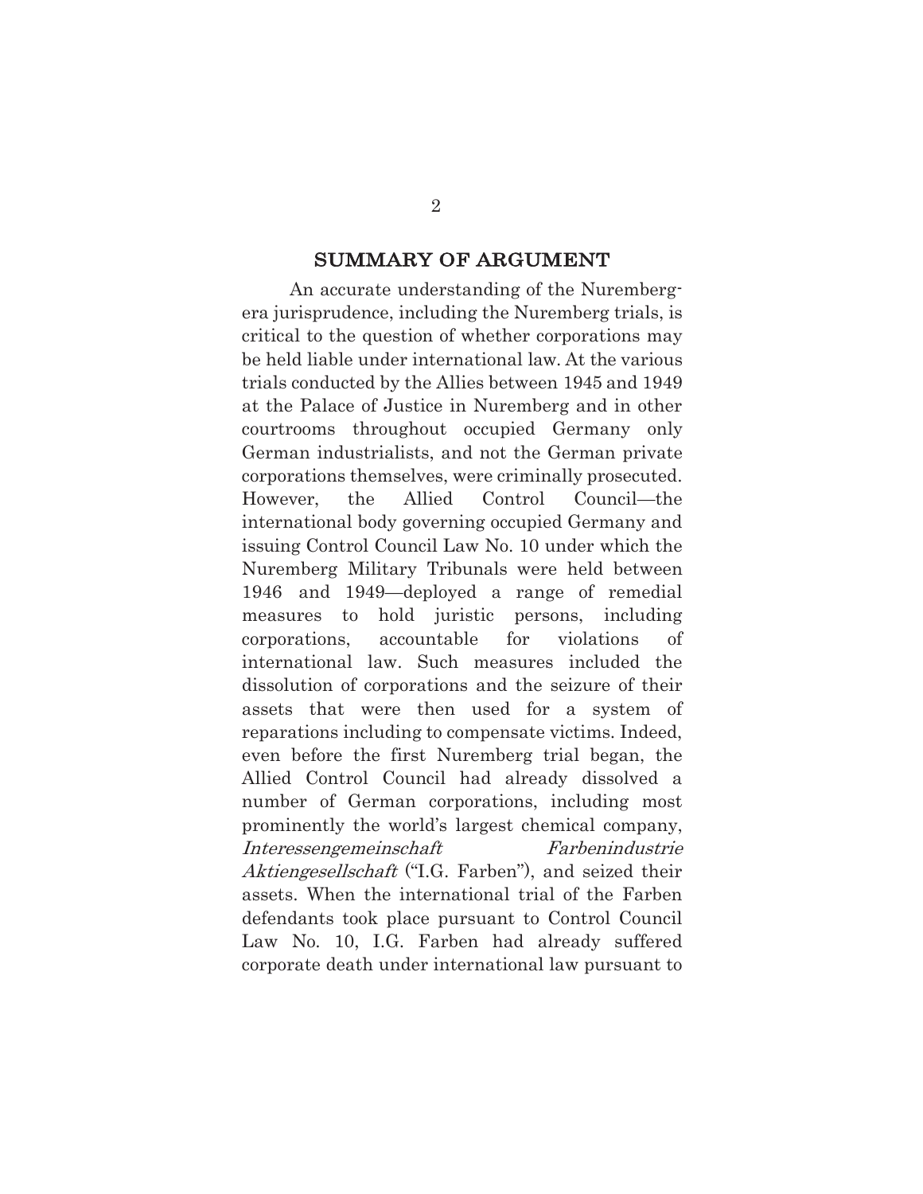## SUMMARY OF ARGUMENT

An accurate understanding of the Nuremberg-era jurisprudence, including the Nuremberg trials, is critical to the question of whether corporations may be held liable under international law. At the various trials conducted by the Allies between 1945 and 1949 at the Palace of Justice in Nuremberg and in other courtrooms throughout occupied Germany only German industrialists, and not the German private corporations themselves, were criminally prosecuted. However, the Allied Control Council—the international body governing occupied Germany and issuing Control Council Law No. 10 under which the Nuremberg Military Tribunals were held between 1946 and 1949—deployed a range of remedial measures to hold juristic persons, including corporations, accountable for violations of international law. Such measures included the dissolution of corporations and the seizure of their assets that were then used for a system of reparations including to compensate victims. Indeed, even before the first Nuremberg trial began, the Allied Control Council had already dissolved a number of German corporations, including most prominently the world's largest chemical company, *Interessengemeinschaft Farbenindustrie Aktiengesellschaft* ("I.G. Farben"), and seized their assets. When the international trial of the Farben defendants took place pursuant to Control Council Law No. 10, I.G. Farben had already suffered corporate death under international law pursuant to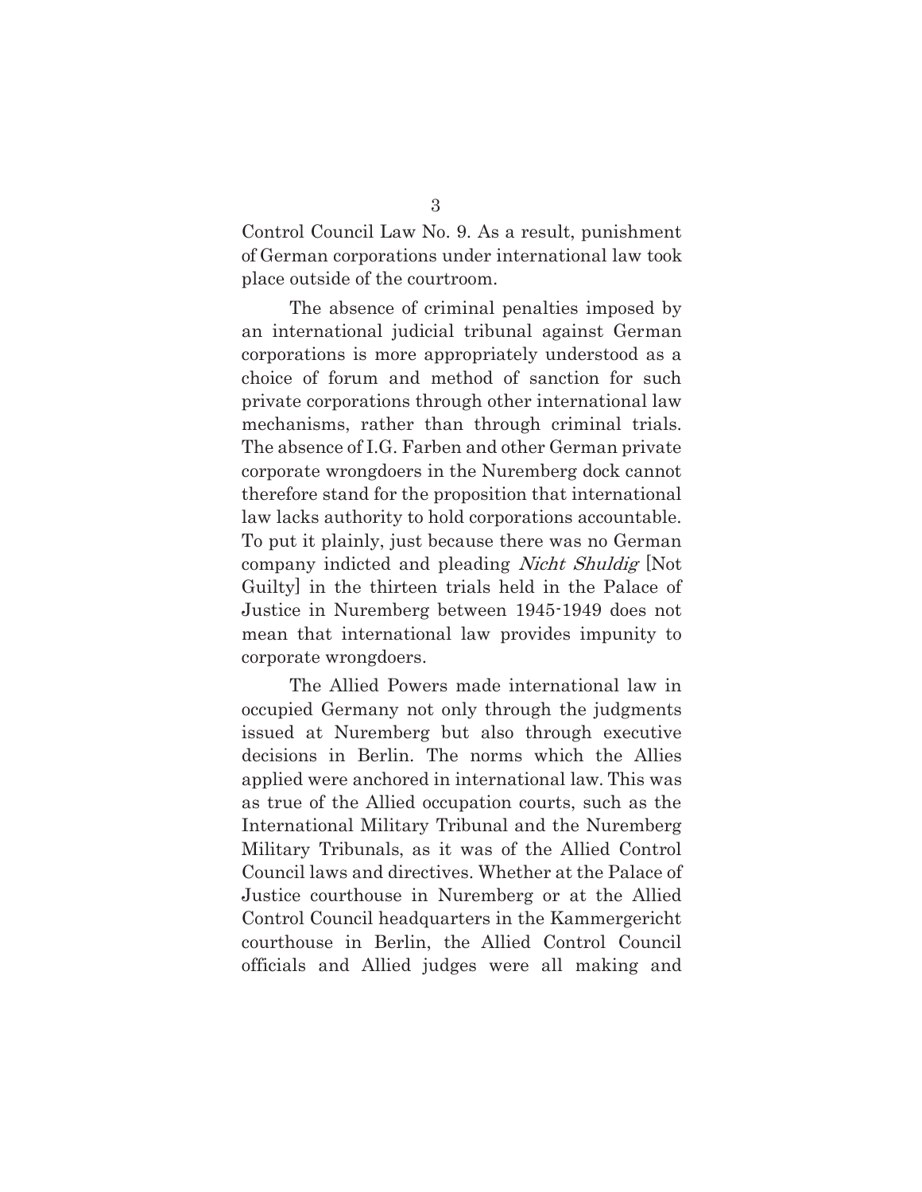Control Council Law No. 9. As a result, punishment of German corporations under international law took place outside of the courtroom.

The absence of criminal penalties imposed by an international judicial tribunal against German corporations is more appropriately understood as a choice of forum and method of sanction for such private corporations through other international law mechanisms, rather than through criminal trials. The absence of I.G. Farben and other German private corporate wrongdoers in the Nuremberg dock cannot therefore stand for the proposition that international law lacks authority to hold corporations accountable. To put it plainly, just because there was no German company indicted and pleading *Nicht Shuldig* [Not Guilty] in the thirteen trials held in the Palace of Justice in Nuremberg between 1945-1949 does not mean that international law provides impunity to corporate wrongdoers.

The Allied Powers made international law in occupied Germany not only through the judgments issued at Nuremberg but also through executive decisions in Berlin. The norms which the Allies applied were anchored in international law. This was as true of the Allied occupation courts, such as the International Military Tribunal and the Nuremberg Military Tribunals, as it was of the Allied Control Council laws and directives. Whether at the Palace of Justice courthouse in Nuremberg or at the Allied Control Council headquarters in the Kammergericht courthouse in Berlin, the Allied Control Council officials and Allied judges were all making and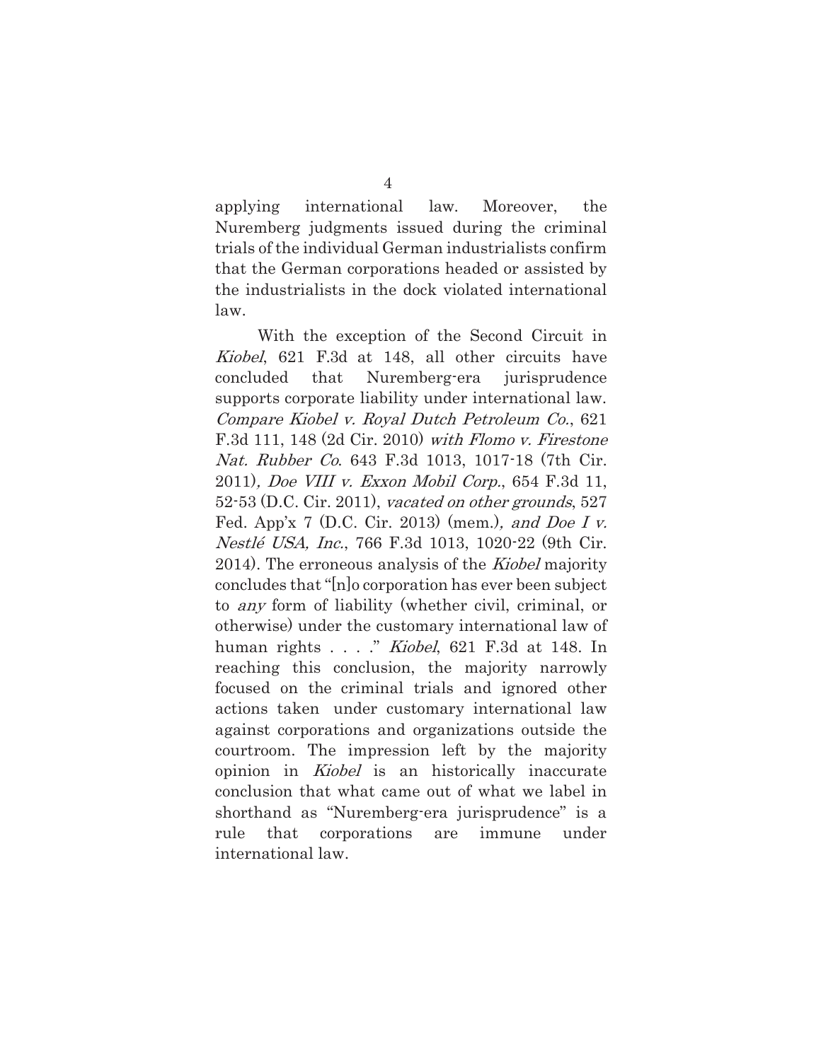applying international law. Moreover, the Nuremberg judgments issued during the criminal trials of the individual German industrialists confirm that the German corporations headed or assisted by the industrialists in the dock violated international law.

With the exception of the Second Circuit in *Kiobel*, 621 F.3d at 148, all other circuits have concluded that Nuremberg-era jurisprudence supports corporate liability under international law. *Compare Kiobel v. Royal Dutch Petroleum Co.*, 621 F.3d 111, 148 (2d Cir. 2010) *with Flomo v. Firestone Nat. Rubber Co*. 643 F.3d 1013, 1017-18 (7th Cir. 2011)*, Doe VIII v. Exxon Mobil Corp.*, 654 F.3d 11, 52-53 (D.C. Cir. 2011), *vacated on other grounds*, 527 Fed. App'x 7 (D.C. Cir. 2013) (mem.)*, and Doe I v. Nestlé USA, Inc.*, 766 F.3d 1013, 1020-22 (9th Cir. 2014). The erroneous analysis of the *Kiobel* majority concludes that "[n]o corporation has ever been subject to *any* form of liability (whether civil, criminal, or otherwise) under the customary international law of human rights . . . ." *Kiobel*, 621 F.3d at 148. In reaching this conclusion, the majority narrowly focused on the criminal trials and ignored other actions taken under customary international law against corporations and organizations outside the courtroom. The impression left by the majority opinion in *Kiobel* is an historically inaccurate conclusion that what came out of what we label in shorthand as "Nuremberg-era jurisprudence" is a rule that corporations are immune under international law.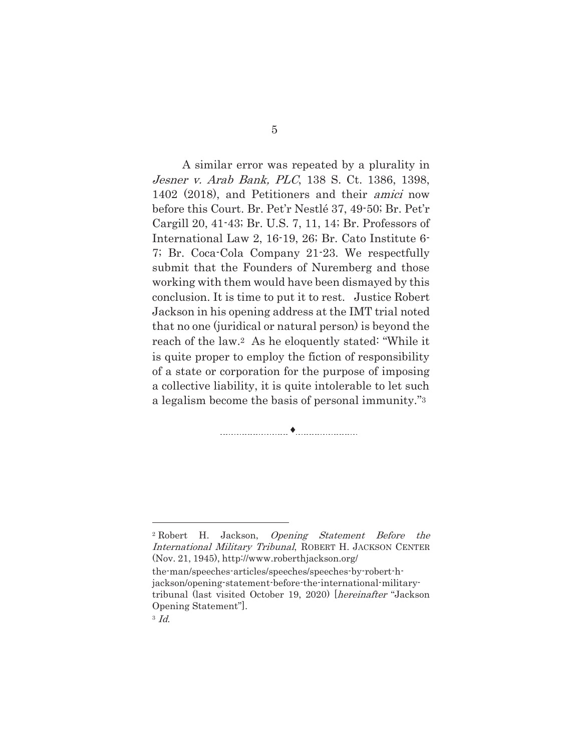A similar error was repeated by a plurality in *Jesner v. Arab Bank, PLC*, 138 S. Ct. 1386, 1398, 1402 (2018), and Petitioners and their *amici* now before this Court. Br. Pet'r Nestlé 37, 49-50; Br. Pet'r Cargill 20, 41-43; Br. U.S. 7, 11, 14; Br. Professors of International Law 2, 16-19, 26; Br. Cato Institute 6-7; Br. Coca-Cola Company 21-23. We respectfully submit that the Founders of Nuremberg and those working with them would have been dismayed by this conclusion. It is time to put it to rest. Justice Robert Jackson in his opening address at the IMT trial noted that no one (juridical or natural person) is beyond the reach of the law.[2] As he eloquently stated: "While it is quite proper to employ the fiction of responsibility of a state or corporation for the purpose of imposing a collective liability, it is quite intolerable to let such a legalism become the basis of personal immunity."[3]

---

[2] Robert H. Jackson, *Opening Statement Before the International Military Tribunal*, ROBERT H. JACKSON CENTER (Nov. 21, 1945), http://www.roberthjackson.org/the-man/speeches-articles/speeches/speeches-by-robert-h-jackson/opening-statement-before-the-international-military-tribunal (last visited October 19, 2020) [*hereinafter* "Jackson Opening Statement"].

[3] *Id.*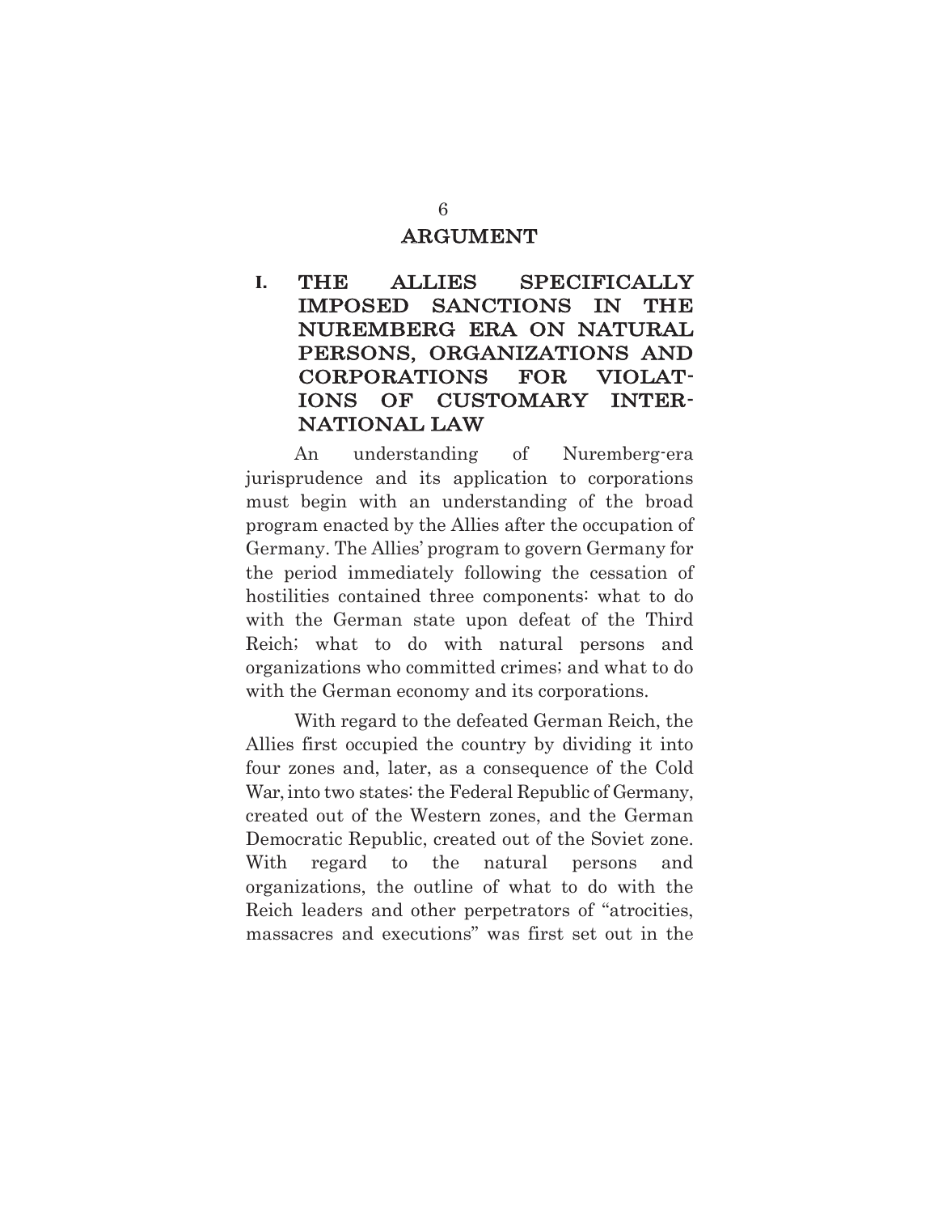## ARGUMENT

### I. THE ALLIES SPECIFICALLY IMPOSED SANCTIONS IN THE NUREMBERG ERA ON NATURAL PERSONS, ORGANIZATIONS AND CORPORATIONS FOR VIOLATIONS OF CUSTOMARY INTERNATIONAL LAW

An understanding of Nuremberg-era jurisprudence and its application to corporations must begin with an understanding of the broad program enacted by the Allies after the occupation of Germany. The Allies' program to govern Germany for the period immediately following the cessation of hostilities contained three components: what to do with the German state upon defeat of the Third Reich; what to do with natural persons and organizations who committed crimes; and what to do with the German economy and its corporations.

With regard to the defeated German Reich, the Allies first occupied the country by dividing it into four zones and, later, as a consequence of the Cold War, into two states: the Federal Republic of Germany, created out of the Western zones, and the German Democratic Republic, created out of the Soviet zone. With regard to the natural persons and organizations, the outline of what to do with the Reich leaders and other perpetrators of "atrocities, massacres and executions" was first set out in the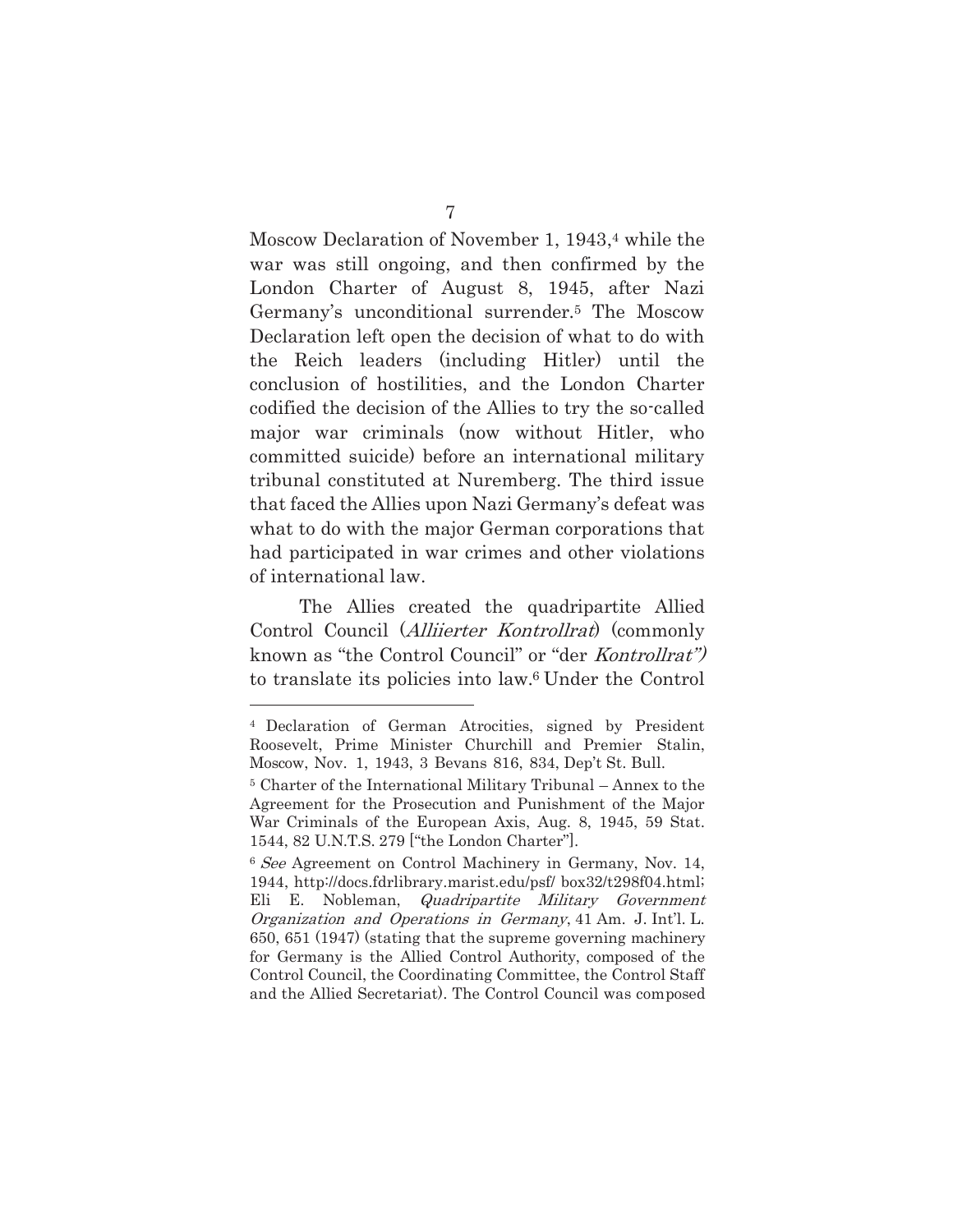Moscow Declaration of November 1, 1943,[4] while the war was still ongoing, and then confirmed by the London Charter of August 8, 1945, after Nazi Germany's unconditional surrender.[5] The Moscow Declaration left open the decision of what to do with the Reich leaders (including Hitler) until the conclusion of hostilities, and the London Charter codified the decision of the Allies to try the so-called major war criminals (now without Hitler, who committed suicide) before an international military tribunal constituted at Nuremberg. The third issue that faced the Allies upon Nazi Germany's defeat was what to do with the major German corporations that had participated in war crimes and other violations of international law.

The Allies created the quadripartite Allied Control Council (*Alliierter Kontrollrat*) (commonly known as "the Control Council" or "der *Kontrollrat")* to translate its policies into law.[6] Under the Control

---

[4] Declaration of German Atrocities, signed by President Roosevelt, Prime Minister Churchill and Premier Stalin, Moscow, Nov. 1, 1943, 3 Bevans 816, 834, Dep't St. Bull.

[5] Charter of the International Military Tribunal – Annex to the Agreement for the Prosecution and Punishment of the Major War Criminals of the European Axis, Aug. 8, 1945, 59 Stat. 1544, 82 U.N.T.S. 279 ["the London Charter"].

[6] *See* Agreement on Control Machinery in Germany, Nov. 14, 1944, http://docs.fdrlibrary.marist.edu/psf/ box32/t298f04.html; Eli E. Nobleman, *Quadripartite Military Government Organization and Operations in Germany*, 41 Am. J. Int'l. L. 650, 651 (1947) (stating that the supreme governing machinery for Germany is the Allied Control Authority, composed of the Control Council, the Coordinating Committee, the Control Staff and the Allied Secretariat). The Control Council was composed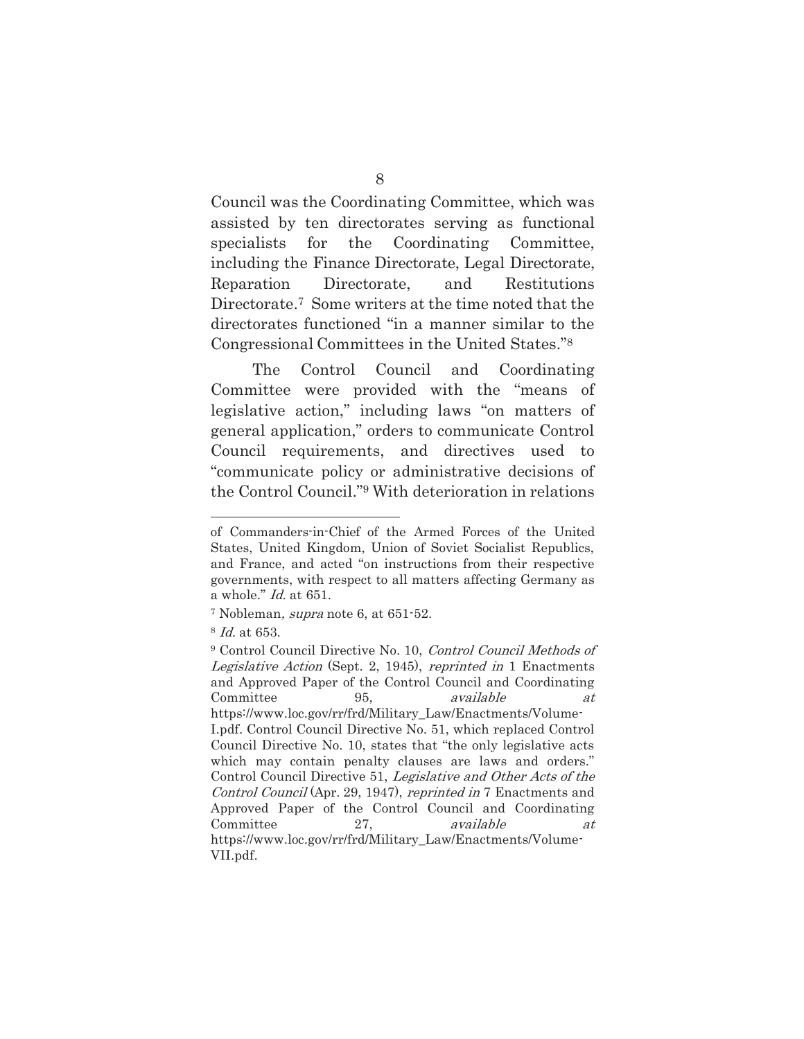Council was the Coordinating Committee, which was assisted by ten directorates serving as functional specialists for the Coordinating Committee, including the Finance Directorate, Legal Directorate, Reparation Directorate, and Restitutions Directorate.[7] Some writers at the time noted that the directorates functioned "in a manner similar to the Congressional Committees in the United States."[8]

The Control Council and Coordinating Committee were provided with the "means of legislative action," including laws "on matters of general application," orders to communicate Control Council requirements, and directives used to "communicate policy or administrative decisions of the Control Council."[9] With deterioration in relations

---

of Commanders-in-Chief of the Armed Forces of the United States, United Kingdom, Union of Soviet Socialist Republics, and France, and acted "on instructions from their respective governments, with respect to all matters affecting Germany as a whole." *Id.* at 651.

[7] Nobleman*, supra* note 6, at 651-52.

[8] *Id.* at 653.

[9] Control Council Directive No. 10, *Control Council Methods of Legislative Action* (Sept. 2, 1945), *reprinted in* 1 Enactments and Approved Paper of the Control Council and Coordinating Committee 95, *available at* https://www.loc.gov/rr/frd/Military_Law/Enactments/Volume-I.pdf. Control Council Directive No. 51, which replaced Control Council Directive No. 10, states that "the only legislative acts which may contain penalty clauses are laws and orders." Control Council Directive 51, *Legislative and Other Acts of the Control Council* (Apr. 29, 1947), *reprinted in* 7 Enactments and Approved Paper of the Control Council and Coordinating Committee 27, *available at* https://www.loc.gov/rr/frd/Military_Law/Enactments/Volume-VII.pdf.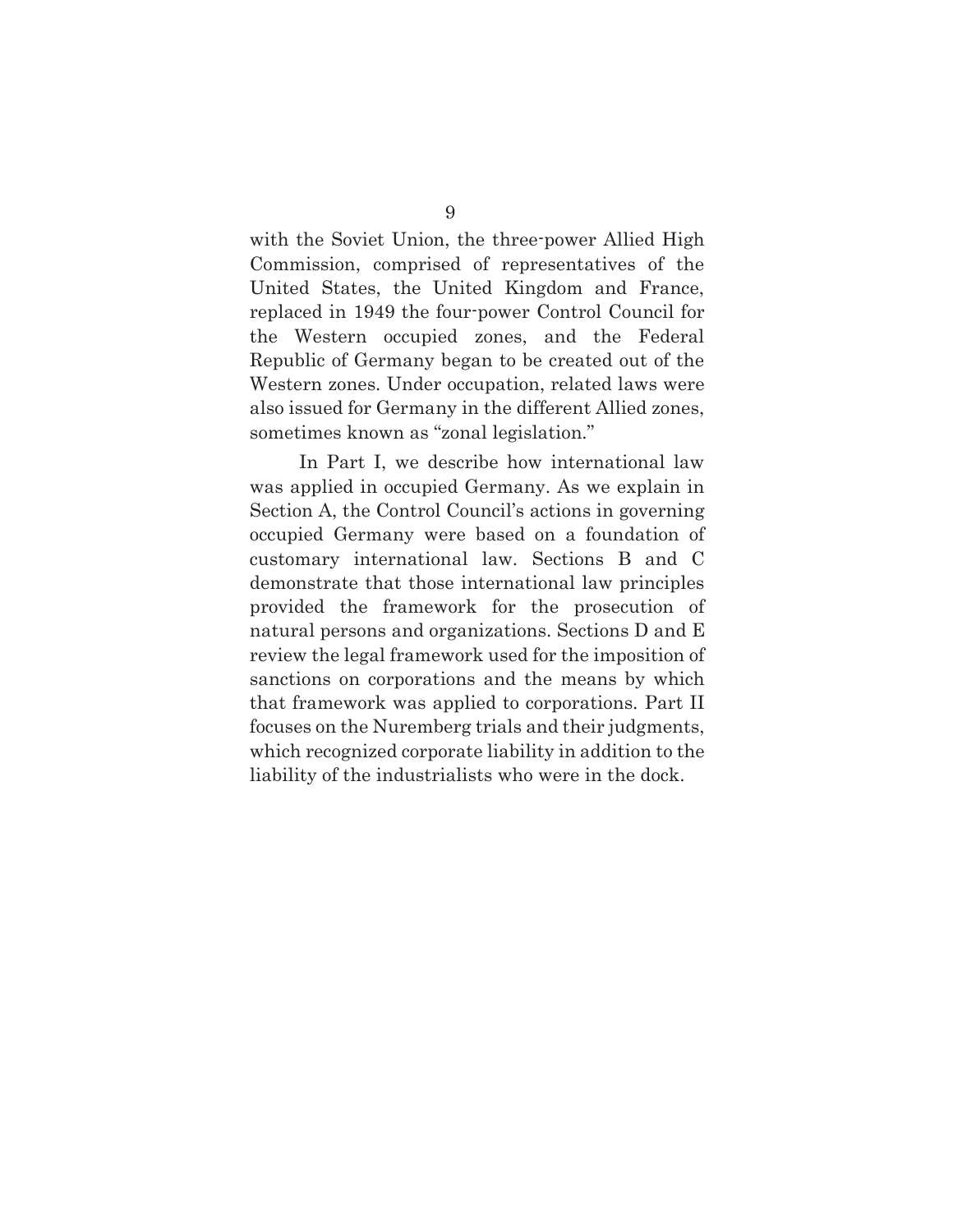with the Soviet Union, the three-power Allied High Commission, comprised of representatives of the United States, the United Kingdom and France, replaced in 1949 the four-power Control Council for the Western occupied zones, and the Federal Republic of Germany began to be created out of the Western zones. Under occupation, related laws were also issued for Germany in the different Allied zones, sometimes known as "zonal legislation."

In Part I, we describe how international law was applied in occupied Germany. As we explain in Section A, the Control Council's actions in governing occupied Germany were based on a foundation of customary international law. Sections B and C demonstrate that those international law principles provided the framework for the prosecution of natural persons and organizations. Sections D and E review the legal framework used for the imposition of sanctions on corporations and the means by which that framework was applied to corporations. Part II focuses on the Nuremberg trials and their judgments, which recognized corporate liability in addition to the liability of the industrialists who were in the dock.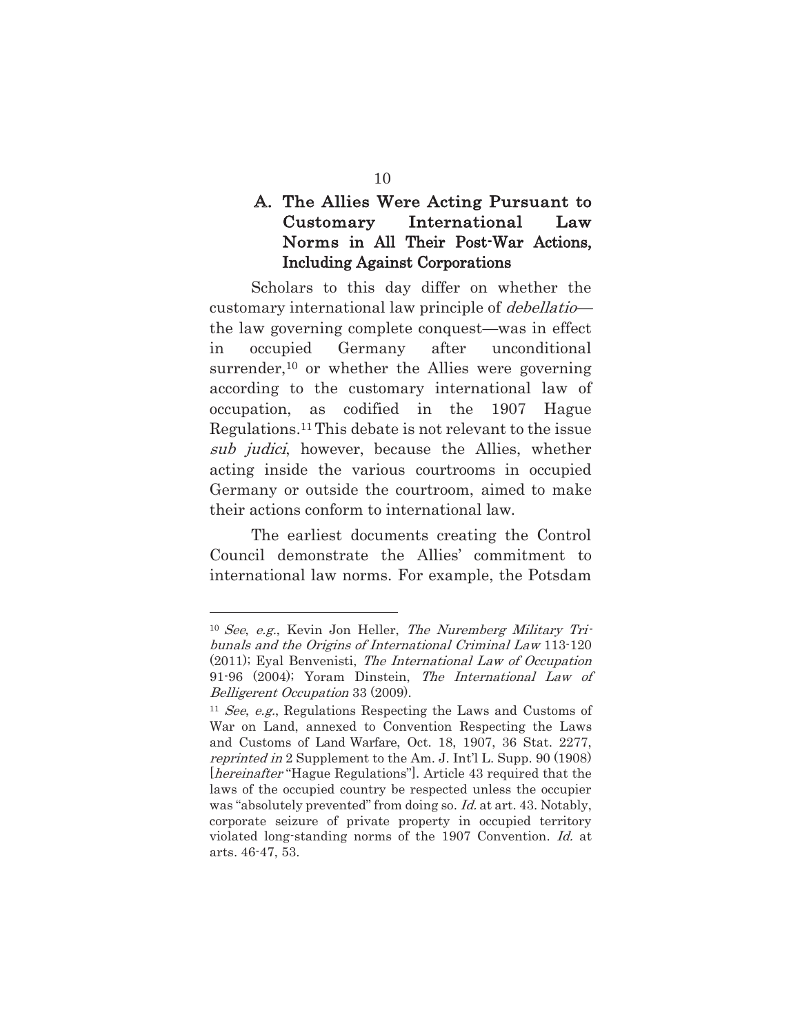### A. The Allies Were Acting Pursuant to Customary International Law Norms in All Their Post-War Actions, Including Against Corporations

Scholars to this day differ on whether the customary international law principle of *debellatio*—the law governing complete conquest—was in effect in occupied Germany after unconditional surrender,[10] or whether the Allies were governing according to the customary international law of occupation, as codified in the 1907 Hague Regulations.[11] This debate is not relevant to the issue *sub judici*, however, because the Allies, whether acting inside the various courtrooms in occupied Germany or outside the courtroom, aimed to make their actions conform to international law.

The earliest documents creating the Control Council demonstrate the Allies' commitment to international law norms. For example, the Potsdam

---

[10] *See*, *e.g.*, Kevin Jon Heller, *The Nuremberg Military Tribunals and the Origins of International Criminal Law* 113-120 (2011); Eyal Benvenisti, *The International Law of Occupation* 91-96 (2004); Yoram Dinstein, *The International Law of Belligerent Occupation* 33 (2009).

[11] *See*, *e.g.*, Regulations Respecting the Laws and Customs of War on Land, annexed to Convention Respecting the Laws and Customs of Land Warfare, Oct. 18, 1907, 36 Stat. 2277, *reprinted in* 2 Supplement to the Am. J. Int'l L. Supp. 90 (1908) [*hereinafter* "Hague Regulations"]. Article 43 required that the laws of the occupied country be respected unless the occupier was "absolutely prevented" from doing so. *Id.* at art. 43. Notably, corporate seizure of private property in occupied territory violated long-standing norms of the 1907 Convention. *Id.* at arts. 46-47, 53.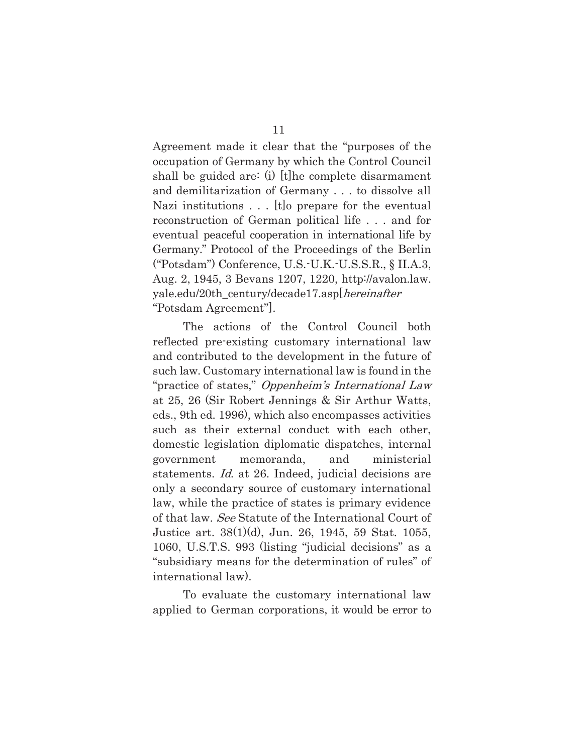Agreement made it clear that the "purposes of the occupation of Germany by which the Control Council shall be guided are: (i) [t]he complete disarmament and demilitarization of Germany . . . to dissolve all Nazi institutions . . . [t]o prepare for the eventual reconstruction of German political life . . . and for eventual peaceful cooperation in international life by Germany." Protocol of the Proceedings of the Berlin ("Potsdam") Conference, U.S.-U.K.-U.S.S.R., § II.A.3, Aug. 2, 1945, 3 Bevans 1207, 1220, http://avalon.law.yale.edu/20th_century/decade17.asp[*hereinafter* "Potsdam Agreement"].

The actions of the Control Council both reflected pre-existing customary international law and contributed to the development in the future of such law. Customary international law is found in the "practice of states," *Oppenheim's International Law* at 25, 26 (Sir Robert Jennings & Sir Arthur Watts, eds., 9th ed. 1996), which also encompasses activities such as their external conduct with each other, domestic legislation diplomatic dispatches, internal government memoranda, and ministerial statements. *Id.* at 26. Indeed, judicial decisions are only a secondary source of customary international law, while the practice of states is primary evidence of that law. *See* Statute of the International Court of Justice art. 38(1)(d), Jun. 26, 1945, 59 Stat. 1055, 1060, U.S.T.S. 993 (listing "judicial decisions" as a "subsidiary means for the determination of rules" of international law).

To evaluate the customary international law applied to German corporations, it would be error to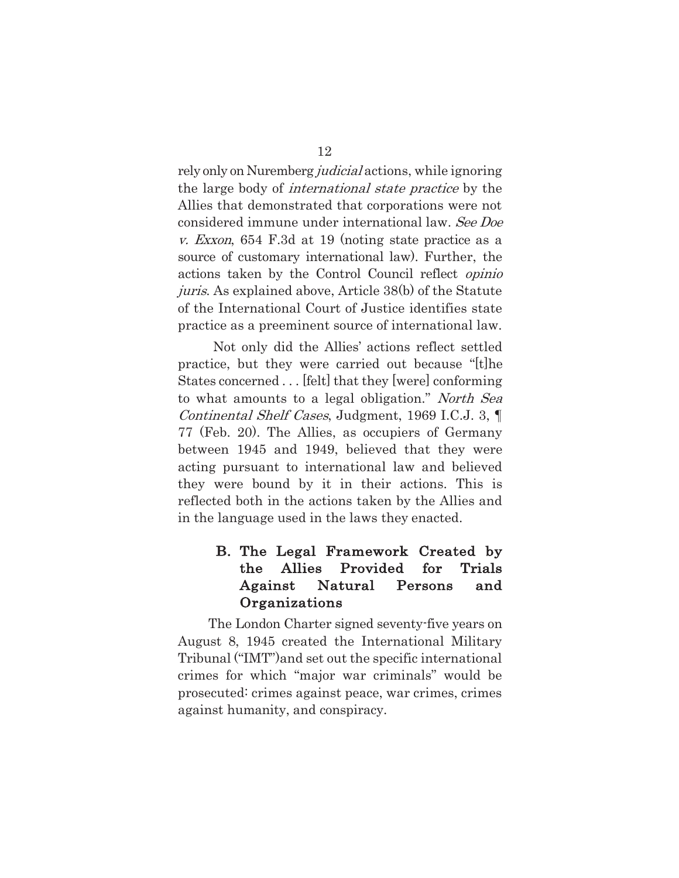rely only on Nuremberg *judicial* actions, while ignoring the large body of *international state practice* by the Allies that demonstrated that corporations were not considered immune under international law. *See Doe v. Exxon*, 654 F.3d at 19 (noting state practice as a source of customary international law). Further, the actions taken by the Control Council reflect *opinio juris*. As explained above, Article 38(b) of the Statute of the International Court of Justice identifies state practice as a preeminent source of international law.

Not only did the Allies' actions reflect settled practice, but they were carried out because "[t]he States concerned . . . [felt] that they [were] conforming to what amounts to a legal obligation." *North Sea Continental Shelf Cases*, Judgment, 1969 I.C.J. 3, ¶ 77 (Feb. 20). The Allies, as occupiers of Germany between 1945 and 1949, believed that they were acting pursuant to international law and believed they were bound by it in their actions. This is reflected both in the actions taken by the Allies and in the language used in the laws they enacted.

### B. The Legal Framework Created by the Allies Provided for Trials Against Natural Persons and Organizations

The London Charter signed seventy-five years on August 8, 1945 created the International Military Tribunal ("IMT")and set out the specific international crimes for which "major war criminals" would be prosecuted: crimes against peace, war crimes, crimes against humanity, and conspiracy.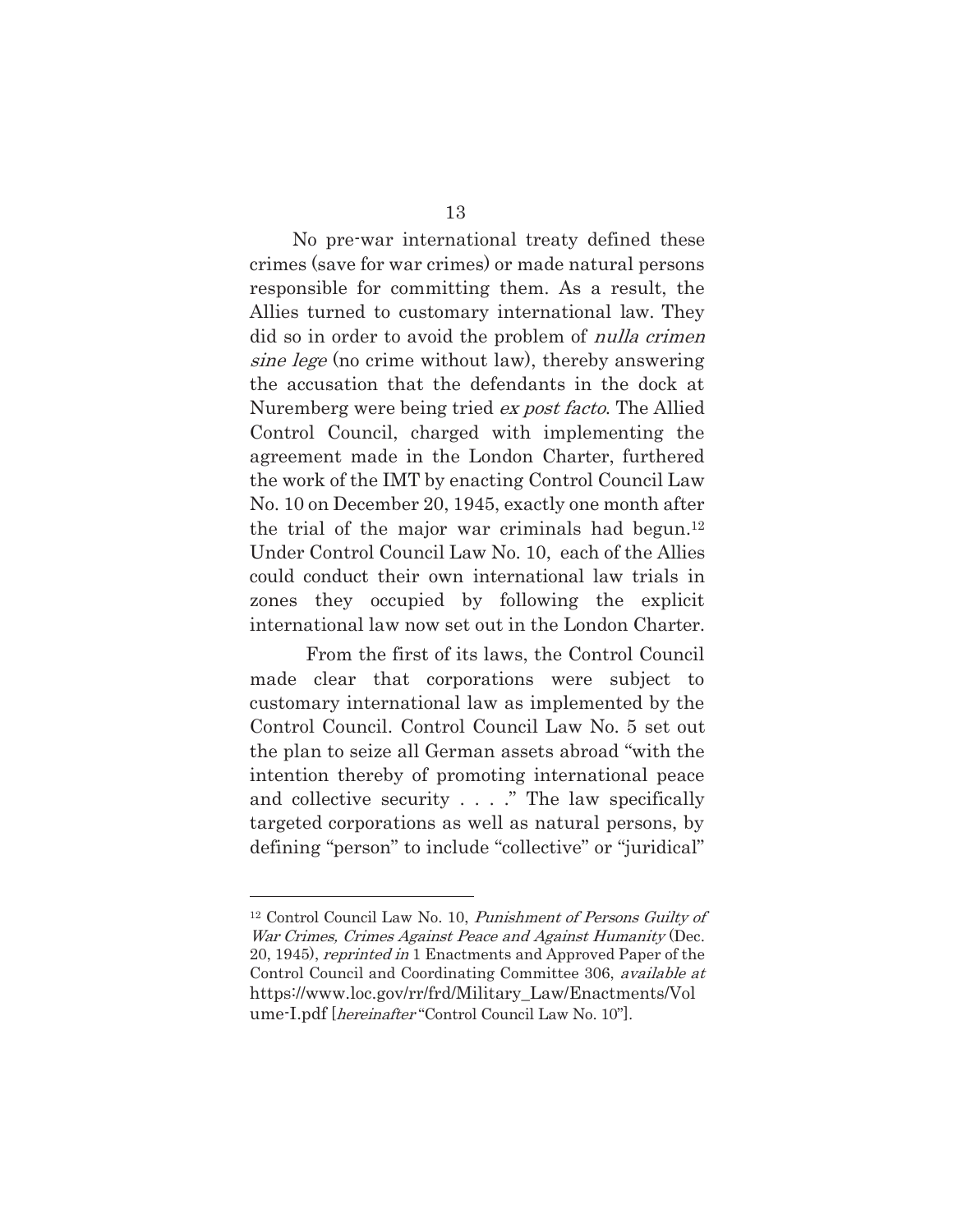No pre-war international treaty defined these crimes (save for war crimes) or made natural persons responsible for committing them. As a result, the Allies turned to customary international law. They did so in order to avoid the problem of *nulla crimen sine lege* (no crime without law), thereby answering the accusation that the defendants in the dock at Nuremberg were being tried *ex post facto*. The Allied Control Council, charged with implementing the agreement made in the London Charter, furthered the work of the IMT by enacting Control Council Law No. 10 on December 20, 1945, exactly one month after the trial of the major war criminals had begun.[12] Under Control Council Law No. 10, each of the Allies could conduct their own international law trials in zones they occupied by following the explicit international law now set out in the London Charter.

From the first of its laws, the Control Council made clear that corporations were subject to customary international law as implemented by the Control Council. Control Council Law No. 5 set out the plan to seize all German assets abroad "with the intention thereby of promoting international peace and collective security . . . ." The law specifically targeted corporations as well as natural persons, by defining "person" to include "collective" or "juridical"

---

[12] Control Council Law No. 10, *Punishment of Persons Guilty of War Crimes, Crimes Against Peace and Against Humanity* (Dec. 20, 1945), *reprinted in* 1 Enactments and Approved Paper of the Control Council and Coordinating Committee 306, *available at* https://www.loc.gov/rr/frd/Military_Law/Enactments/Volume-I.pdf [*hereinafter* "Control Council Law No. 10"].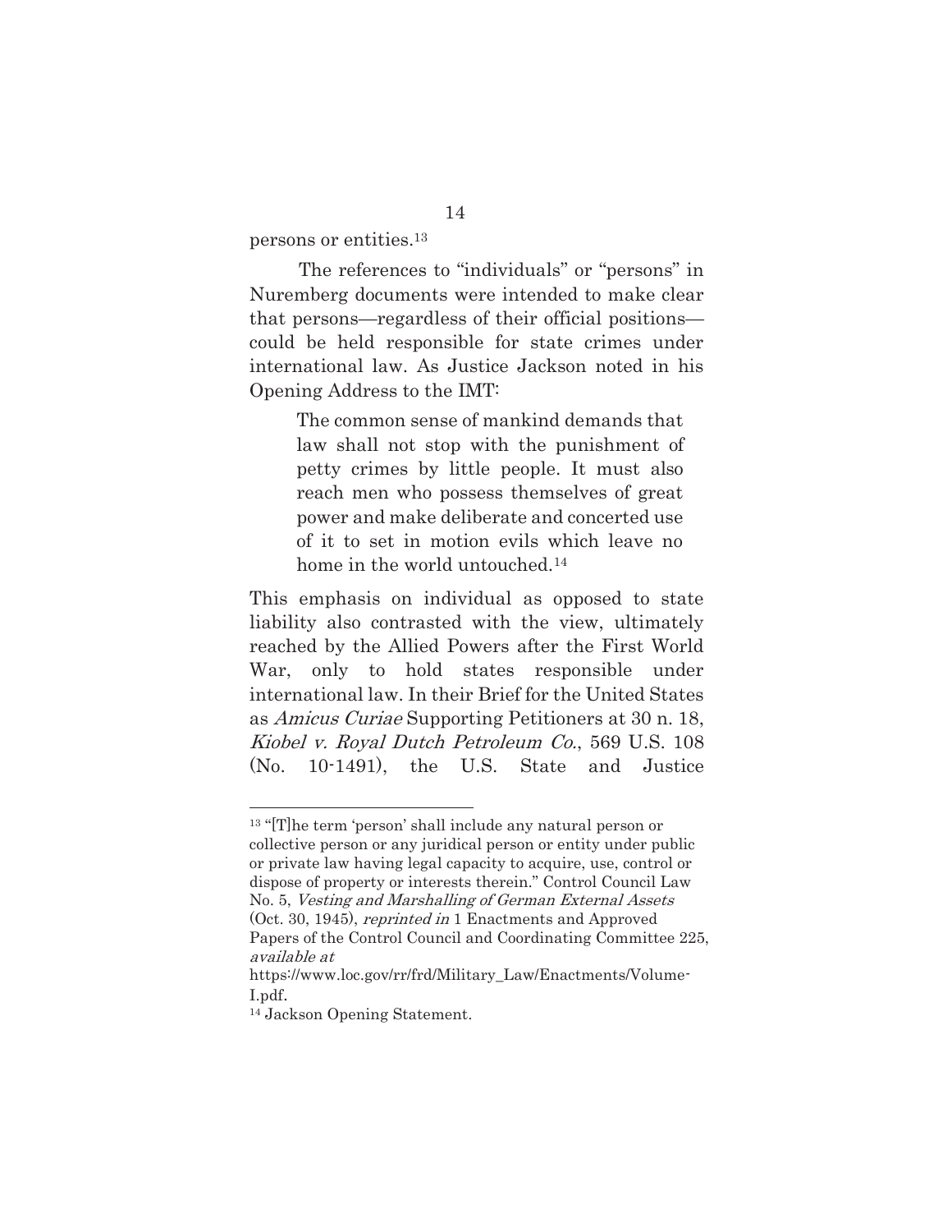persons or entities.[13]

The references to "individuals" or "persons" in Nuremberg documents were intended to make clear that persons—regardless of their official positions—could be held responsible for state crimes under international law. As Justice Jackson noted in his Opening Address to the IMT:

> The common sense of mankind demands that law shall not stop with the punishment of petty crimes by little people. It must also reach men who possess themselves of great power and make deliberate and concerted use of it to set in motion evils which leave no home in the world untouched.[14]

This emphasis on individual as opposed to state liability also contrasted with the view, ultimately reached by the Allied Powers after the First World War, only to hold states responsible under international law. In their Brief for the United States as *Amicus Curiae* Supporting Petitioners at 30 n. 18, *Kiobel v. Royal Dutch Petroleum Co.*, 569 U.S. 108 (No. 10-1491), the U.S. State and Justice

---

[13] "[T]he term 'person' shall include any natural person or collective person or any juridical person or entity under public or private law having legal capacity to acquire, use, control or dispose of property or interests therein." Control Council Law No. 5, *Vesting and Marshalling of German External Assets* (Oct. 30, 1945), *reprinted in* 1 Enactments and Approved Papers of the Control Council and Coordinating Committee 225, *available at* https://www.loc.gov/rr/frd/Military_Law/Enactments/Volume-I.pdf.

[14] Jackson Opening Statement.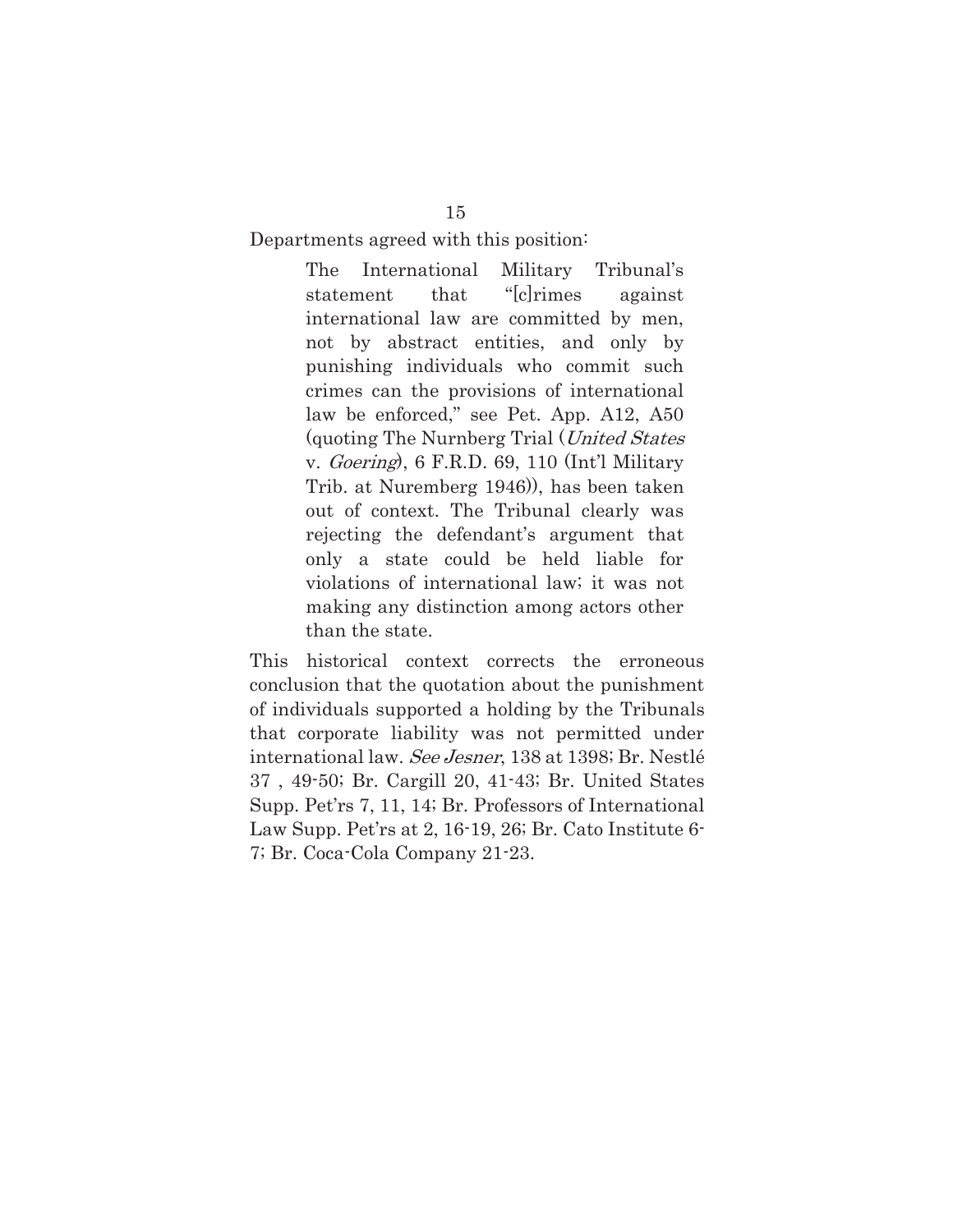Departments agreed with this position:

> The International Military Tribunal's statement that "[c]rimes against international law are committed by men, not by abstract entities, and only by punishing individuals who commit such crimes can the provisions of international law be enforced," see Pet. App. A12, A50 (quoting The Nurnberg Trial (*United States* v. *Goering*), 6 F.R.D. 69, 110 (Int'l Military Trib. at Nuremberg 1946)), has been taken out of context. The Tribunal clearly was rejecting the defendant's argument that only a state could be held liable for violations of international law; it was not making any distinction among actors other than the state.

This historical context corrects the erroneous conclusion that the quotation about the punishment of individuals supported a holding by the Tribunals that corporate liability was not permitted under international law. *See Jesner*, 138 at 1398; Br. Nestlé 37 , 49-50; Br. Cargill 20, 41-43; Br. United States Supp. Pet'rs 7, 11, 14; Br. Professors of International Law Supp. Pet'rs at 2, 16-19, 26; Br. Cato Institute 6-7; Br. Coca-Cola Company 21-23.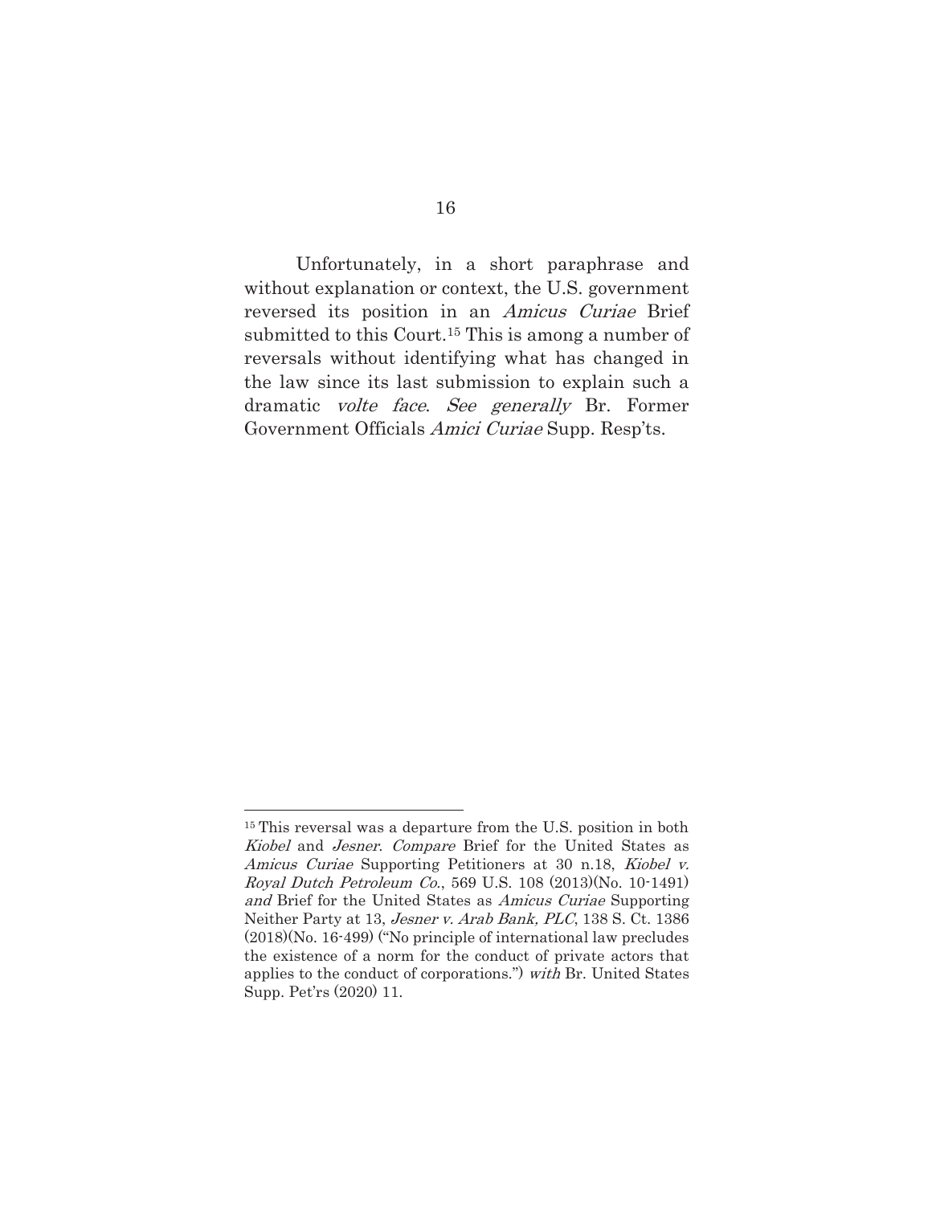Unfortunately, in a short paraphrase and without explanation or context, the U.S. government reversed its position in an *Amicus Curiae* Brief submitted to this Court.[15] This is among a number of reversals without identifying what has changed in the law since its last submission to explain such a dramatic *volte face*. *See generally* Br. Former Government Officials *Amici Curiae* Supp. Resp'ts.

---

[15] This reversal was a departure from the U.S. position in both *Kiobel* and *Jesner*. *Compare* Brief for the United States as *Amicus Curiae* Supporting Petitioners at 30 n.18, *Kiobel v. Royal Dutch Petroleum Co.*, 569 U.S. 108 (2013)(No. 10-1491) *and* Brief for the United States as *Amicus Curiae* Supporting Neither Party at 13, *Jesner v. Arab Bank, PLC*, 138 S. Ct. 1386 (2018)(No. 16-499) ("No principle of international law precludes the existence of a norm for the conduct of private actors that applies to the conduct of corporations.") *with* Br. United States Supp. Pet'rs (2020) 11.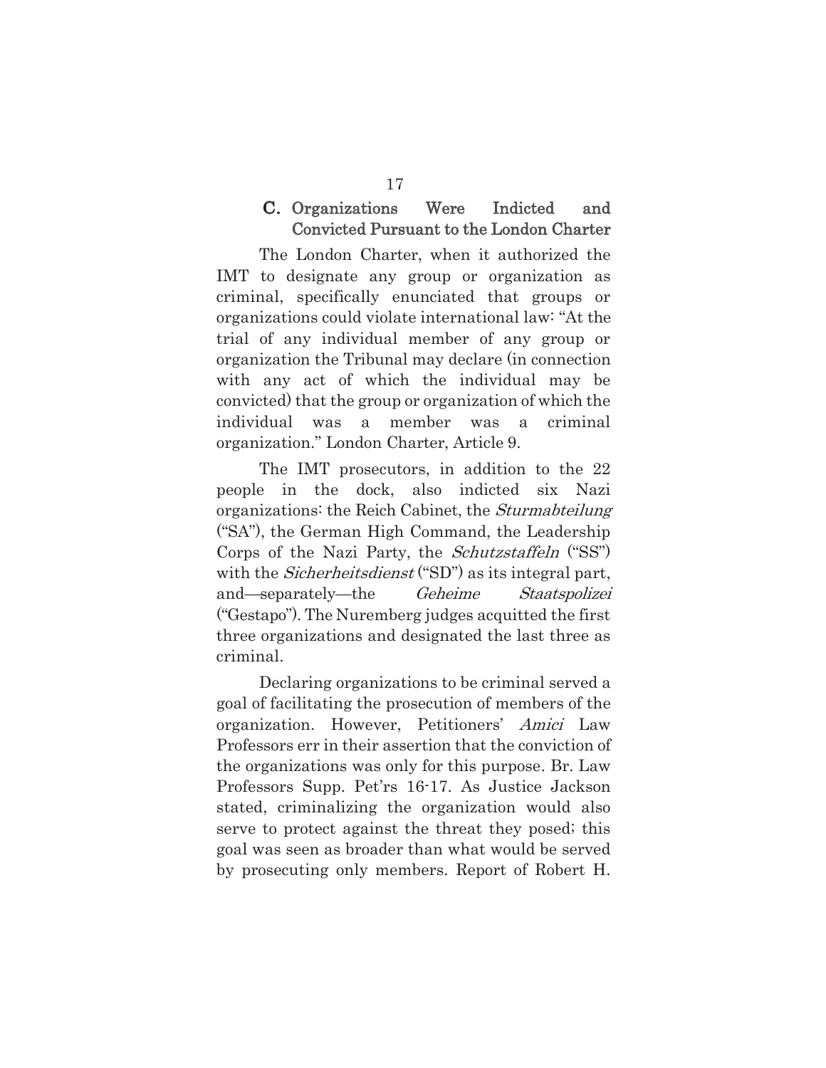### C. Organizations Were Indicted and Convicted Pursuant to the London Charter

The London Charter, when it authorized the IMT to designate any group or organization as criminal, specifically enunciated that groups or organizations could violate international law: "At the trial of any individual member of any group or organization the Tribunal may declare (in connection with any act of which the individual may be convicted) that the group or organization of which the individual was a member was a criminal organization." London Charter, Article 9.

The IMT prosecutors, in addition to the 22 people in the dock, also indicted six Nazi organizations: the Reich Cabinet, the *Sturmabteilung* ("SA"), the German High Command, the Leadership Corps of the Nazi Party, the *Schutzstaffeln* ("SS") with the *Sicherheitsdienst* ("SD") as its integral part, and—separately—the *Geheime Staatspolizei* ("Gestapo"). The Nuremberg judges acquitted the first three organizations and designated the last three as criminal.

Declaring organizations to be criminal served a goal of facilitating the prosecution of members of the organization. However, Petitioners' *Amici* Law Professors err in their assertion that the conviction of the organizations was only for this purpose. Br. Law Professors Supp. Pet'rs 16-17. As Justice Jackson stated, criminalizing the organization would also serve to protect against the threat they posed; this goal was seen as broader than what would be served by prosecuting only members. Report of Robert H.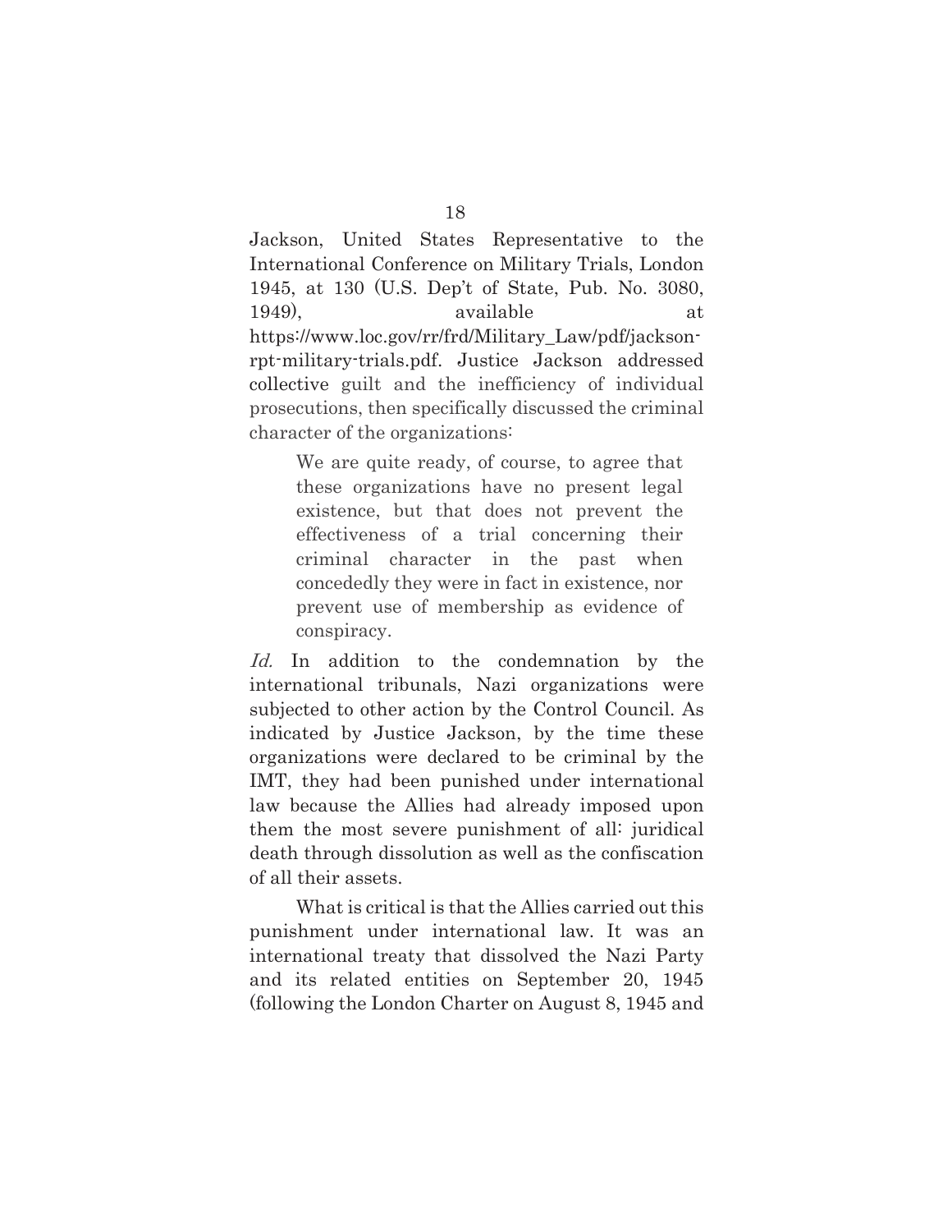Jackson, United States Representative to the International Conference on Military Trials, London 1945, at 130 (U.S. Dep't of State, Pub. No. 3080, 1949), available at https://www.loc.gov/rr/frd/Military_Law/pdf/jackson-rpt-military-trials.pdf. Justice Jackson addressed collective guilt and the inefficiency of individual prosecutions, then specifically discussed the criminal character of the organizations:

> We are quite ready, of course, to agree that these organizations have no present legal existence, but that does not prevent the effectiveness of a trial concerning their criminal character in the past when concededly they were in fact in existence, nor prevent use of membership as evidence of conspiracy.

*Id.* In addition to the condemnation by the international tribunals, Nazi organizations were subjected to other action by the Control Council. As indicated by Justice Jackson, by the time these organizations were declared to be criminal by the IMT, they had been punished under international law because the Allies had already imposed upon them the most severe punishment of all: juridical death through dissolution as well as the confiscation of all their assets.

What is critical is that the Allies carried out this punishment under international law. It was an international treaty that dissolved the Nazi Party and its related entities on September 20, 1945 (following the London Charter on August 8, 1945 and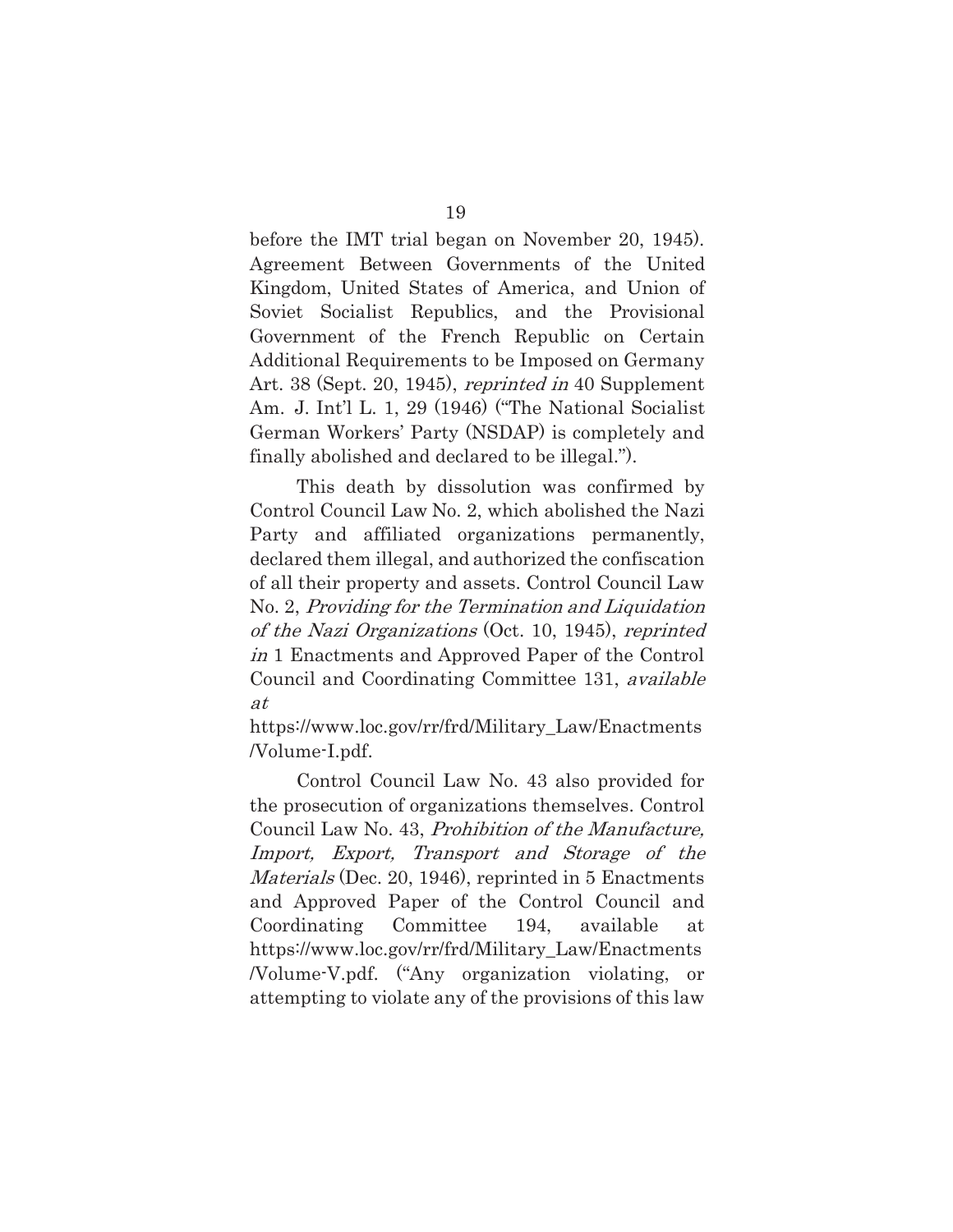before the IMT trial began on November 20, 1945). Agreement Between Governments of the United Kingdom, United States of America, and Union of Soviet Socialist Republics, and the Provisional Government of the French Republic on Certain Additional Requirements to be Imposed on Germany Art. 38 (Sept. 20, 1945), *reprinted in* 40 Supplement Am. J. Int'l L. 1, 29 (1946) ("The National Socialist German Workers' Party (NSDAP) is completely and finally abolished and declared to be illegal.").

This death by dissolution was confirmed by Control Council Law No. 2, which abolished the Nazi Party and affiliated organizations permanently, declared them illegal, and authorized the confiscation of all their property and assets. Control Council Law No. 2, *Providing for the Termination and Liquidation of the Nazi Organizations* (Oct. 10, 1945), *reprinted in* 1 Enactments and Approved Paper of the Control Council and Coordinating Committee 131, *available at* https://www.loc.gov/rr/frd/Military_Law/Enactments/Volume-I.pdf.

Control Council Law No. 43 also provided for the prosecution of organizations themselves. Control Council Law No. 43, *Prohibition of the Manufacture, Import, Export, Transport and Storage of the Materials* (Dec. 20, 1946), reprinted in 5 Enactments and Approved Paper of the Control Council and Coordinating Committee 194, available at https://www.loc.gov/rr/frd/Military_Law/Enactments/Volume-V.pdf. ("Any organization violating, or attempting to violate any of the provisions of this law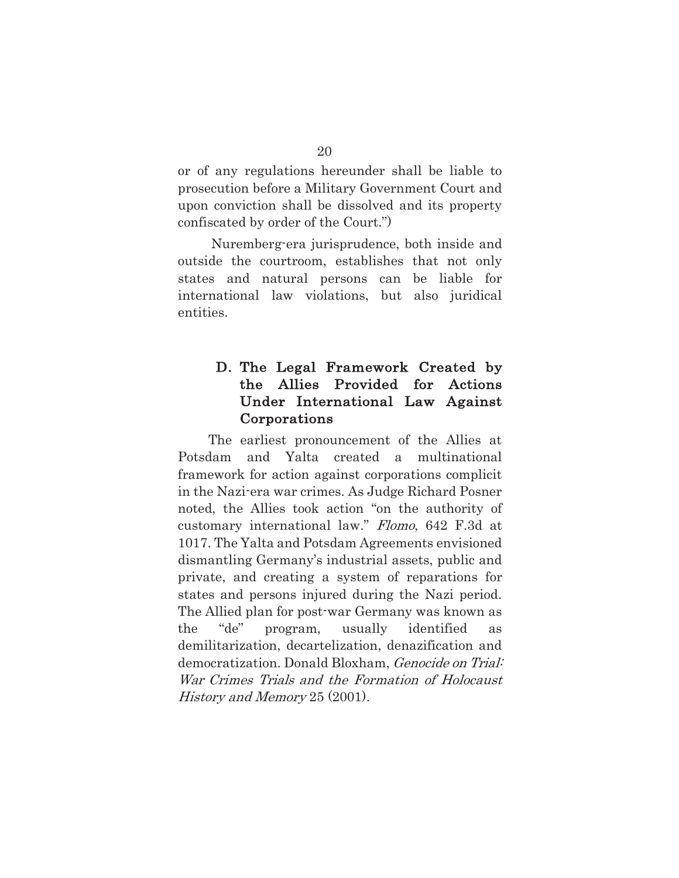or of any regulations hereunder shall be liable to prosecution before a Military Government Court and upon conviction shall be dissolved and its property confiscated by order of the Court.")

Nuremberg-era jurisprudence, both inside and outside the courtroom, establishes that not only states and natural persons can be liable for international law violations, but also juridical entities.

### D. The Legal Framework Created by the Allies Provided for Actions Under International Law Against Corporations

The earliest pronouncement of the Allies at Potsdam and Yalta created a multinational framework for action against corporations complicit in the Nazi-era war crimes. As Judge Richard Posner noted, the Allies took action "on the authority of customary international law." *Flomo*, 642 F.3d at 1017. The Yalta and Potsdam Agreements envisioned dismantling Germany's industrial assets, public and private, and creating a system of reparations for states and persons injured during the Nazi period. The Allied plan for post-war Germany was known as the "de" program, usually identified as demilitarization, decartelization, denazification and democratization. Donald Bloxham, *Genocide on Trial: War Crimes Trials and the Formation of Holocaust History and Memory* 25 (2001).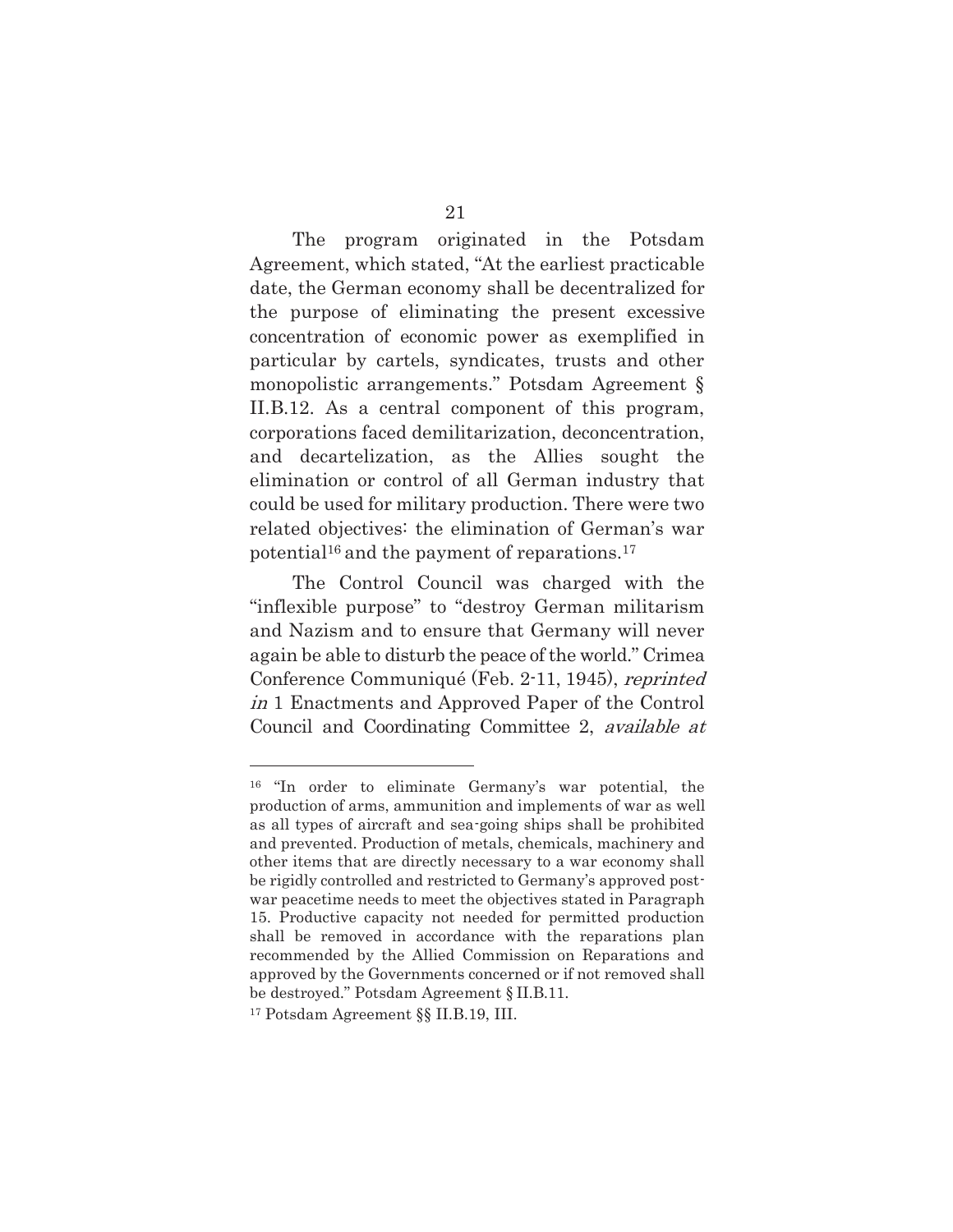The program originated in the Potsdam Agreement, which stated, "At the earliest practicable date, the German economy shall be decentralized for the purpose of eliminating the present excessive concentration of economic power as exemplified in particular by cartels, syndicates, trusts and other monopolistic arrangements." Potsdam Agreement § II.B.12. As a central component of this program, corporations faced demilitarization, deconcentration, and decartelization, as the Allies sought the elimination or control of all German industry that could be used for military production. There were two related objectives: the elimination of German's war potential[16] and the payment of reparations.[17]

The Control Council was charged with the "inflexible purpose" to "destroy German militarism and Nazism and to ensure that Germany will never again be able to disturb the peace of the world." Crimea Conference Communiqué (Feb. 2-11, 1945), *reprinted in* 1 Enactments and Approved Paper of the Control Council and Coordinating Committee 2, *available at*

---

[16] "In order to eliminate Germany's war potential, the production of arms, ammunition and implements of war as well as all types of aircraft and sea-going ships shall be prohibited and prevented. Production of metals, chemicals, machinery and other items that are directly necessary to a war economy shall be rigidly controlled and restricted to Germany's approved post-war peacetime needs to meet the objectives stated in Paragraph 15. Productive capacity not needed for permitted production shall be removed in accordance with the reparations plan recommended by the Allied Commission on Reparations and approved by the Governments concerned or if not removed shall be destroyed." Potsdam Agreement § II.B.11.

[17] Potsdam Agreement §§ II.B.19, III.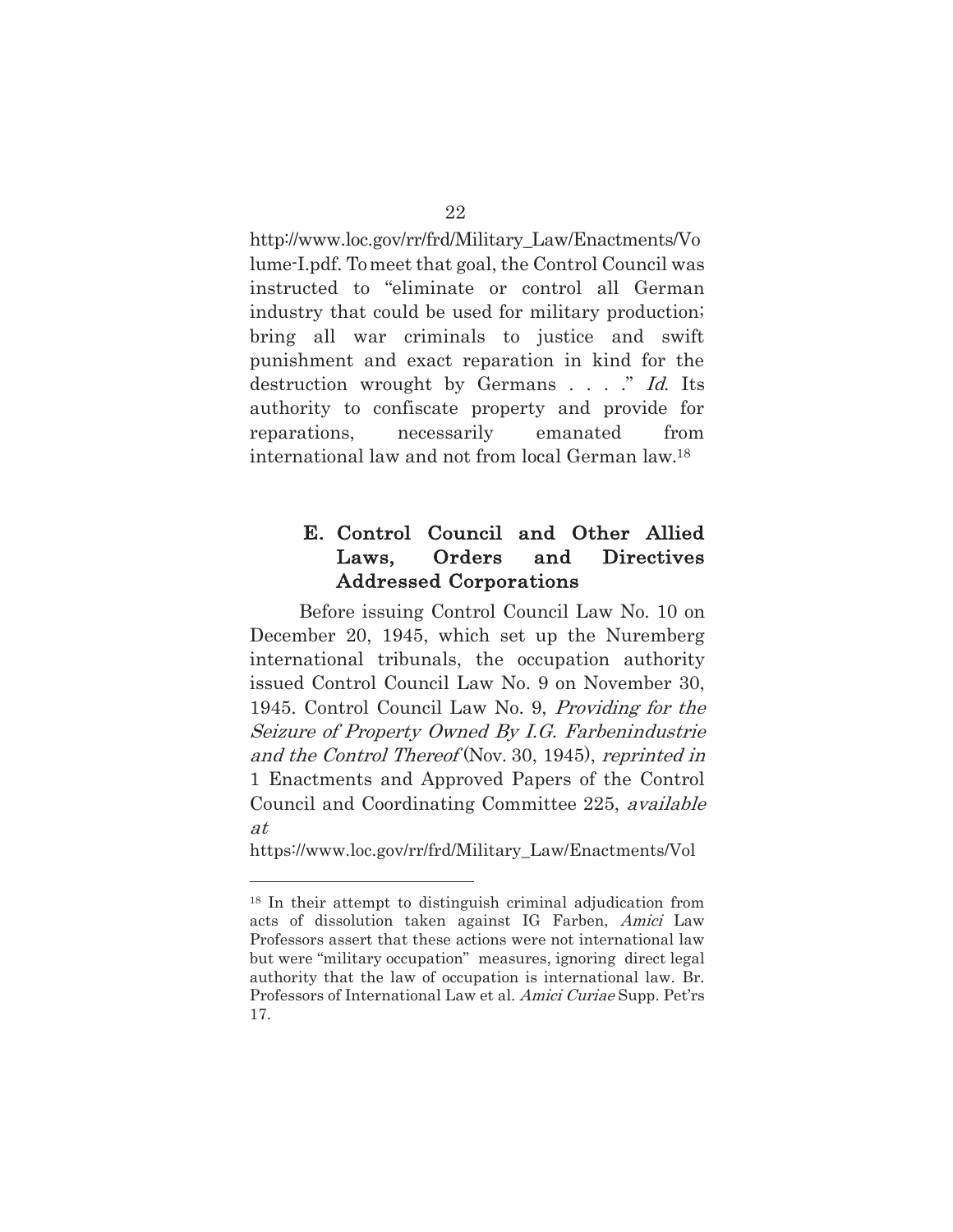http://www.loc.gov/rr/frd/Military_Law/Enactments/Volume-I.pdf. To meet that goal, the Control Council was instructed to "eliminate or control all German industry that could be used for military production; bring all war criminals to justice and swift punishment and exact reparation in kind for the destruction wrought by Germans . . . ." *Id.* Its authority to confiscate property and provide for reparations, necessarily emanated from international law and not from local German law.[18]

### E. Control Council and Other Allied Laws, Orders and Directives Addressed Corporations

Before issuing Control Council Law No. 10 on December 20, 1945, which set up the Nuremberg international tribunals, the occupation authority issued Control Council Law No. 9 on November 30, 1945. Control Council Law No. 9, *Providing for the Seizure of Property Owned By I.G. Farbenindustrie and the Control Thereof* (Nov. 30, 1945), *reprinted in* 1 Enactments and Approved Papers of the Control Council and Coordinating Committee 225, *available at*

https://www.loc.gov/rr/frd/Military_Law/Enactments/Vol

---

[18] In their attempt to distinguish criminal adjudication from acts of dissolution taken against IG Farben, *Amici* Law Professors assert that these actions were not international law but were "military occupation" measures, ignoring direct legal authority that the law of occupation is international law. Br. Professors of International Law et al. *Amici Curiae* Supp. Pet'rs 17.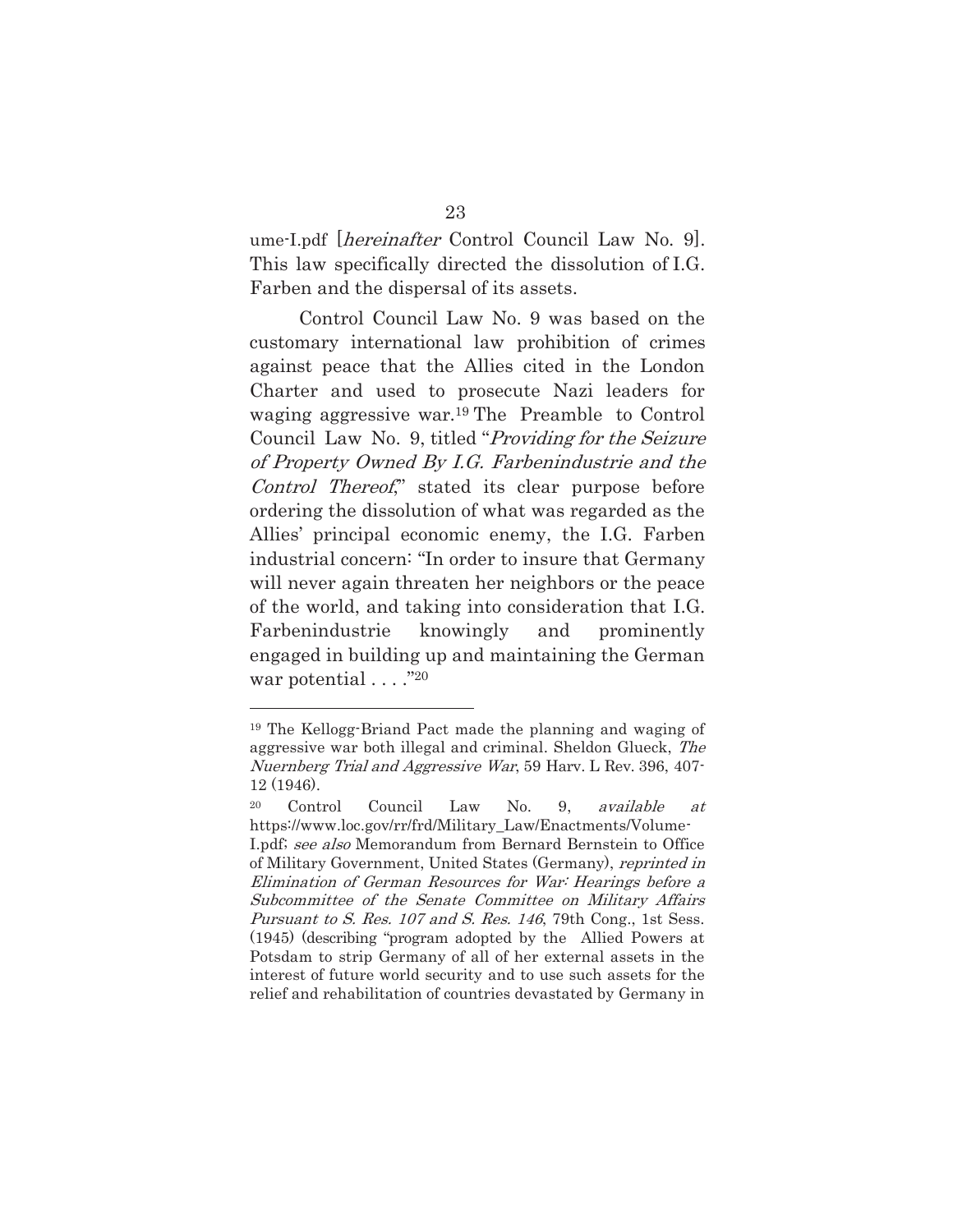ume-I.pdf [*hereinafter* Control Council Law No. 9]. This law specifically directed the dissolution of I.G. Farben and the dispersal of its assets.

Control Council Law No. 9 was based on the customary international law prohibition of crimes against peace that the Allies cited in the London Charter and used to prosecute Nazi leaders for waging aggressive war.[19] The Preamble to Control Council Law No. 9, titled "*Providing for the Seizure of Property Owned By I.G. Farbenindustrie and the Control Thereof*," stated its clear purpose before ordering the dissolution of what was regarded as the Allies' principal economic enemy, the I.G. Farben industrial concern: "In order to insure that Germany will never again threaten her neighbors or the peace of the world, and taking into consideration that I.G. Farbenindustrie knowingly and prominently engaged in building up and maintaining the German war potential . . . ."[20]

---

[19] The Kellogg-Briand Pact made the planning and waging of aggressive war both illegal and criminal. Sheldon Glueck, *The Nuernberg Trial and Aggressive War*, 59 Harv. L Rev. 396, 407-12 (1946).

[20] Control Council Law No. 9, *available at* https://www.loc.gov/rr/frd/Military_Law/Enactments/Volume-I.pdf; *see also* Memorandum from Bernard Bernstein to Office of Military Government, United States (Germany), *reprinted in Elimination of German Resources for War: Hearings before a Subcommittee of the Senate Committee on Military Affairs Pursuant to S. Res. 107 and S. Res. 146*, 79th Cong., 1st Sess. (1945) (describing "program adopted by the Allied Powers at Potsdam to strip Germany of all of her external assets in the interest of future world security and to use such assets for the relief and rehabilitation of countries devastated by Germany in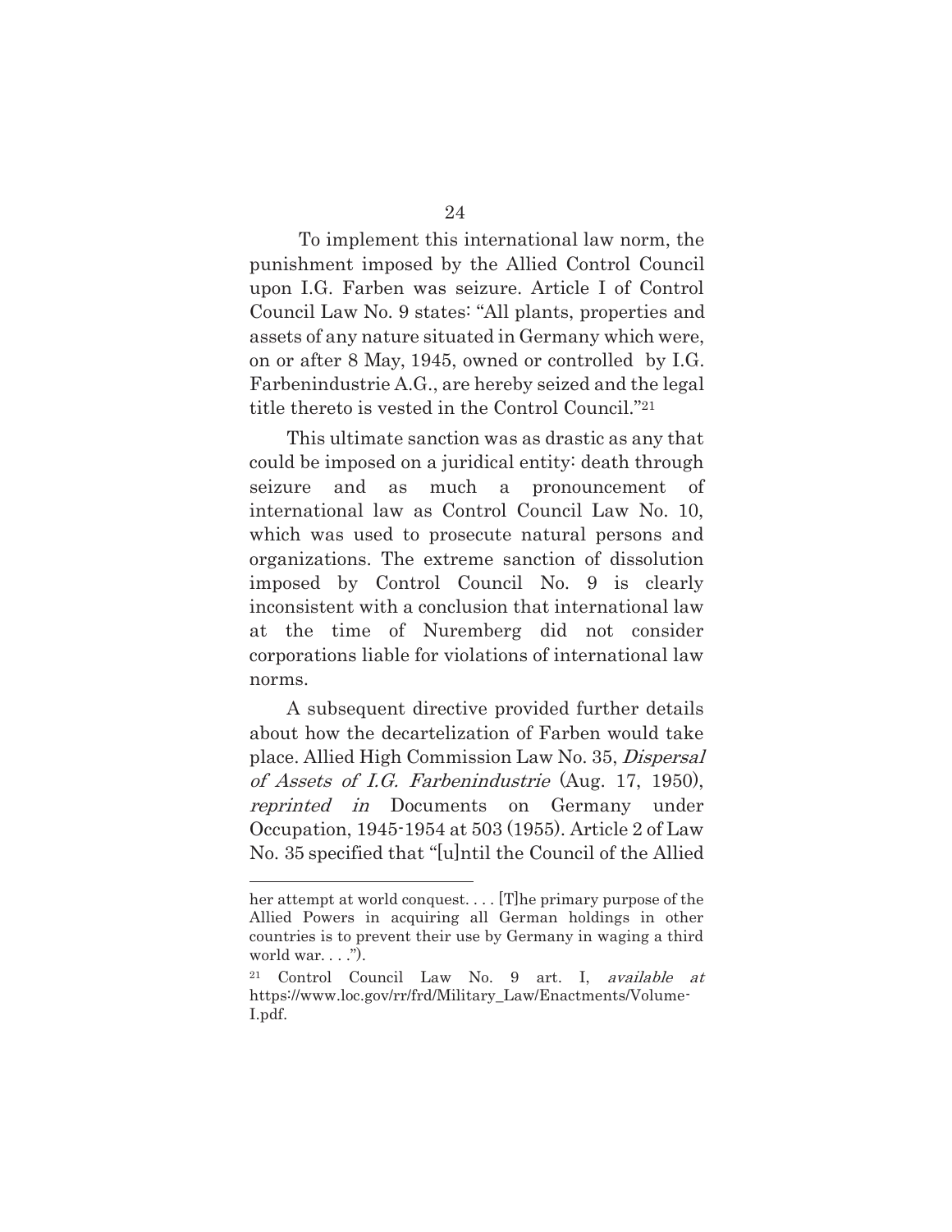To implement this international law norm, the punishment imposed by the Allied Control Council upon I.G. Farben was seizure. Article I of Control Council Law No. 9 states: "All plants, properties and assets of any nature situated in Germany which were, on or after 8 May, 1945, owned or controlled by I.G. Farbenindustrie A.G., are hereby seized and the legal title thereto is vested in the Control Council."[21]

This ultimate sanction was as drastic as any that could be imposed on a juridical entity: death through seizure and as much a pronouncement of international law as Control Council Law No. 10, which was used to prosecute natural persons and organizations. The extreme sanction of dissolution imposed by Control Council No. 9 is clearly inconsistent with a conclusion that international law at the time of Nuremberg did not consider corporations liable for violations of international law norms.

A subsequent directive provided further details about how the decartelization of Farben would take place. Allied High Commission Law No. 35, *Dispersal of Assets of I.G. Farbenindustrie* (Aug. 17, 1950), *reprinted in* Documents on Germany under Occupation, 1945-1954 at 503 (1955). Article 2 of Law No. 35 specified that "[u]ntil the Council of the Allied

---

her attempt at world conquest. . . . [T]he primary purpose of the Allied Powers in acquiring all German holdings in other countries is to prevent their use by Germany in waging a third world war. . . .").

[21] Control Council Law No. 9 art. I, *available at* https://www.loc.gov/rr/frd/Military_Law/Enactments/Volume-I.pdf.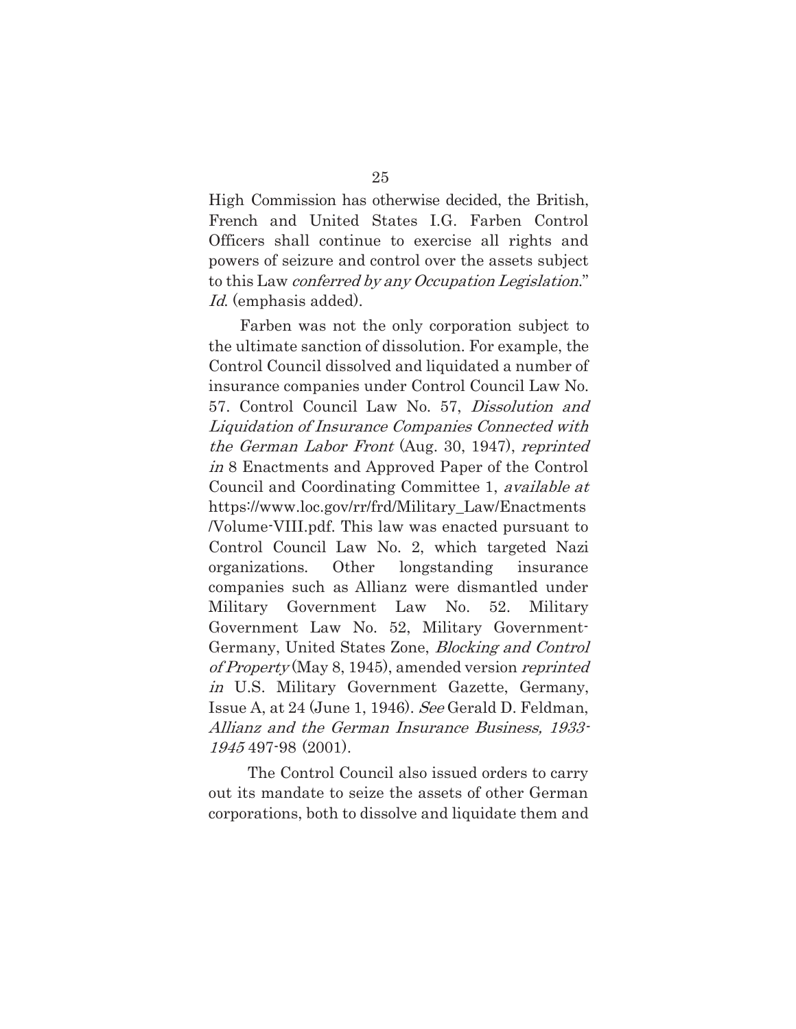High Commission has otherwise decided, the British, French and United States I.G. Farben Control Officers shall continue to exercise all rights and powers of seizure and control over the assets subject to this Law *conferred by any Occupation Legislation*." *Id*. (emphasis added).

Farben was not the only corporation subject to the ultimate sanction of dissolution. For example, the Control Council dissolved and liquidated a number of insurance companies under Control Council Law No. 57. Control Council Law No. 57, *Dissolution and Liquidation of Insurance Companies Connected with the German Labor Front* (Aug. 30, 1947), *reprinted in* 8 Enactments and Approved Paper of the Control Council and Coordinating Committee 1, *available at* https://www.loc.gov/rr/frd/Military_Law/Enactments/Volume-VIII.pdf. This law was enacted pursuant to Control Council Law No. 2, which targeted Nazi organizations. Other longstanding insurance companies such as Allianz were dismantled under Military Government Law No. 52. Military Government Law No. 52, Military Government-Germany, United States Zone, *Blocking and Control of Property* (May 8, 1945), amended version *reprinted in* U.S. Military Government Gazette, Germany, Issue A, at 24 (June 1, 1946). *See* Gerald D. Feldman, *Allianz and the German Insurance Business, 1933-1945* 497-98 (2001).

The Control Council also issued orders to carry out its mandate to seize the assets of other German corporations, both to dissolve and liquidate them and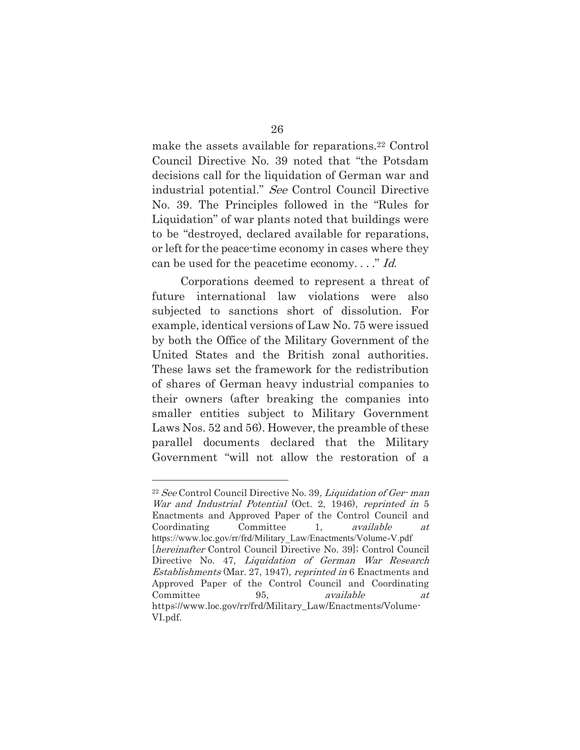make the assets available for reparations.[22] Control Council Directive No. 39 noted that "the Potsdam decisions call for the liquidation of German war and industrial potential." *See* Control Council Directive No. 39. The Principles followed in the "Rules for Liquidation" of war plants noted that buildings were to be "destroyed, declared available for reparations, or left for the peace-time economy in cases where they can be used for the peacetime economy. . . ." *Id.*

Corporations deemed to represent a threat of future international law violations were also subjected to sanctions short of dissolution. For example, identical versions of Law No. 75 were issued by both the Office of the Military Government of the United States and the British zonal authorities. These laws set the framework for the redistribution of shares of German heavy industrial companies to their owners (after breaking the companies into smaller entities subject to Military Government Laws Nos. 52 and 56). However, the preamble of these parallel documents declared that the Military Government "will not allow the restoration of a

---

[22] *See* Control Council Directive No. 39*, Liquidation of Ger- man War and Industrial Potential* (Oct. 2, 1946), *reprinted in* 5 Enactments and Approved Paper of the Control Council and Coordinating Committee 1, *available at* https://www.loc.gov/rr/frd/Military_Law/Enactments/Volume-V.pdf [*hereinafter* Control Council Directive No. 39]; Control Council Directive No. 47, *Liquidation of German War Research Establishments* (Mar. 27, 1947), *reprinted in* 6 Enactments and Approved Paper of the Control Council and Coordinating Committee 95, *available at* https://www.loc.gov/rr/frd/Military_Law/Enactments/Volume-VI.pdf.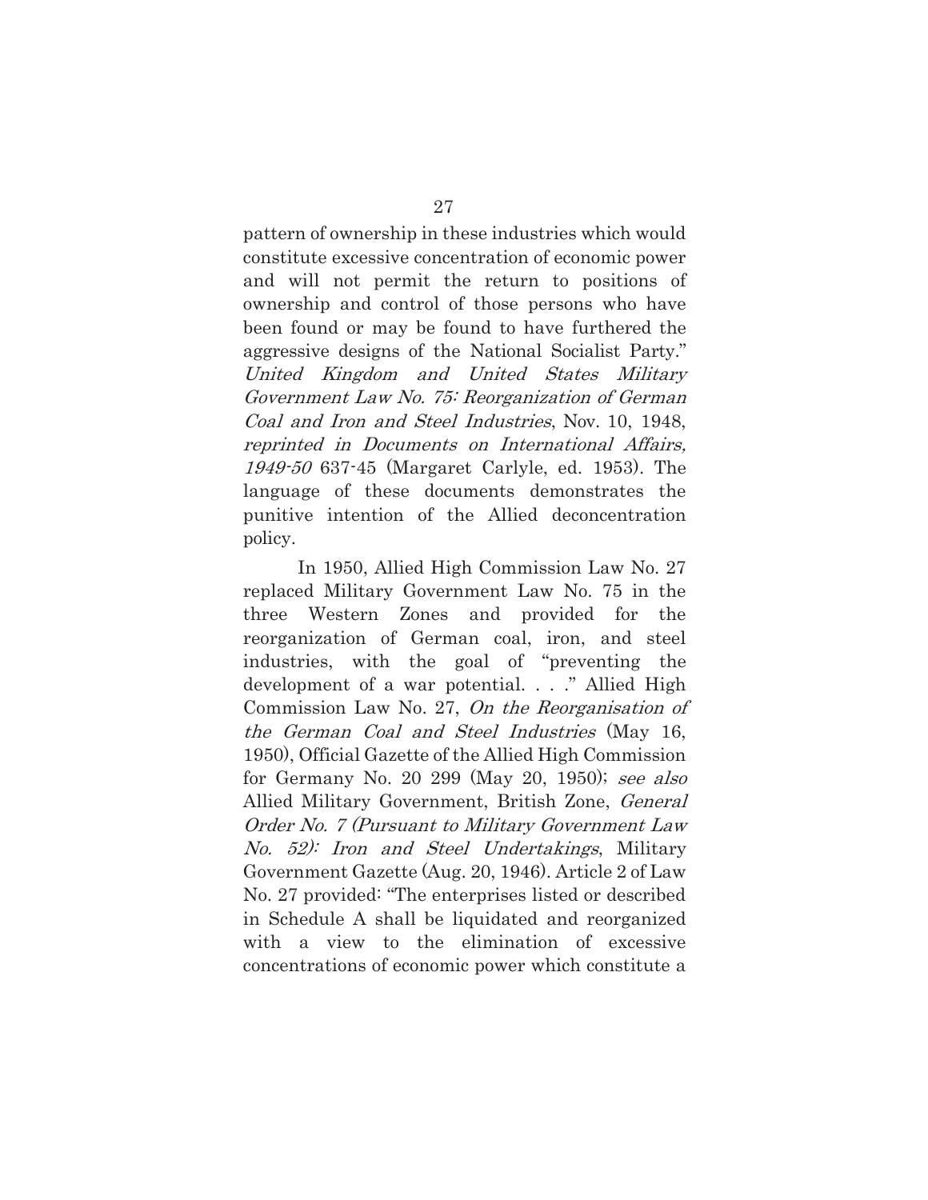pattern of ownership in these industries which would constitute excessive concentration of economic power and will not permit the return to positions of ownership and control of those persons who have been found or may be found to have furthered the aggressive designs of the National Socialist Party." *United Kingdom and United States Military Government Law No. 75: Reorganization of German Coal and Iron and Steel Industries*, Nov. 10, 1948, *reprinted in Documents on International Affairs, 1949-50* 637-45 (Margaret Carlyle, ed. 1953). The language of these documents demonstrates the punitive intention of the Allied deconcentration policy.

In 1950, Allied High Commission Law No. 27 replaced Military Government Law No. 75 in the three Western Zones and provided for the reorganization of German coal, iron, and steel industries, with the goal of "preventing the development of a war potential. . . ." Allied High Commission Law No. 27, *On the Reorganisation of the German Coal and Steel Industries* (May 16, 1950), Official Gazette of the Allied High Commission for Germany No. 20 299 (May 20, 1950); *see also* Allied Military Government, British Zone, *General Order No. 7 (Pursuant to Military Government Law No. 52): Iron and Steel Undertakings*, Military Government Gazette (Aug. 20, 1946). Article 2 of Law No. 27 provided: "The enterprises listed or described in Schedule A shall be liquidated and reorganized with a view to the elimination of excessive concentrations of economic power which constitute a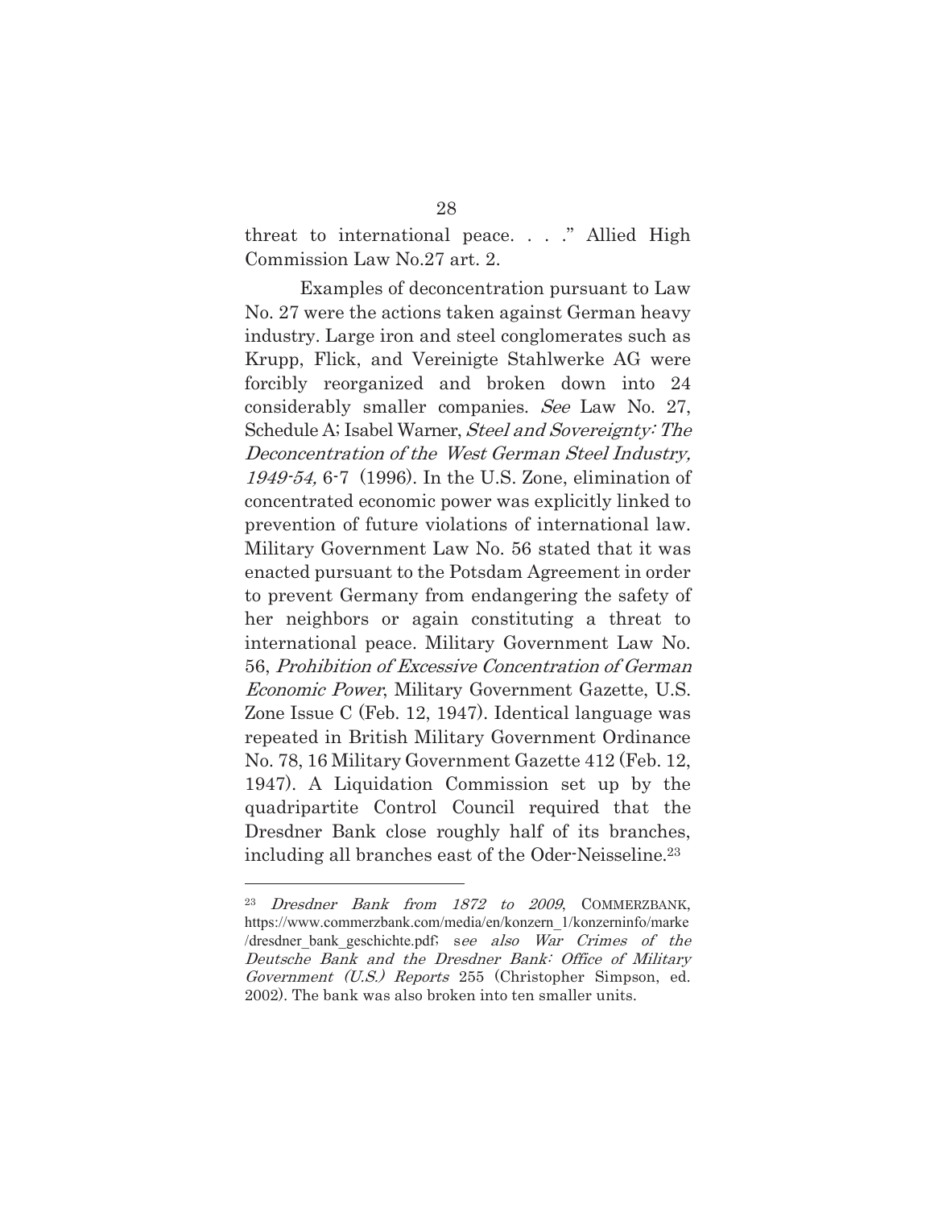threat to international peace. . . ." Allied High Commission Law No.27 art. 2.

Examples of deconcentration pursuant to Law No. 27 were the actions taken against German heavy industry. Large iron and steel conglomerates such as Krupp, Flick, and Vereinigte Stahlwerke AG were forcibly reorganized and broken down into 24 considerably smaller companies. *See* Law No. 27, Schedule A; Isabel Warner, *Steel and Sovereignty: The Deconcentration of the West German Steel Industry, 1949-54,* 6-7 (1996). In the U.S. Zone, elimination of concentrated economic power was explicitly linked to prevention of future violations of international law. Military Government Law No. 56 stated that it was enacted pursuant to the Potsdam Agreement in order to prevent Germany from endangering the safety of her neighbors or again constituting a threat to international peace. Military Government Law No. 56, *Prohibition of Excessive Concentration of German Economic Power*, Military Government Gazette, U.S. Zone Issue C (Feb. 12, 1947). Identical language was repeated in British Military Government Ordinance No. 78, 16 Military Government Gazette 412 (Feb. 12, 1947). A Liquidation Commission set up by the quadripartite Control Council required that the Dresdner Bank close roughly half of its branches, including all branches east of the Oder-Neisseline.[23]

---

[23] *Dresdner Bank from 1872 to 2009*, COMMERZBANK, https://www.commerzbank.com/media/en/konzern_1/konzerninfo/marke/dresdner_bank_geschichte.pdf; s*ee also War Crimes of the Deutsche Bank and the Dresdner Bank: Office of Military Government (U.S.) Reports* 255 (Christopher Simpson, ed. 2002). The bank was also broken into ten smaller units.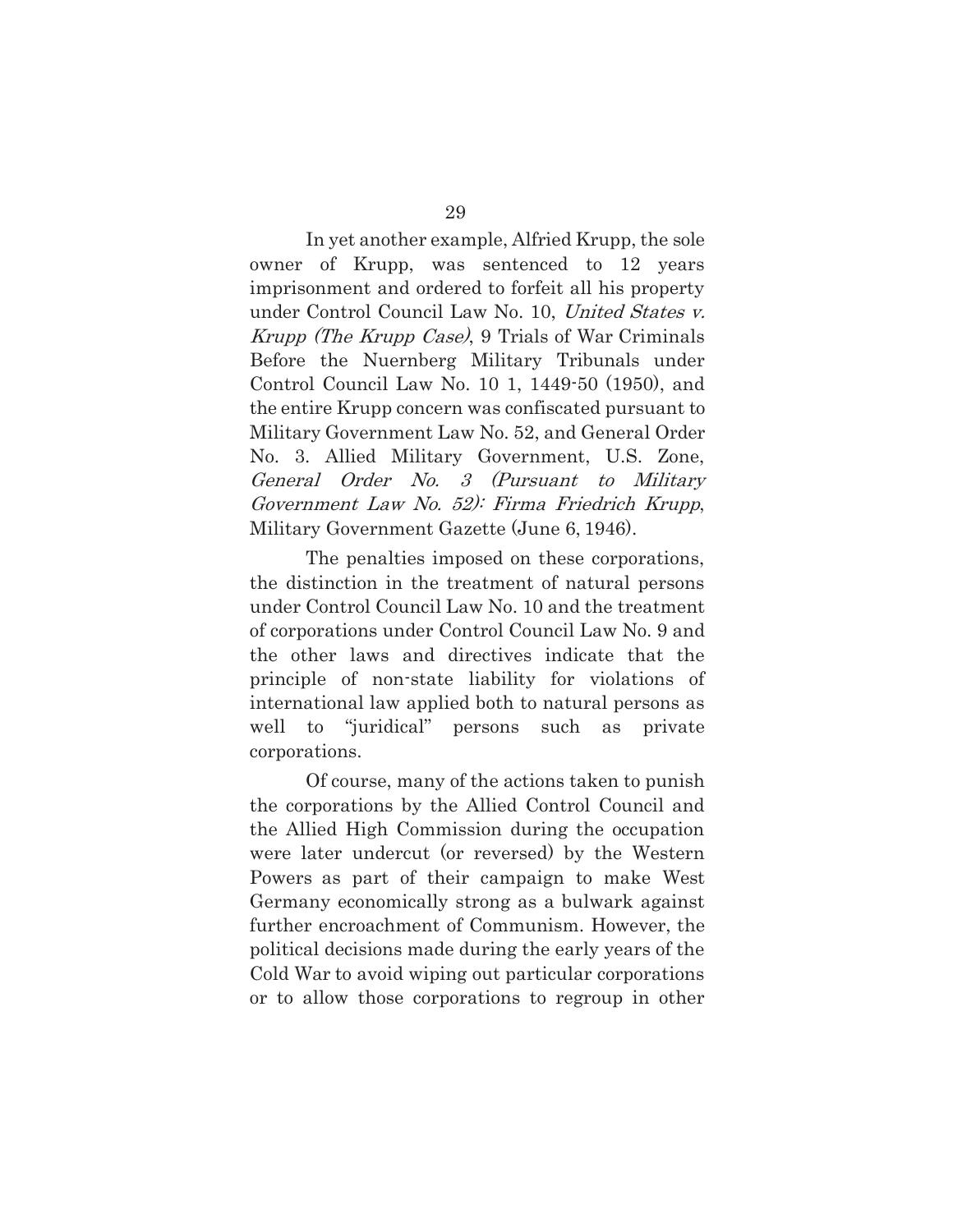In yet another example, Alfried Krupp, the sole owner of Krupp, was sentenced to 12 years imprisonment and ordered to forfeit all his property under Control Council Law No. 10, *United States v. Krupp (The Krupp Case)*, 9 Trials of War Criminals Before the Nuernberg Military Tribunals under Control Council Law No. 10 1, 1449-50 (1950), and the entire Krupp concern was confiscated pursuant to Military Government Law No. 52, and General Order No. 3. Allied Military Government, U.S. Zone, *General Order No. 3 (Pursuant to Military Government Law No. 52): Firma Friedrich Krupp*, Military Government Gazette (June 6, 1946).

The penalties imposed on these corporations, the distinction in the treatment of natural persons under Control Council Law No. 10 and the treatment of corporations under Control Council Law No. 9 and the other laws and directives indicate that the principle of non-state liability for violations of international law applied both to natural persons as well to "juridical" persons such as private corporations.

Of course, many of the actions taken to punish the corporations by the Allied Control Council and the Allied High Commission during the occupation were later undercut (or reversed) by the Western Powers as part of their campaign to make West Germany economically strong as a bulwark against further encroachment of Communism. However, the political decisions made during the early years of the Cold War to avoid wiping out particular corporations or to allow those corporations to regroup in other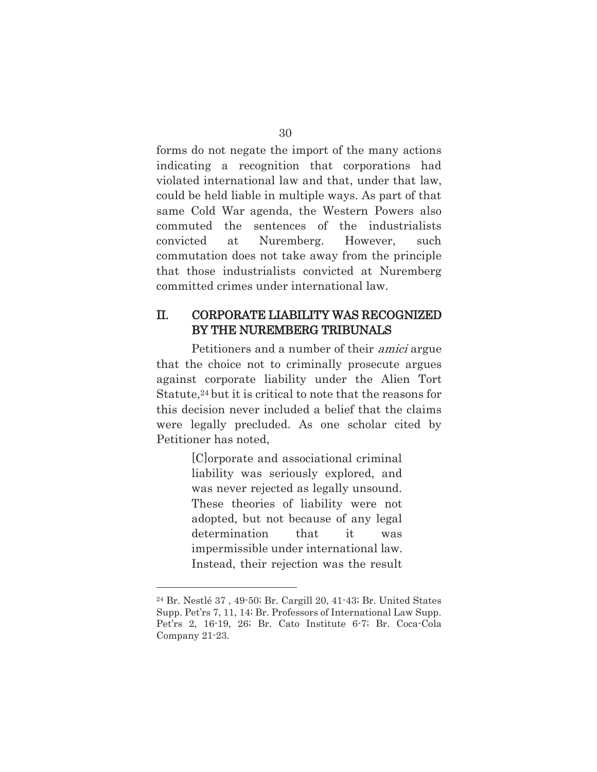forms do not negate the import of the many actions indicating a recognition that corporations had violated international law and that, under that law, could be held liable in multiple ways. As part of that same Cold War agenda, the Western Powers also commuted the sentences of the industrialists convicted at Nuremberg. However, such commutation does not take away from the principle that those industrialists convicted at Nuremberg committed crimes under international law.

## II. CORPORATE LIABILITY WAS RECOGNIZED BY THE NUREMBERG TRIBUNALS

Petitioners and a number of their *amici* argue that the choice not to criminally prosecute argues against corporate liability under the Alien Tort Statute,[24] but it is critical to note that the reasons for this decision never included a belief that the claims were legally precluded. As one scholar cited by Petitioner has noted,

> [C]orporate and associational criminal liability was seriously explored, and was never rejected as legally unsound. These theories of liability were not adopted, but not because of any legal determination that it was impermissible under international law. Instead, their rejection was the result

---

[24] Br. Nestlé 37 , 49-50; Br. Cargill 20, 41-43; Br. United States Supp. Pet'rs 7, 11, 14; Br. Professors of International Law Supp. Pet'rs 2, 16-19, 26; Br. Cato Institute 6-7; Br. Coca-Cola Company 21-23.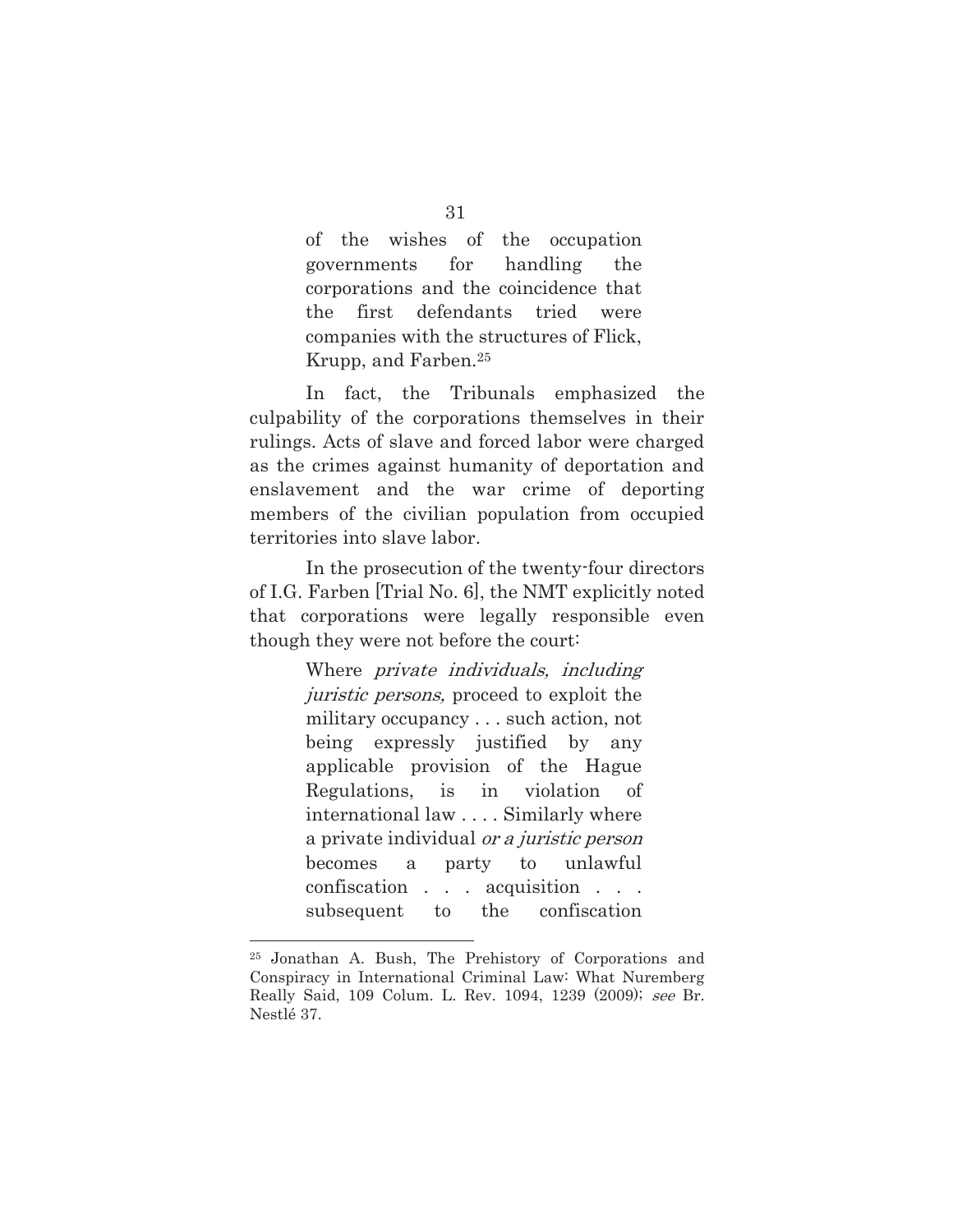> of the wishes of the occupation governments for handling the corporations and the coincidence that the first defendants tried were companies with the structures of Flick, Krupp, and Farben.[25]

In fact, the Tribunals emphasized the culpability of the corporations themselves in their rulings. Acts of slave and forced labor were charged as the crimes against humanity of deportation and enslavement and the war crime of deporting members of the civilian population from occupied territories into slave labor.

In the prosecution of the twenty-four directors of I.G. Farben [Trial No. 6], the NMT explicitly noted that corporations were legally responsible even though they were not before the court:

> Where *private individuals, including juristic persons,* proceed to exploit the military occupancy . . . such action, not being expressly justified by any applicable provision of the Hague Regulations, is in violation of international law . . . . Similarly where a private individual *or a juristic person* becomes a party to unlawful confiscation . . . acquisition . . . subsequent to the confiscation

---

[25] Jonathan A. Bush, The Prehistory of Corporations and Conspiracy in International Criminal Law: What Nuremberg Really Said, 109 Colum. L. Rev. 1094, 1239 (2009); *see* Br. Nestlé 37.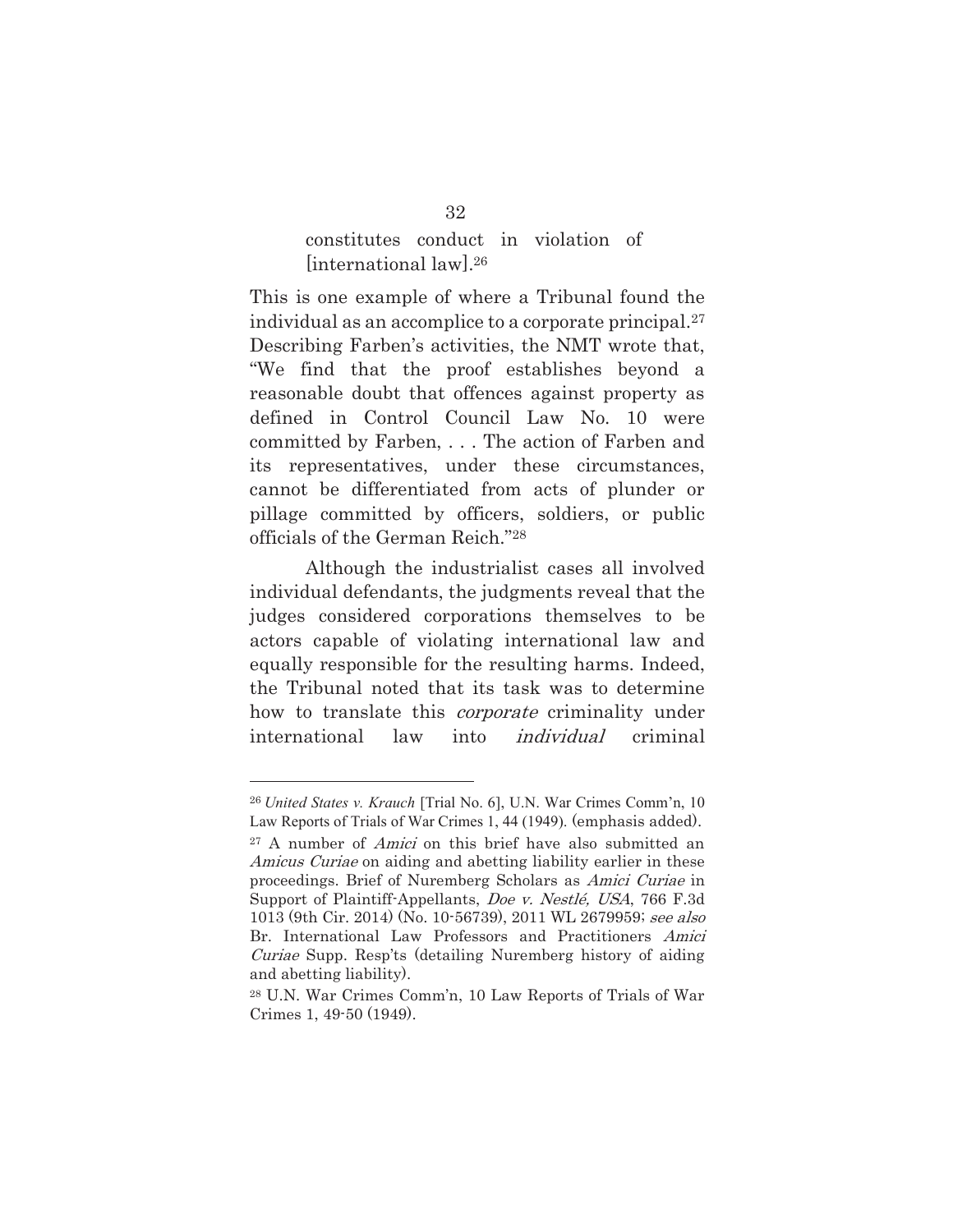> constitutes conduct in violation of [international law].[26]

This is one example of where a Tribunal found the individual as an accomplice to a corporate principal.[27] Describing Farben's activities, the NMT wrote that, "We find that the proof establishes beyond a reasonable doubt that offences against property as defined in Control Council Law No. 10 were committed by Farben, . . . The action of Farben and its representatives, under these circumstances, cannot be differentiated from acts of plunder or pillage committed by officers, soldiers, or public officials of the German Reich."[28]

Although the industrialist cases all involved individual defendants, the judgments reveal that the judges considered corporations themselves to be actors capable of violating international law and equally responsible for the resulting harms. Indeed, the Tribunal noted that its task was to determine how to translate this *corporate* criminality under international law into *individual* criminal

---

[26] *United States v. Krauch* [Trial No. 6], U.N. War Crimes Comm'n, 10 Law Reports of Trials of War Crimes 1, 44 (1949). (emphasis added).

[27] A number of *Amici* on this brief have also submitted an *Amicus Curiae* on aiding and abetting liability earlier in these proceedings. Brief of Nuremberg Scholars as *Amici Curiae* in Support of Plaintiff-Appellants, *Doe v. Nestlé, USA*, 766 F.3d 1013 (9th Cir. 2014) (No. 10-56739), 2011 WL 2679959; *see also* Br. International Law Professors and Practitioners *Amici Curiae* Supp. Resp'ts (detailing Nuremberg history of aiding and abetting liability).

[28] U.N. War Crimes Comm'n, 10 Law Reports of Trials of War Crimes 1, 49-50 (1949).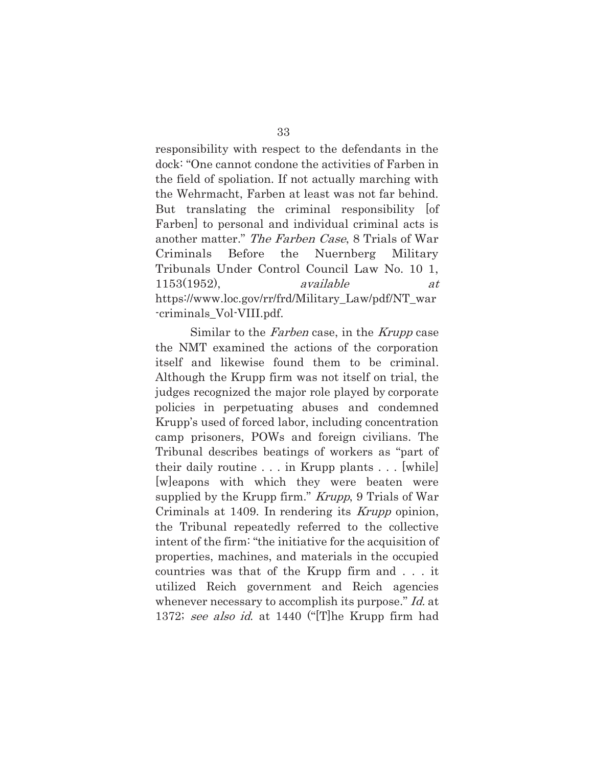responsibility with respect to the defendants in the dock: "One cannot condone the activities of Farben in the field of spoliation. If not actually marching with the Wehrmacht, Farben at least was not far behind. But translating the criminal responsibility [of Farben] to personal and individual criminal acts is another matter." *The Farben Case*, 8 Trials of War Criminals Before the Nuernberg Military Tribunals Under Control Council Law No. 10 1, 1153(1952), *available at* https://www.loc.gov/rr/frd/Military_Law/pdf/NT_war-criminals_Vol-VIII.pdf.

Similar to the *Farben* case, in the *Krupp* case the NMT examined the actions of the corporation itself and likewise found them to be criminal. Although the Krupp firm was not itself on trial, the judges recognized the major role played by corporate policies in perpetuating abuses and condemned Krupp's used of forced labor, including concentration camp prisoners, POWs and foreign civilians. The Tribunal describes beatings of workers as "part of their daily routine . . . in Krupp plants . . . [while] [w]eapons with which they were beaten were supplied by the Krupp firm." *Krupp*, 9 Trials of War Criminals at 1409. In rendering its *Krupp* opinion, the Tribunal repeatedly referred to the collective intent of the firm: "the initiative for the acquisition of properties, machines, and materials in the occupied countries was that of the Krupp firm and . . . it utilized Reich government and Reich agencies whenever necessary to accomplish its purpose." *Id.* at 1372; *see also id.* at 1440 ("[T]he Krupp firm had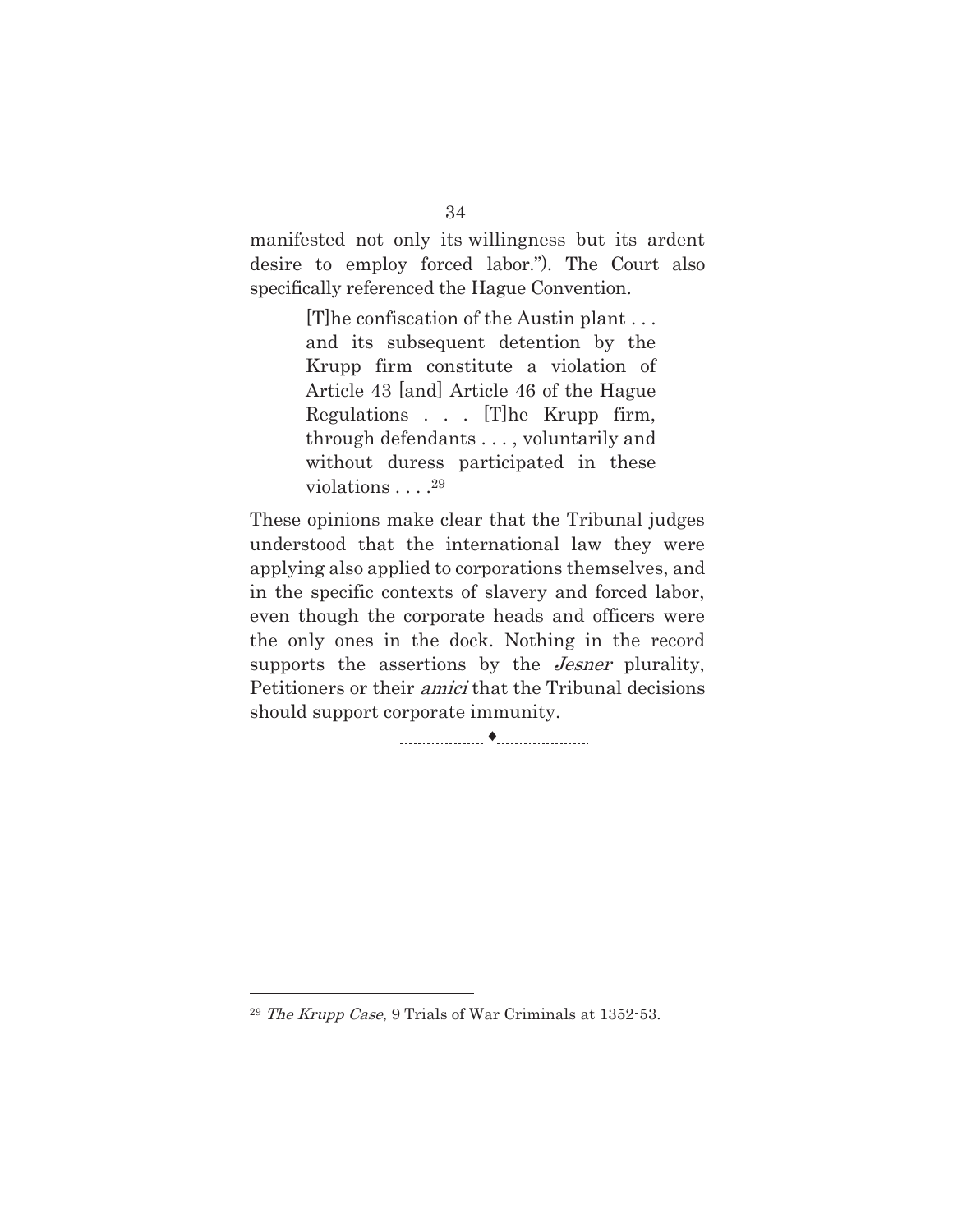manifested not only its willingness but its ardent desire to employ forced labor."). The Court also specifically referenced the Hague Convention.

> [T]he confiscation of the Austin plant . . . and its subsequent detention by the Krupp firm constitute a violation of Article 43 [and] Article 46 of the Hague Regulations . . . [T]he Krupp firm, through defendants . . . , voluntarily and without duress participated in these violations . . . .[29]

These opinions make clear that the Tribunal judges understood that the international law they were applying also applied to corporations themselves, and in the specific contexts of slavery and forced labor, even though the corporate heads and officers were the only ones in the dock. Nothing in the record supports the assertions by the *Jesner* plurality, Petitioners or their *amici* that the Tribunal decisions should support corporate immunity.

---

[29] *The Krupp Case*, 9 Trials of War Criminals at 1352-53.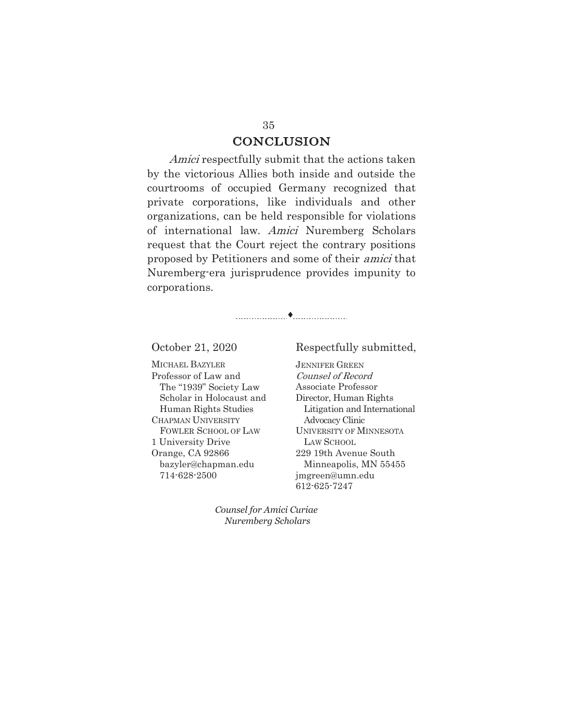## CONCLUSION

*Amici* respectfully submit that the actions taken by the victorious Allies both inside and outside the courtrooms of occupied Germany recognized that private corporations, like individuals and other organizations, can be held responsible for violations of international law. *Amici* Nuremberg Scholars request that the Court reject the contrary positions proposed by Petitioners and some of their *amici* that Nuremberg-era jurisprudence provides impunity to corporations.

October 21, 2020

Respectfully submitted,

JENNIFER GREEN
*Counsel of Record*
Associate Professor
Director, Human Rights Litigation and International Advocacy Clinic
UNIVERSITY OF MINNESOTA LAW SCHOOL
229 19th Avenue South
Minneapolis, MN 55455
jmgreen@umn.edu
612-625-7247

MICHAEL BAZYLER
Professor of Law and The "1939" Society Law Scholar in Holocaust and Human Rights Studies
CHAPMAN UNIVERSITY FOWLER SCHOOL OF LAW
1 University Drive
Orange, CA 92866
bazyler@chapman.edu
714-628-2500

*Counsel for Amici Curiae Nuremberg Scholars*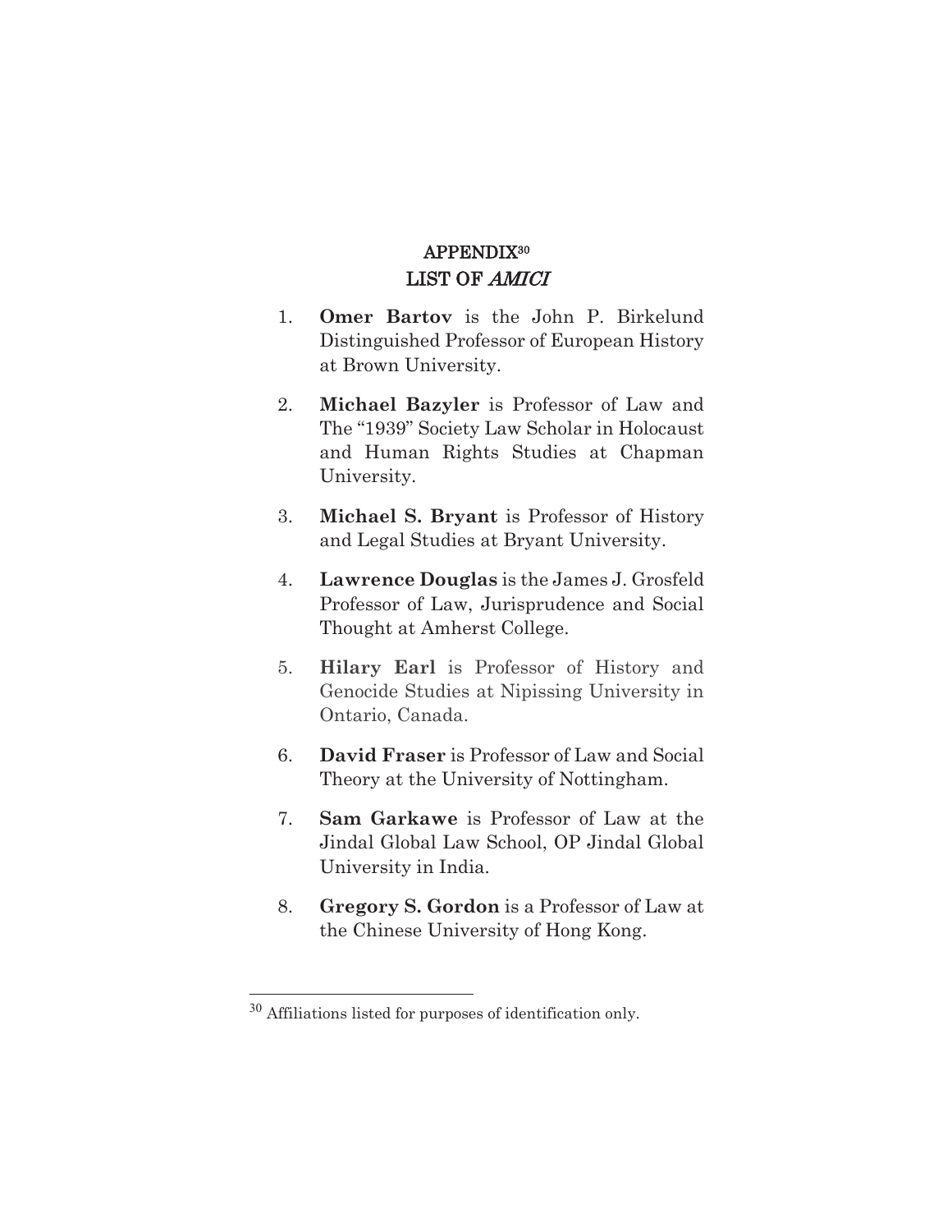## APPENDIX[30]
## LIST OF *AMICI*

1. **Omer Bartov** is the John P. Birkelund Distinguished Professor of European History at Brown University.

2. **Michael Bazyler** is Professor of Law and The "1939" Society Law Scholar in Holocaust and Human Rights Studies at Chapman University.

3. **Michael S. Bryant** is Professor of History and Legal Studies at Bryant University.

4. **Lawrence Douglas** is the James J. Grosfeld Professor of Law, Jurisprudence and Social Thought at Amherst College.

5. **Hilary Earl** is Professor of History and Genocide Studies at Nipissing University in Ontario, Canada.

6. **David Fraser** is Professor of Law and Social Theory at the University of Nottingham.

7. **Sam Garkawe** is Professor of Law at the Jindal Global Law School, OP Jindal Global University in India.

8. **Gregory S. Gordon** is a Professor of Law at the Chinese University of Hong Kong.

---

[30] Affiliations listed for purposes of identification only.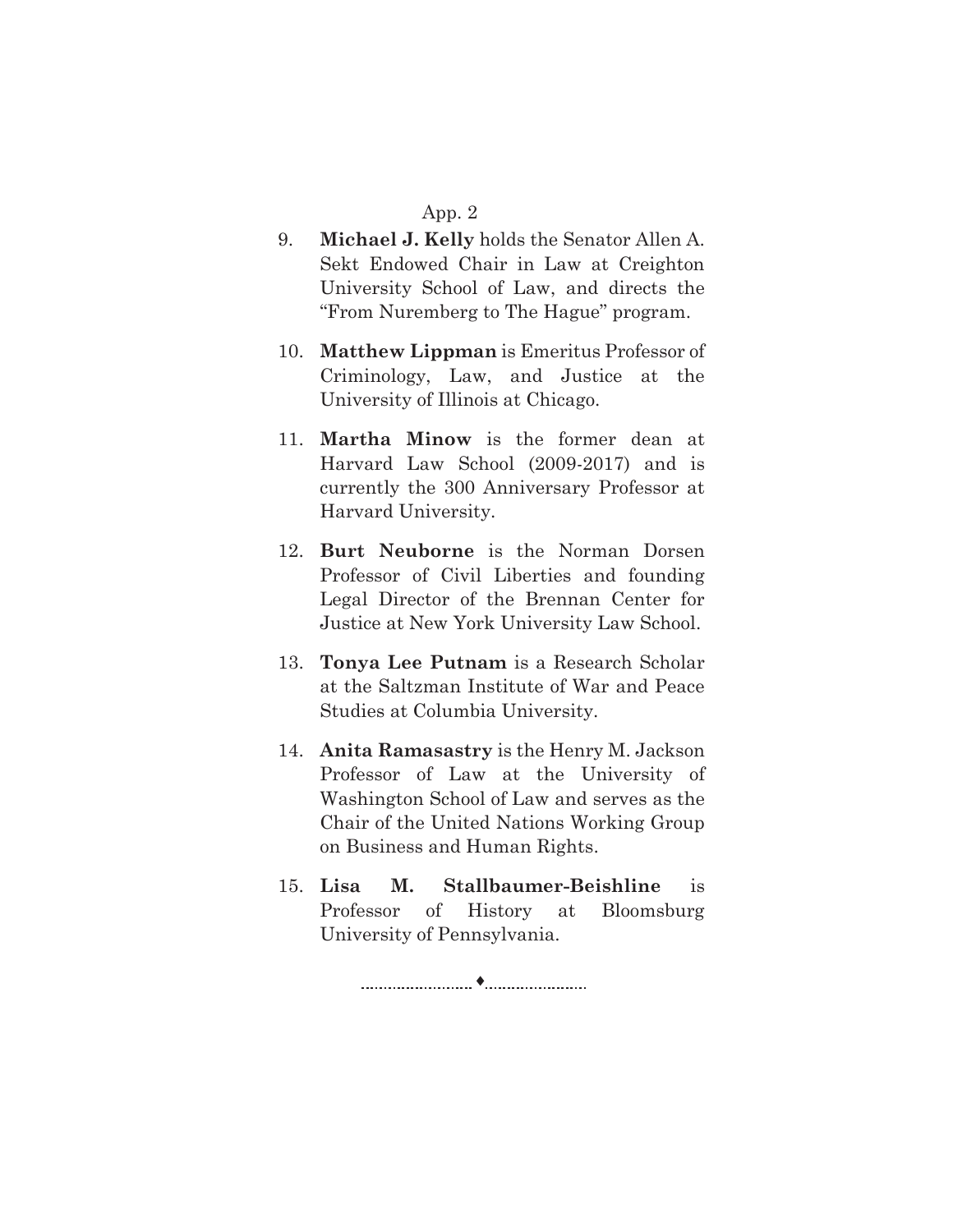9. **Michael J. Kelly** holds the Senator Allen A. Sekt Endowed Chair in Law at Creighton University School of Law, and directs the "From Nuremberg to The Hague" program.

10. **Matthew Lippman** is Emeritus Professor of Criminology, Law, and Justice at the University of Illinois at Chicago.

11. **Martha Minow** is the former dean at Harvard Law School (2009-2017) and is currently the 300 Anniversary Professor at Harvard University.

12. **Burt Neuborne** is the Norman Dorsen Professor of Civil Liberties and founding Legal Director of the Brennan Center for Justice at New York University Law School.

13. **Tonya Lee Putnam** is a Research Scholar at the Saltzman Institute of War and Peace Studies at Columbia University.

14. **Anita Ramasastry** is the Henry M. Jackson Professor of Law at the University of Washington School of Law and serves as the Chair of the United Nations Working Group on Business and Human Rights.

15. **Lisa M. Stallbaumer-Beishline** is Professor of History at Bloomsburg University of Pennsylvania.